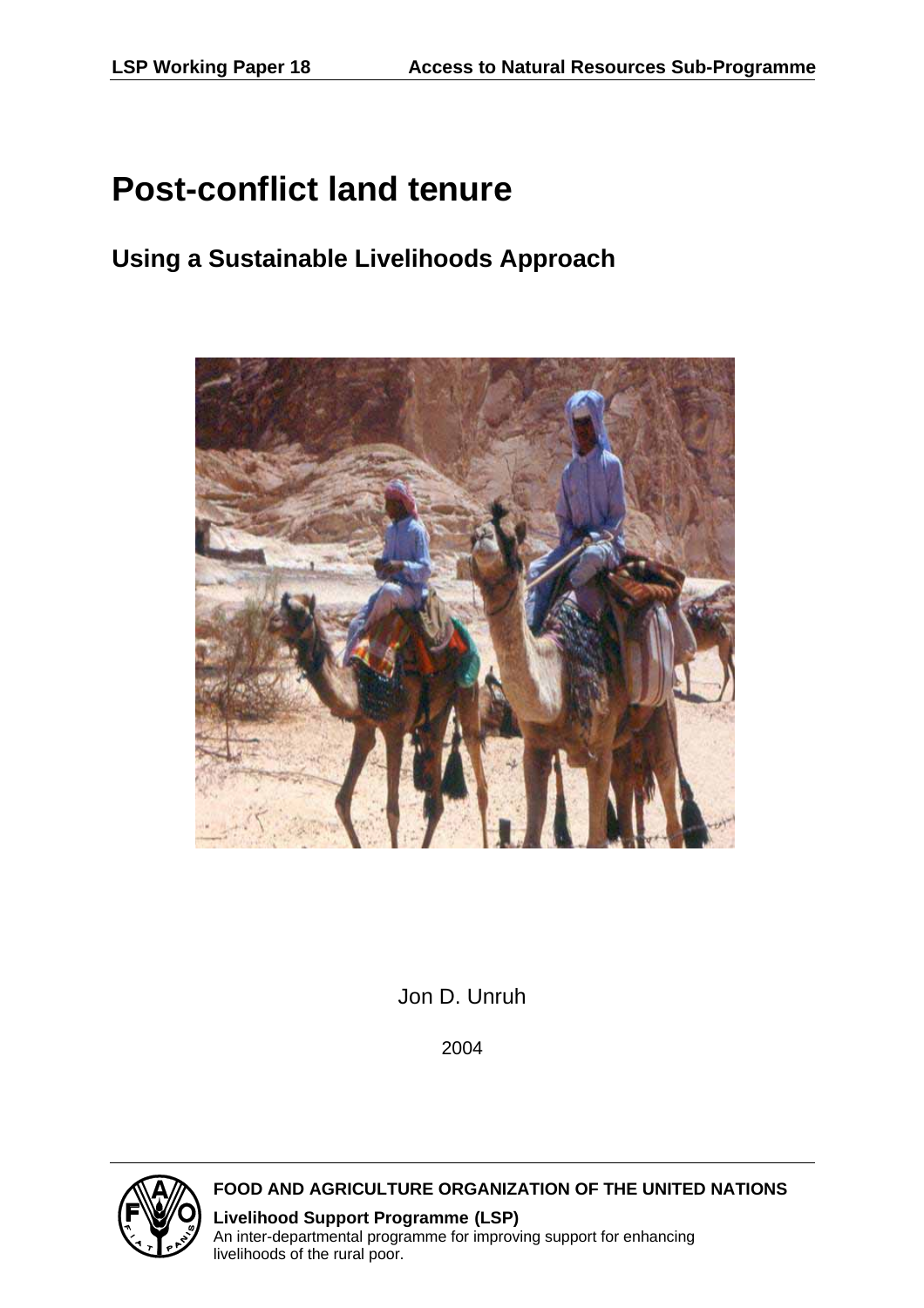LSP Working Paper 18 | Access to Natural Resources Sub-Programme

# Post-conflict land tenure

## Using a Sustainable Livelihoods Approach

Jon D. Unruh

2004

**FOOD AND AGRICULTURE ORGANIZATION OF THE UNITED NATIONS**

**Livelihood Support Programme (LSP)**
An inter-departmental programme for improving support for enhancing livelihoods of the rural poor.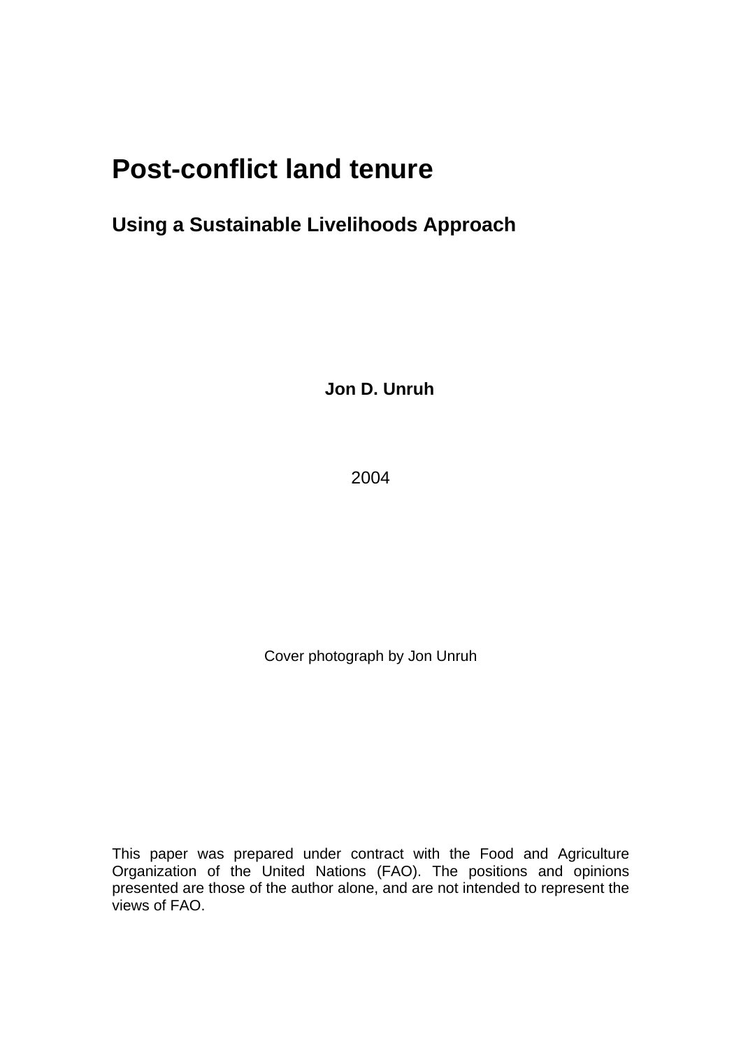# Post-conflict land tenure

## Using a Sustainable Livelihoods Approach

**Jon D. Unruh**

2004

Cover photograph by Jon Unruh

This paper was prepared under contract with the Food and Agriculture Organization of the United Nations (FAO). The positions and opinions presented are those of the author alone, and are not intended to represent the views of FAO.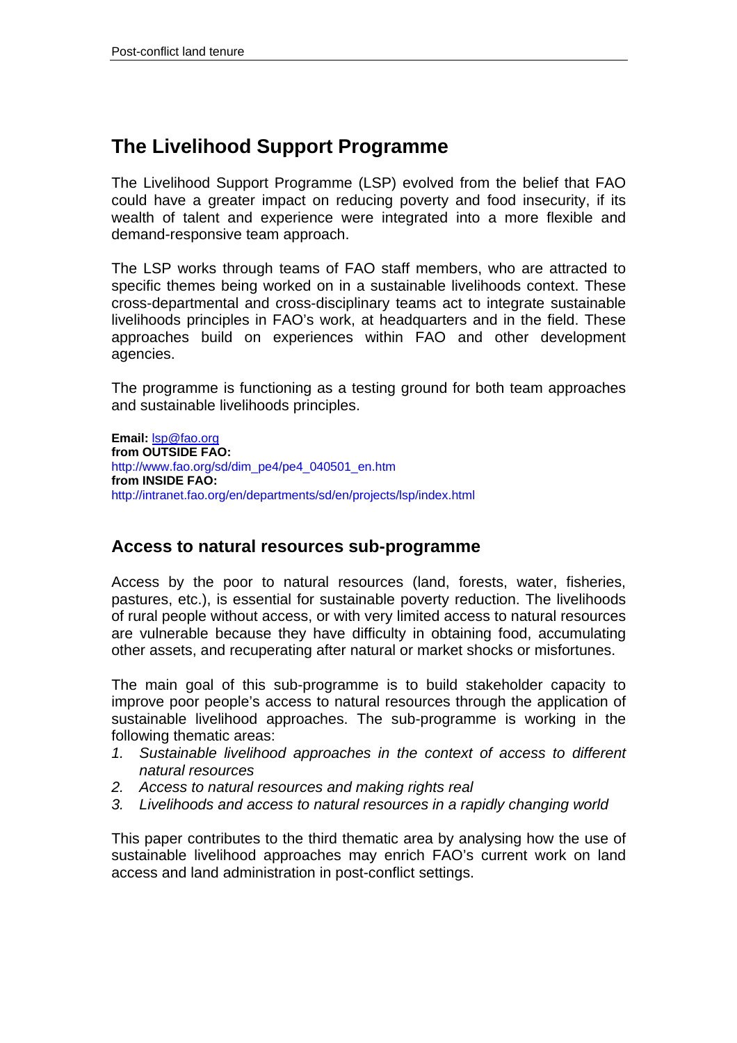## The Livelihood Support Programme

The Livelihood Support Programme (LSP) evolved from the belief that FAO could have a greater impact on reducing poverty and food insecurity, if its wealth of talent and experience were integrated into a more flexible and demand-responsive team approach.

The LSP works through teams of FAO staff members, who are attracted to specific themes being worked on in a sustainable livelihoods context. These cross-departmental and cross-disciplinary teams act to integrate sustainable livelihoods principles in FAO's work, at headquarters and in the field. These approaches build on experiences within FAO and other development agencies.

The programme is functioning as a testing ground for both team approaches and sustainable livelihoods principles.

**Email:** lsp@fao.org
**from OUTSIDE FAO:**
http://www.fao.org/sd/dim_pe4/pe4_040501_en.htm
**from INSIDE FAO:**
http://intranet.fao.org/en/departments/sd/en/projects/lsp/index.html

### Access to natural resources sub-programme

Access by the poor to natural resources (land, forests, water, fisheries, pastures, etc.), is essential for sustainable poverty reduction. The livelihoods of rural people without access, or with very limited access to natural resources are vulnerable because they have difficulty in obtaining food, accumulating other assets, and recuperating after natural or market shocks or misfortunes.

The main goal of this sub-programme is to build stakeholder capacity to improve poor people's access to natural resources through the application of sustainable livelihood approaches. The sub-programme is working in the following thematic areas:

1. *Sustainable livelihood approaches in the context of access to different natural resources*
2. *Access to natural resources and making rights real*
3. *Livelihoods and access to natural resources in a rapidly changing world*

This paper contributes to the third thematic area by analysing how the use of sustainable livelihood approaches may enrich FAO's current work on land access and land administration in post-conflict settings.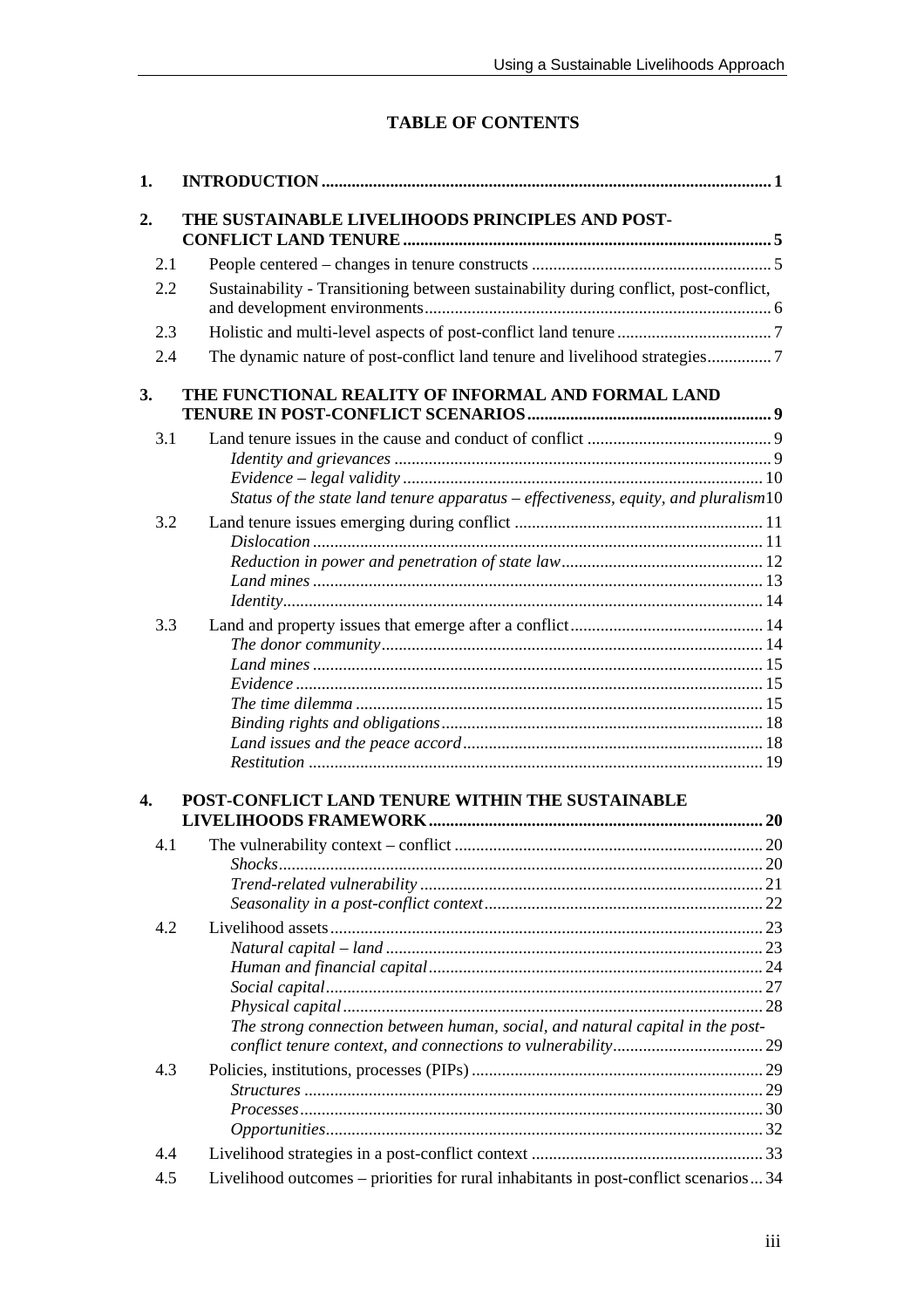# TABLE OF CONTENTS

**1. INTRODUCTION ........ 1**

**2. THE SUSTAINABLE LIVELIHOODS PRINCIPLES AND POST-CONFLICT LAND TENURE ........ 5**

- 2.1 People centered – changes in tenure constructs ........ 5
- 2.2 Sustainability - Transitioning between sustainability during conflict, post-conflict, and development environments ........ 6
- 2.3 Holistic and multi-level aspects of post-conflict land tenure ........ 7
- 2.4 The dynamic nature of post-conflict land tenure and livelihood strategies ........ 7

**3. THE FUNCTIONAL REALITY OF INFORMAL AND FORMAL LAND TENURE IN POST-CONFLICT SCENARIOS ........ 9**

- 3.1 Land tenure issues in the cause and conduct of conflict ........ 9
  - *Identity and grievances* ........ 9
  - *Evidence – legal validity* ........ 10
  - *Status of the state land tenure apparatus – effectiveness, equity, and pluralism* 10
- 3.2 Land tenure issues emerging during conflict ........ 11
  - *Dislocation* ........ 11
  - *Reduction in power and penetration of state law* ........ 12
  - *Land mines* ........ 13
  - *Identity* ........ 14
- 3.3 Land and property issues that emerge after a conflict ........ 14
  - *The donor community* ........ 14
  - *Land mines* ........ 15
  - *Evidence* ........ 15
  - *The time dilemma* ........ 15
  - *Binding rights and obligations* ........ 18
  - *Land issues and the peace accord* ........ 18
  - *Restitution* ........ 19

**4. POST-CONFLICT LAND TENURE WITHIN THE SUSTAINABLE LIVELIHOODS FRAMEWORK ........ 20**

- 4.1 The vulnerability context – conflict ........ 20
  - *Shocks* ........ 20
  - *Trend-related vulnerability* ........ 21
  - *Seasonality in a post-conflict context* ........ 22
- 4.2 Livelihood assets ........ 23
  - *Natural capital – land* ........ 23
  - *Human and financial capital* ........ 24
  - *Social capital* ........ 27
  - *Physical capital* ........ 28
  - *The strong connection between human, social, and natural capital in the post-conflict tenure context, and connections to vulnerability* ........ 29
- 4.3 Policies, institutions, processes (PIPs) ........ 29
  - *Structures* ........ 29
  - *Processes* ........ 30
  - *Opportunities* ........ 32
- 4.4 Livelihood strategies in a post-conflict context ........ 33
- 4.5 Livelihood outcomes – priorities for rural inhabitants in post-conflict scenarios ... 34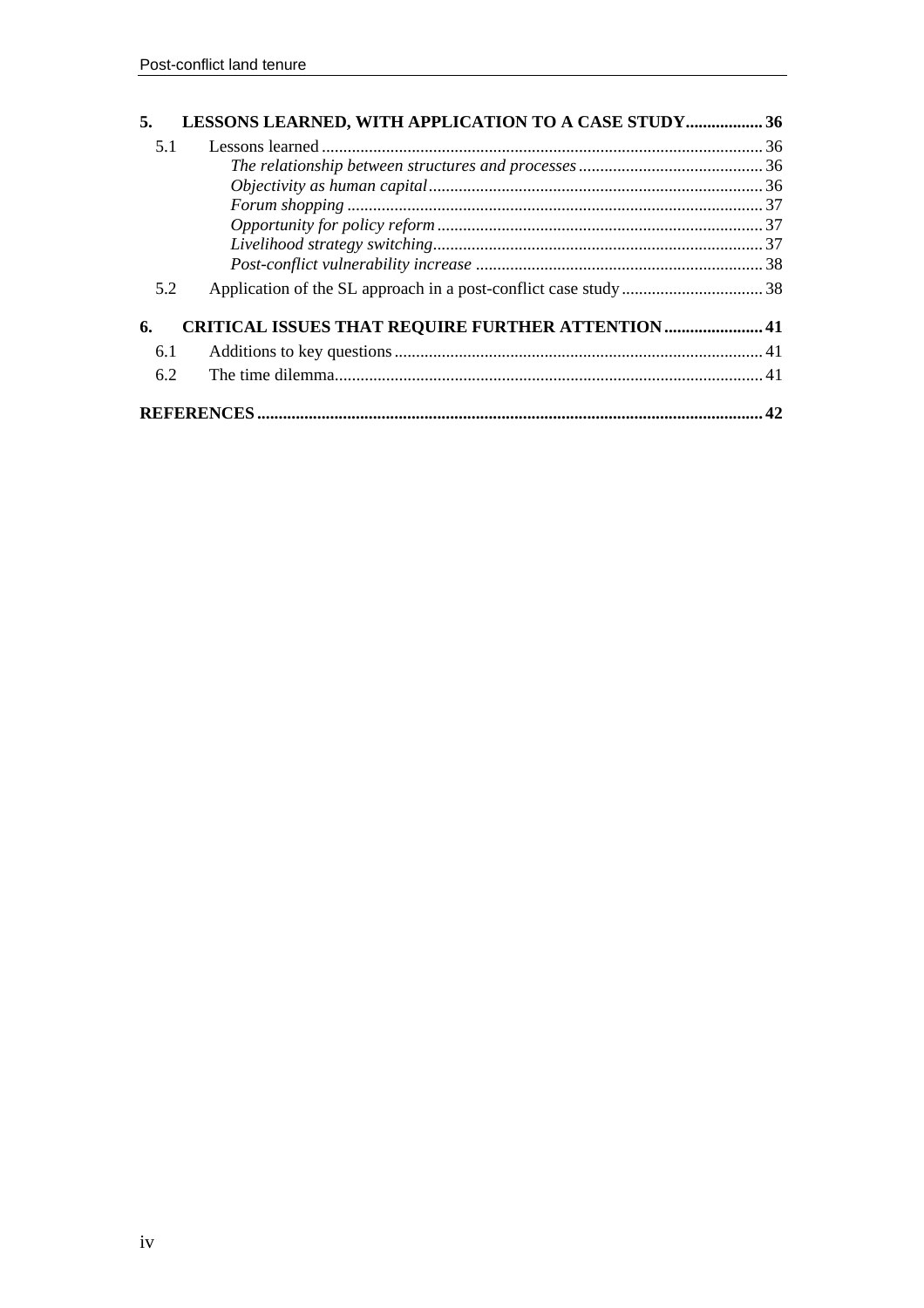**5. LESSONS LEARNED, WITH APPLICATION TO A CASE STUDY .................. 36**

5.1 Lessons learned ...................................................................................................... 36

*The relationship between structures and processes* ........................................... 36

*Objectivity as human capital* ............................................................................. 36

*Forum shopping* ................................................................................................ 37

*Opportunity for policy reform* ........................................................................... 37

*Livelihood strategy switching* ............................................................................ 37

*Post-conflict vulnerability increase* ................................................................... 38

5.2 Application of the SL approach in a post-conflict case study ................................. 38

**6. CRITICAL ISSUES THAT REQUIRE FURTHER ATTENTION ....................... 41**

6.1 Additions to key questions ..................................................................................... 41

6.2 The time dilemma.................................................................................................. 41

**REFERENCES ..................................................................................................................... 42**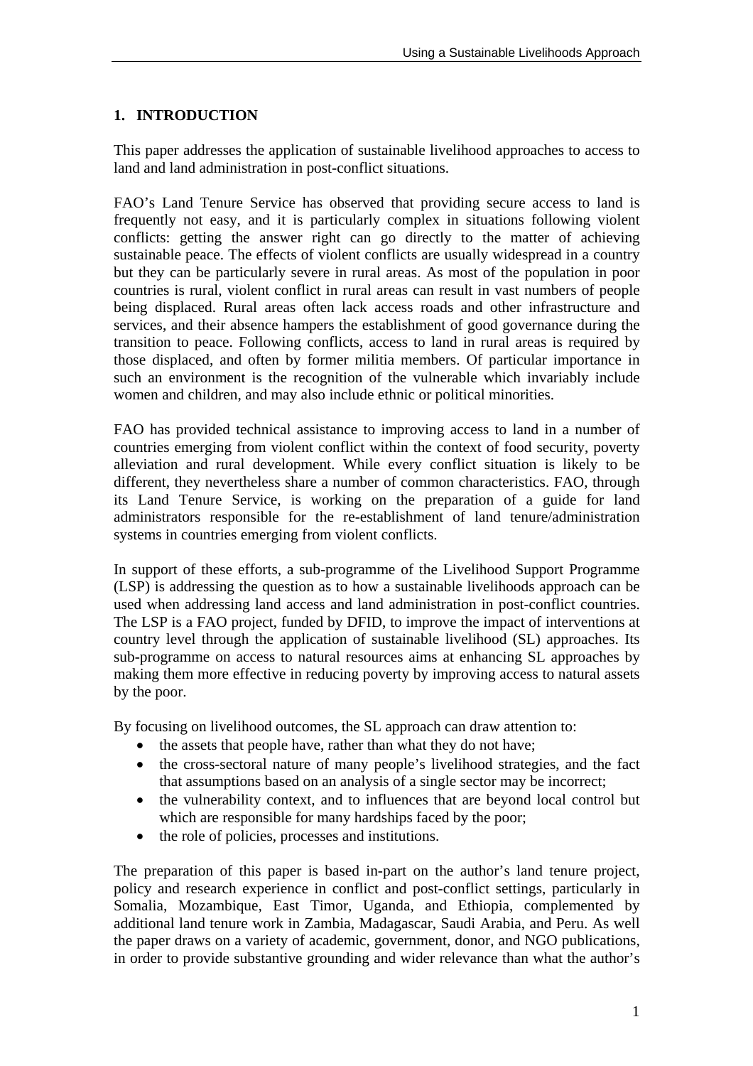# 1. INTRODUCTION

This paper addresses the application of sustainable livelihood approaches to access to land and land administration in post-conflict situations.

FAO's Land Tenure Service has observed that providing secure access to land is frequently not easy, and it is particularly complex in situations following violent conflicts: getting the answer right can go directly to the matter of achieving sustainable peace. The effects of violent conflicts are usually widespread in a country but they can be particularly severe in rural areas. As most of the population in poor countries is rural, violent conflict in rural areas can result in vast numbers of people being displaced. Rural areas often lack access roads and other infrastructure and services, and their absence hampers the establishment of good governance during the transition to peace. Following conflicts, access to land in rural areas is required by those displaced, and often by former militia members. Of particular importance in such an environment is the recognition of the vulnerable which invariably include women and children, and may also include ethnic or political minorities.

FAO has provided technical assistance to improving access to land in a number of countries emerging from violent conflict within the context of food security, poverty alleviation and rural development. While every conflict situation is likely to be different, they nevertheless share a number of common characteristics. FAO, through its Land Tenure Service, is working on the preparation of a guide for land administrators responsible for the re-establishment of land tenure/administration systems in countries emerging from violent conflicts.

In support of these efforts, a sub-programme of the Livelihood Support Programme (LSP) is addressing the question as to how a sustainable livelihoods approach can be used when addressing land access and land administration in post-conflict countries. The LSP is a FAO project, funded by DFID, to improve the impact of interventions at country level through the application of sustainable livelihood (SL) approaches. Its sub-programme on access to natural resources aims at enhancing SL approaches by making them more effective in reducing poverty by improving access to natural assets by the poor.

By focusing on livelihood outcomes, the SL approach can draw attention to:

- the assets that people have, rather than what they do not have;
- the cross-sectoral nature of many people's livelihood strategies, and the fact that assumptions based on an analysis of a single sector may be incorrect;
- the vulnerability context, and to influences that are beyond local control but which are responsible for many hardships faced by the poor;
- the role of policies, processes and institutions.

The preparation of this paper is based in-part on the author's land tenure project, policy and research experience in conflict and post-conflict settings, particularly in Somalia, Mozambique, East Timor, Uganda, and Ethiopia, complemented by additional land tenure work in Zambia, Madagascar, Saudi Arabia, and Peru. As well the paper draws on a variety of academic, government, donor, and NGO publications, in order to provide substantive grounding and wider relevance than what the author's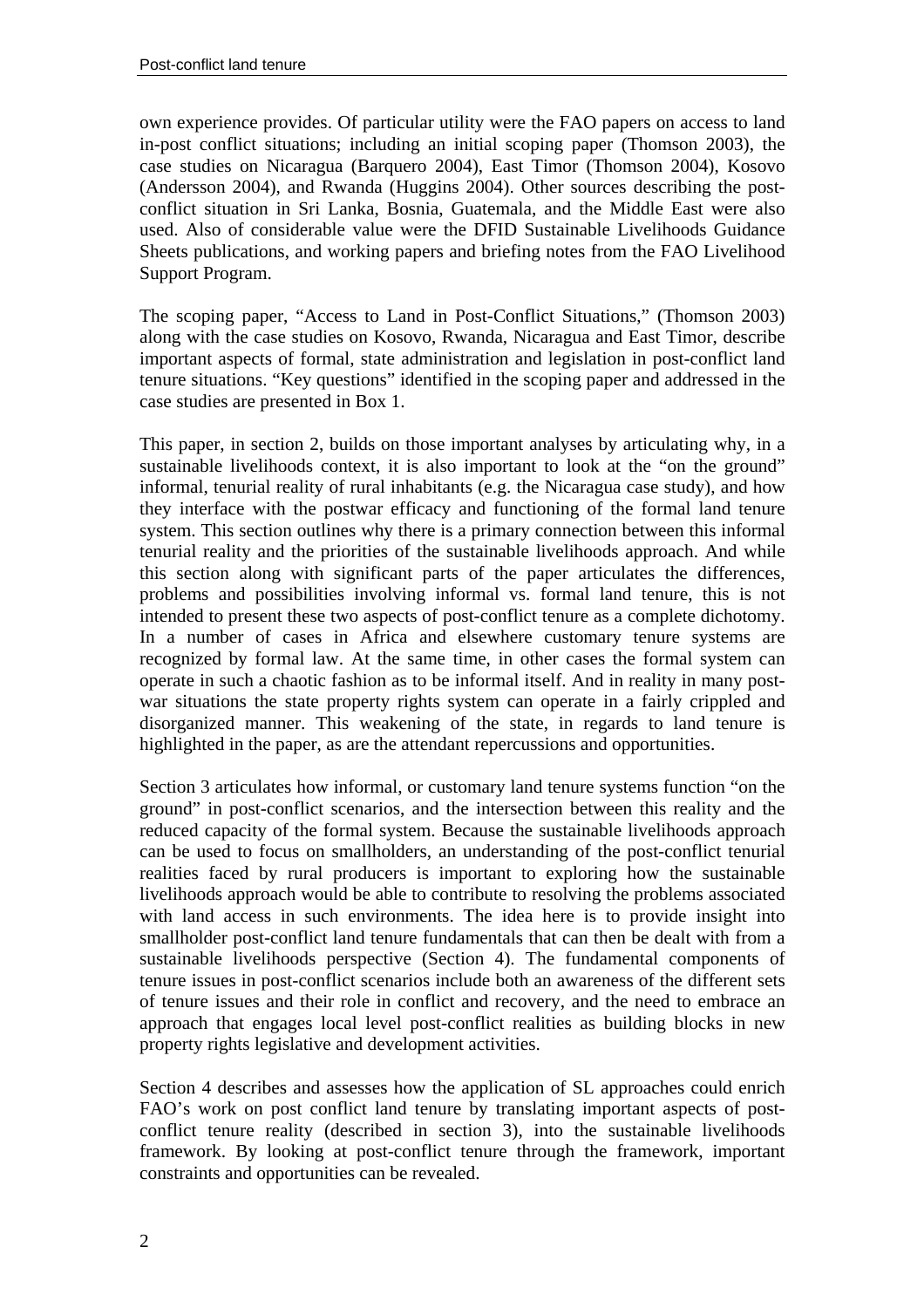own experience provides. Of particular utility were the FAO papers on access to land in-post conflict situations; including an initial scoping paper (Thomson 2003), the case studies on Nicaragua (Barquero 2004), East Timor (Thomson 2004), Kosovo (Andersson 2004), and Rwanda (Huggins 2004). Other sources describing the post-conflict situation in Sri Lanka, Bosnia, Guatemala, and the Middle East were also used. Also of considerable value were the DFID Sustainable Livelihoods Guidance Sheets publications, and working papers and briefing notes from the FAO Livelihood Support Program.

The scoping paper, "Access to Land in Post-Conflict Situations," (Thomson 2003) along with the case studies on Kosovo, Rwanda, Nicaragua and East Timor, describe important aspects of formal, state administration and legislation in post-conflict land tenure situations. "Key questions" identified in the scoping paper and addressed in the case studies are presented in Box 1.

This paper, in section 2, builds on those important analyses by articulating why, in a sustainable livelihoods context, it is also important to look at the "on the ground" informal, tenurial reality of rural inhabitants (e.g. the Nicaragua case study), and how they interface with the postwar efficacy and functioning of the formal land tenure system. This section outlines why there is a primary connection between this informal tenurial reality and the priorities of the sustainable livelihoods approach. And while this section along with significant parts of the paper articulates the differences, problems and possibilities involving informal vs. formal land tenure, this is not intended to present these two aspects of post-conflict tenure as a complete dichotomy. In a number of cases in Africa and elsewhere customary tenure systems are recognized by formal law. At the same time, in other cases the formal system can operate in such a chaotic fashion as to be informal itself. And in reality in many post-war situations the state property rights system can operate in a fairly crippled and disorganized manner. This weakening of the state, in regards to land tenure is highlighted in the paper, as are the attendant repercussions and opportunities.

Section 3 articulates how informal, or customary land tenure systems function "on the ground" in post-conflict scenarios, and the intersection between this reality and the reduced capacity of the formal system. Because the sustainable livelihoods approach can be used to focus on smallholders, an understanding of the post-conflict tenurial realities faced by rural producers is important to exploring how the sustainable livelihoods approach would be able to contribute to resolving the problems associated with land access in such environments. The idea here is to provide insight into smallholder post-conflict land tenure fundamentals that can then be dealt with from a sustainable livelihoods perspective (Section 4). The fundamental components of tenure issues in post-conflict scenarios include both an awareness of the different sets of tenure issues and their role in conflict and recovery, and the need to embrace an approach that engages local level post-conflict realities as building blocks in new property rights legislative and development activities.

Section 4 describes and assesses how the application of SL approaches could enrich FAO's work on post conflict land tenure by translating important aspects of post-conflict tenure reality (described in section 3), into the sustainable livelihoods framework. By looking at post-conflict tenure through the framework, important constraints and opportunities can be revealed.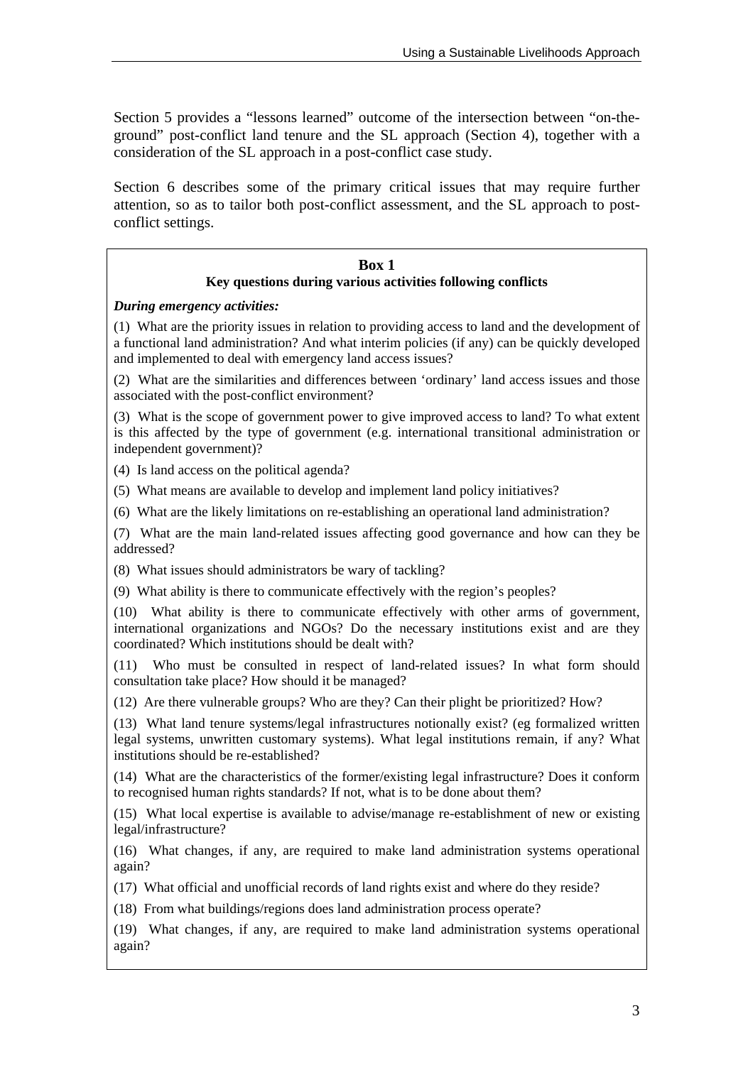Section 5 provides a "lessons learned" outcome of the intersection between "on-the-ground" post-conflict land tenure and the SL approach (Section 4), together with a consideration of the SL approach in a post-conflict case study.

Section 6 describes some of the primary critical issues that may require further attention, so as to tailor both post-conflict assessment, and the SL approach to post-conflict settings.

**Box 1**
**Key questions during various activities following conflicts**

***During emergency activities:***

(1) What are the priority issues in relation to providing access to land and the development of a functional land administration? And what interim policies (if any) can be quickly developed and implemented to deal with emergency land access issues?

(2) What are the similarities and differences between 'ordinary' land access issues and those associated with the post-conflict environment?

(3) What is the scope of government power to give improved access to land? To what extent is this affected by the type of government (e.g. international transitional administration or independent government)?

(4) Is land access on the political agenda?

(5) What means are available to develop and implement land policy initiatives?

(6) What are the likely limitations on re-establishing an operational land administration?

(7) What are the main land-related issues affecting good governance and how can they be addressed?

(8) What issues should administrators be wary of tackling?

(9) What ability is there to communicate effectively with the region's peoples?

(10) What ability is there to communicate effectively with other arms of government, international organizations and NGOs? Do the necessary institutions exist and are they coordinated? Which institutions should be dealt with?

(11) Who must be consulted in respect of land-related issues? In what form should consultation take place? How should it be managed?

(12) Are there vulnerable groups? Who are they? Can their plight be prioritized? How?

(13) What land tenure systems/legal infrastructures notionally exist? (eg formalized written legal systems, unwritten customary systems). What legal institutions remain, if any? What institutions should be re-established?

(14) What are the characteristics of the former/existing legal infrastructure? Does it conform to recognised human rights standards? If not, what is to be done about them?

(15) What local expertise is available to advise/manage re-establishment of new or existing legal/infrastructure?

(16) What changes, if any, are required to make land administration systems operational again?

(17) What official and unofficial records of land rights exist and where do they reside?

(18) From what buildings/regions does land administration process operate?

(19) What changes, if any, are required to make land administration systems operational again?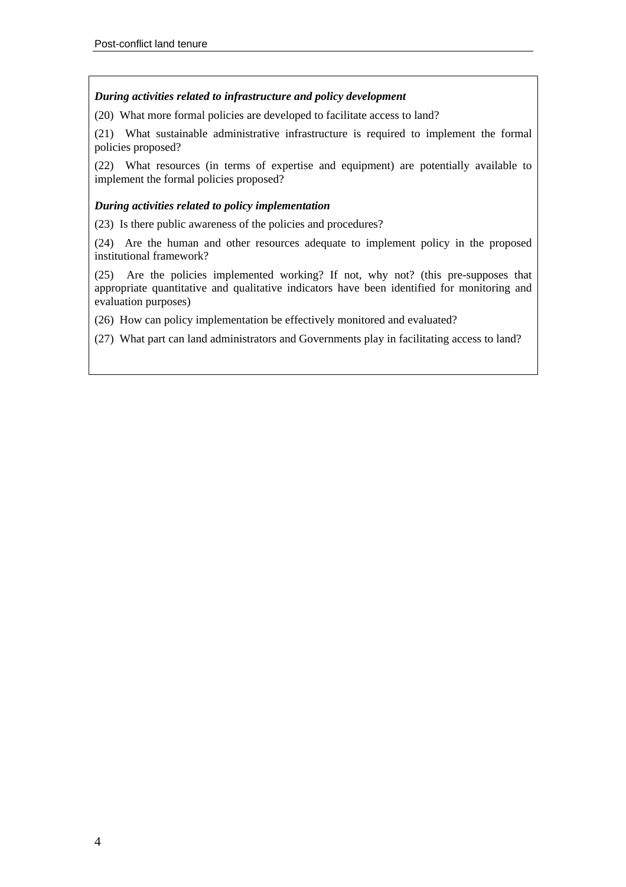***During activities related to infrastructure and policy development***

(20) What more formal policies are developed to facilitate access to land?

(21) What sustainable administrative infrastructure is required to implement the formal policies proposed?

(22) What resources (in terms of expertise and equipment) are potentially available to implement the formal policies proposed?

***During activities related to policy implementation***

(23) Is there public awareness of the policies and procedures?

(24) Are the human and other resources adequate to implement policy in the proposed institutional framework?

(25) Are the policies implemented working? If not, why not? (this pre-supposes that appropriate quantitative and qualitative indicators have been identified for monitoring and evaluation purposes)

(26) How can policy implementation be effectively monitored and evaluated?

(27) What part can land administrators and Governments play in facilitating access to land?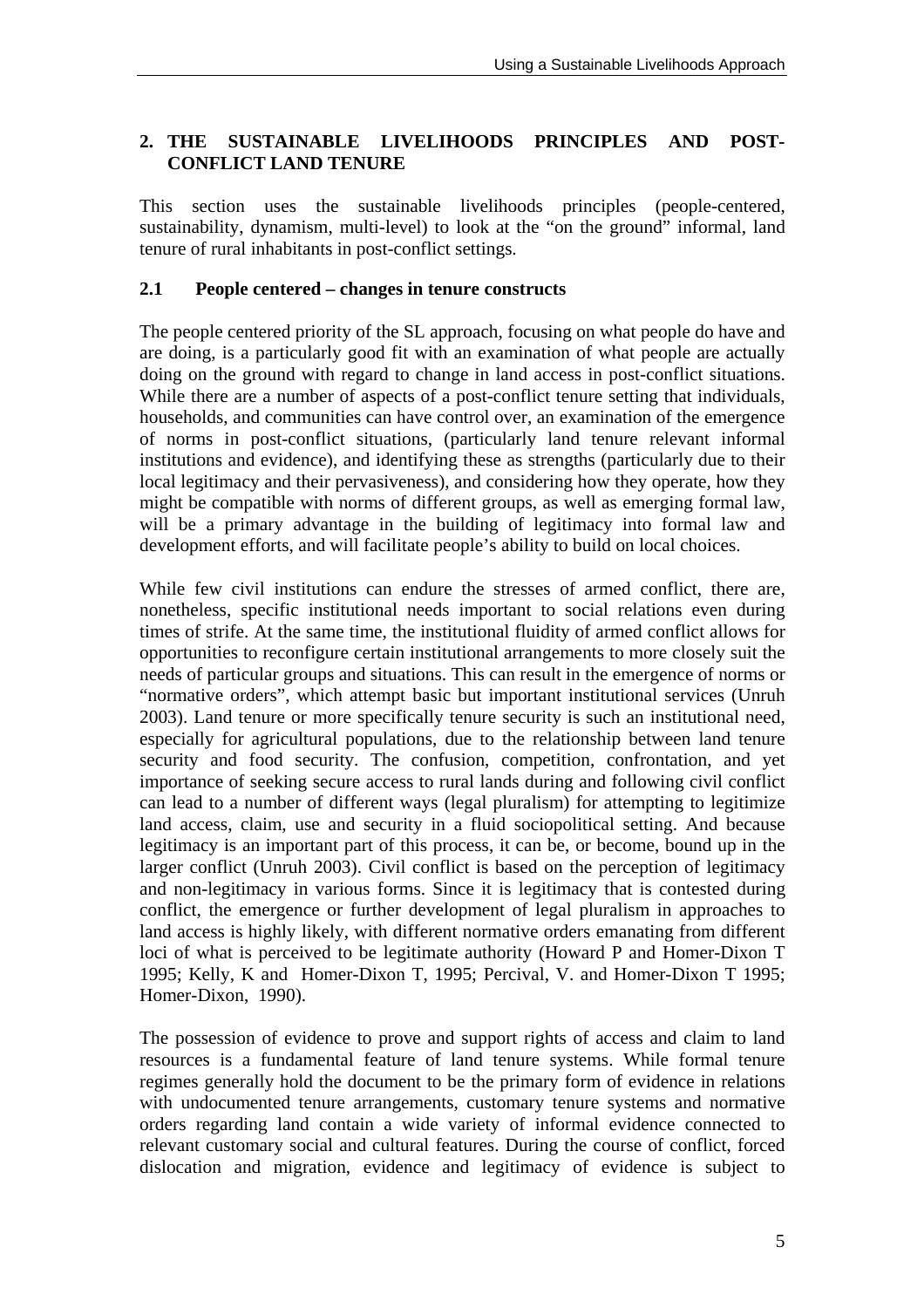## 2. THE SUSTAINABLE LIVELIHOODS PRINCIPLES AND POST-CONFLICT LAND TENURE

This section uses the sustainable livelihoods principles (people-centered, sustainability, dynamism, multi-level) to look at the "on the ground" informal, land tenure of rural inhabitants in post-conflict settings.

### 2.1 People centered – changes in tenure constructs

The people centered priority of the SL approach, focusing on what people do have and are doing, is a particularly good fit with an examination of what people are actually doing on the ground with regard to change in land access in post-conflict situations. While there are a number of aspects of a post-conflict tenure setting that individuals, households, and communities can have control over, an examination of the emergence of norms in post-conflict situations, (particularly land tenure relevant informal institutions and evidence), and identifying these as strengths (particularly due to their local legitimacy and their pervasiveness), and considering how they operate, how they might be compatible with norms of different groups, as well as emerging formal law, will be a primary advantage in the building of legitimacy into formal law and development efforts, and will facilitate people's ability to build on local choices.

While few civil institutions can endure the stresses of armed conflict, there are, nonetheless, specific institutional needs important to social relations even during times of strife. At the same time, the institutional fluidity of armed conflict allows for opportunities to reconfigure certain institutional arrangements to more closely suit the needs of particular groups and situations. This can result in the emergence of norms or "normative orders", which attempt basic but important institutional services (Unruh 2003). Land tenure or more specifically tenure security is such an institutional need, especially for agricultural populations, due to the relationship between land tenure security and food security. The confusion, competition, confrontation, and yet importance of seeking secure access to rural lands during and following civil conflict can lead to a number of different ways (legal pluralism) for attempting to legitimize land access, claim, use and security in a fluid sociopolitical setting. And because legitimacy is an important part of this process, it can be, or become, bound up in the larger conflict (Unruh 2003). Civil conflict is based on the perception of legitimacy and non-legitimacy in various forms. Since it is legitimacy that is contested during conflict, the emergence or further development of legal pluralism in approaches to land access is highly likely, with different normative orders emanating from different loci of what is perceived to be legitimate authority (Howard P and Homer-Dixon T 1995; Kelly, K and Homer-Dixon T, 1995; Percival, V. and Homer-Dixon T 1995; Homer-Dixon, 1990).

The possession of evidence to prove and support rights of access and claim to land resources is a fundamental feature of land tenure systems. While formal tenure regimes generally hold the document to be the primary form of evidence in relations with undocumented tenure arrangements, customary tenure systems and normative orders regarding land contain a wide variety of informal evidence connected to relevant customary social and cultural features. During the course of conflict, forced dislocation and migration, evidence and legitimacy of evidence is subject to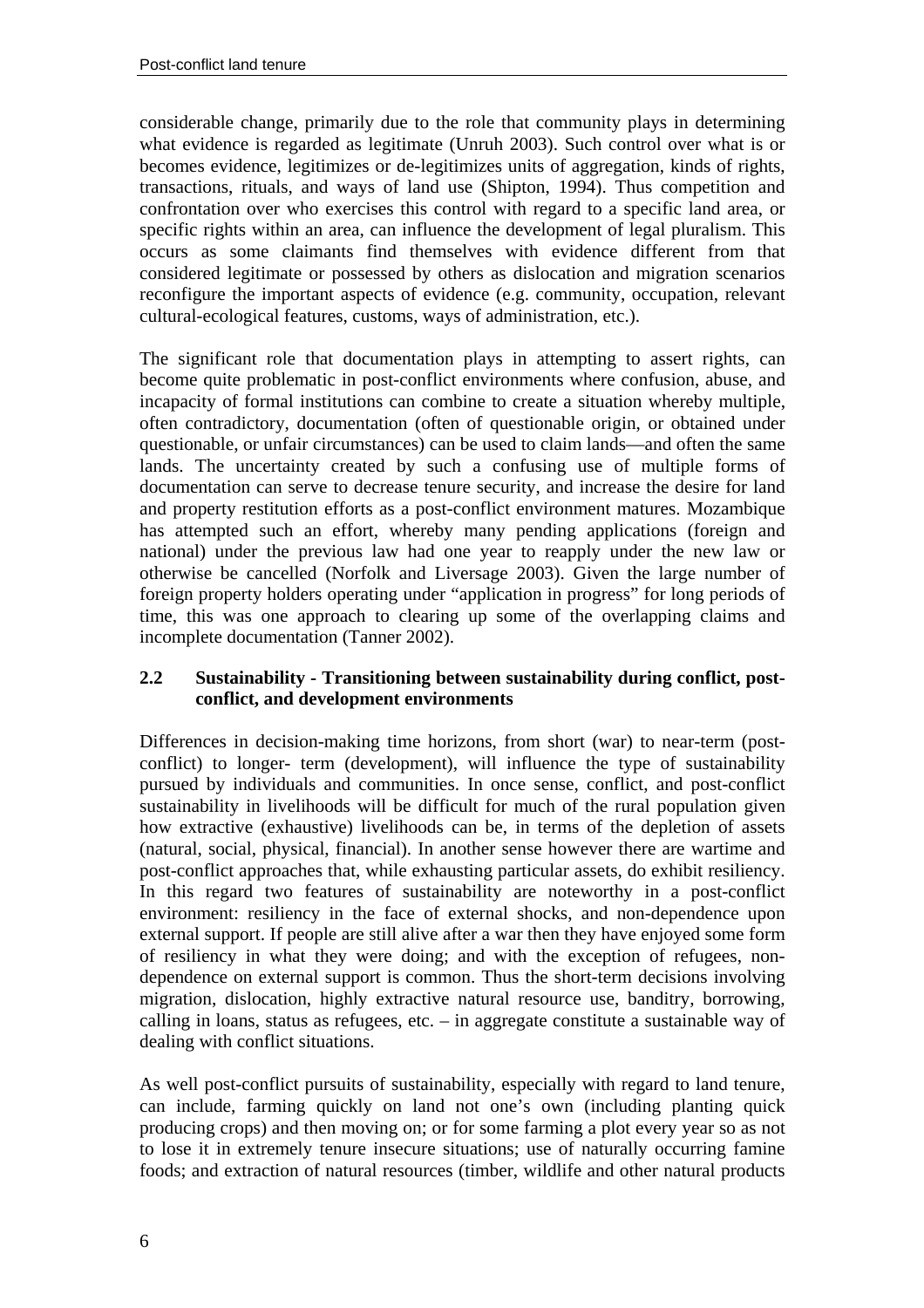considerable change, primarily due to the role that community plays in determining what evidence is regarded as legitimate (Unruh 2003). Such control over what is or becomes evidence, legitimizes or de-legitimizes units of aggregation, kinds of rights, transactions, rituals, and ways of land use (Shipton, 1994). Thus competition and confrontation over who exercises this control with regard to a specific land area, or specific rights within an area, can influence the development of legal pluralism. This occurs as some claimants find themselves with evidence different from that considered legitimate or possessed by others as dislocation and migration scenarios reconfigure the important aspects of evidence (e.g. community, occupation, relevant cultural-ecological features, customs, ways of administration, etc.).

The significant role that documentation plays in attempting to assert rights, can become quite problematic in post-conflict environments where confusion, abuse, and incapacity of formal institutions can combine to create a situation whereby multiple, often contradictory, documentation (often of questionable origin, or obtained under questionable, or unfair circumstances) can be used to claim lands—and often the same lands. The uncertainty created by such a confusing use of multiple forms of documentation can serve to decrease tenure security, and increase the desire for land and property restitution efforts as a post-conflict environment matures. Mozambique has attempted such an effort, whereby many pending applications (foreign and national) under the previous law had one year to reapply under the new law or otherwise be cancelled (Norfolk and Liversage 2003). Given the large number of foreign property holders operating under "application in progress" for long periods of time, this was one approach to clearing up some of the overlapping claims and incomplete documentation (Tanner 2002).

### 2.2 Sustainability - Transitioning between sustainability during conflict, post-conflict, and development environments

Differences in decision-making time horizons, from short (war) to near-term (post-conflict) to longer- term (development), will influence the type of sustainability pursued by individuals and communities. In once sense, conflict, and post-conflict sustainability in livelihoods will be difficult for much of the rural population given how extractive (exhaustive) livelihoods can be, in terms of the depletion of assets (natural, social, physical, financial). In another sense however there are wartime and post-conflict approaches that, while exhausting particular assets, do exhibit resiliency. In this regard two features of sustainability are noteworthy in a post-conflict environment: resiliency in the face of external shocks, and non-dependence upon external support. If people are still alive after a war then they have enjoyed some form of resiliency in what they were doing; and with the exception of refugees, non-dependence on external support is common. Thus the short-term decisions involving migration, dislocation, highly extractive natural resource use, banditry, borrowing, calling in loans, status as refugees, etc. – in aggregate constitute a sustainable way of dealing with conflict situations.

As well post-conflict pursuits of sustainability, especially with regard to land tenure, can include, farming quickly on land not one's own (including planting quick producing crops) and then moving on; or for some farming a plot every year so as not to lose it in extremely tenure insecure situations; use of naturally occurring famine foods; and extraction of natural resources (timber, wildlife and other natural products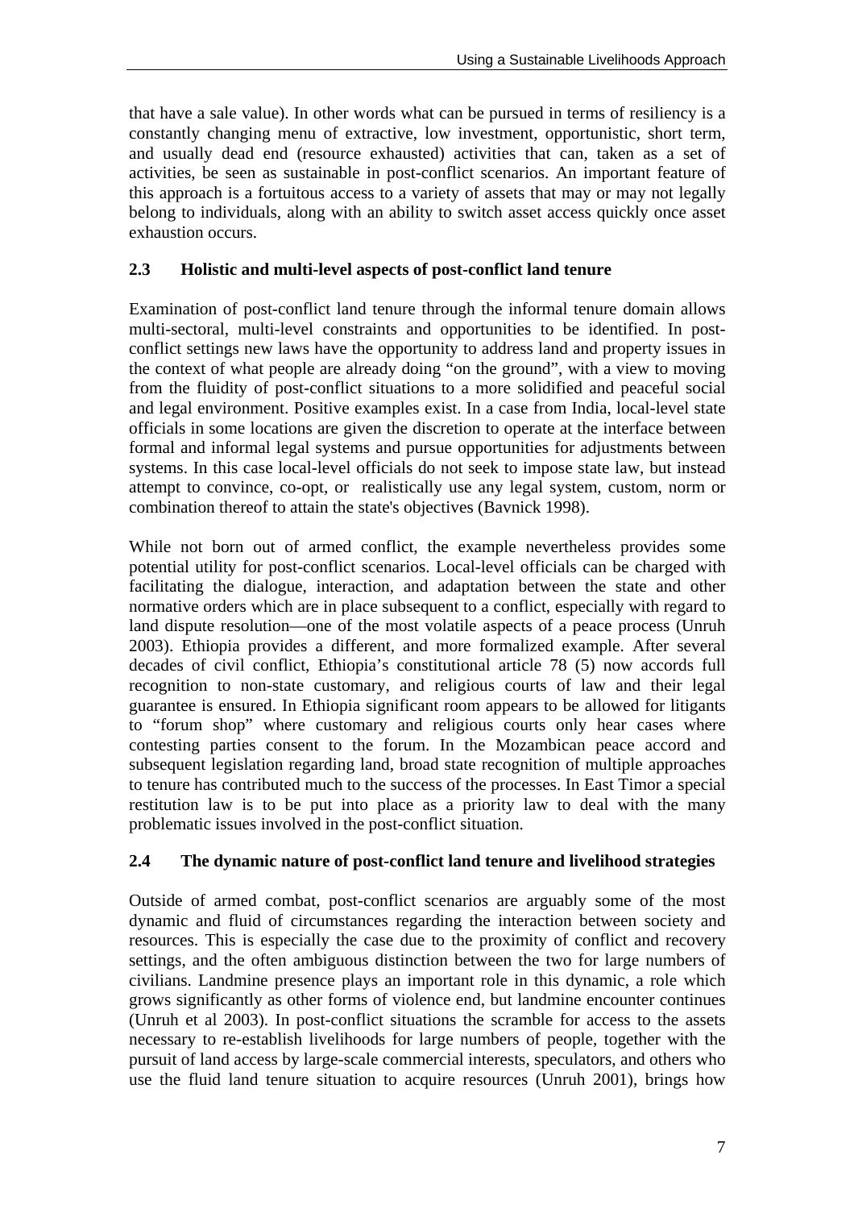that have a sale value). In other words what can be pursued in terms of resiliency is a constantly changing menu of extractive, low investment, opportunistic, short term, and usually dead end (resource exhausted) activities that can, taken as a set of activities, be seen as sustainable in post-conflict scenarios. An important feature of this approach is a fortuitous access to a variety of assets that may or may not legally belong to individuals, along with an ability to switch asset access quickly once asset exhaustion occurs.

### 2.3 Holistic and multi-level aspects of post-conflict land tenure

Examination of post-conflict land tenure through the informal tenure domain allows multi-sectoral, multi-level constraints and opportunities to be identified. In post-conflict settings new laws have the opportunity to address land and property issues in the context of what people are already doing "on the ground", with a view to moving from the fluidity of post-conflict situations to a more solidified and peaceful social and legal environment. Positive examples exist. In a case from India, local-level state officials in some locations are given the discretion to operate at the interface between formal and informal legal systems and pursue opportunities for adjustments between systems. In this case local-level officials do not seek to impose state law, but instead attempt to convince, co-opt, or realistically use any legal system, custom, norm or combination thereof to attain the state's objectives (Bavnick 1998).

While not born out of armed conflict, the example nevertheless provides some potential utility for post-conflict scenarios. Local-level officials can be charged with facilitating the dialogue, interaction, and adaptation between the state and other normative orders which are in place subsequent to a conflict, especially with regard to land dispute resolution—one of the most volatile aspects of a peace process (Unruh 2003). Ethiopia provides a different, and more formalized example. After several decades of civil conflict, Ethiopia's constitutional article 78 (5) now accords full recognition to non-state customary, and religious courts of law and their legal guarantee is ensured. In Ethiopia significant room appears to be allowed for litigants to "forum shop" where customary and religious courts only hear cases where contesting parties consent to the forum. In the Mozambican peace accord and subsequent legislation regarding land, broad state recognition of multiple approaches to tenure has contributed much to the success of the processes. In East Timor a special restitution law is to be put into place as a priority law to deal with the many problematic issues involved in the post-conflict situation.

### 2.4 The dynamic nature of post-conflict land tenure and livelihood strategies

Outside of armed combat, post-conflict scenarios are arguably some of the most dynamic and fluid of circumstances regarding the interaction between society and resources. This is especially the case due to the proximity of conflict and recovery settings, and the often ambiguous distinction between the two for large numbers of civilians. Landmine presence plays an important role in this dynamic, a role which grows significantly as other forms of violence end, but landmine encounter continues (Unruh et al 2003). In post-conflict situations the scramble for access to the assets necessary to re-establish livelihoods for large numbers of people, together with the pursuit of land access by large-scale commercial interests, speculators, and others who use the fluid land tenure situation to acquire resources (Unruh 2001), brings how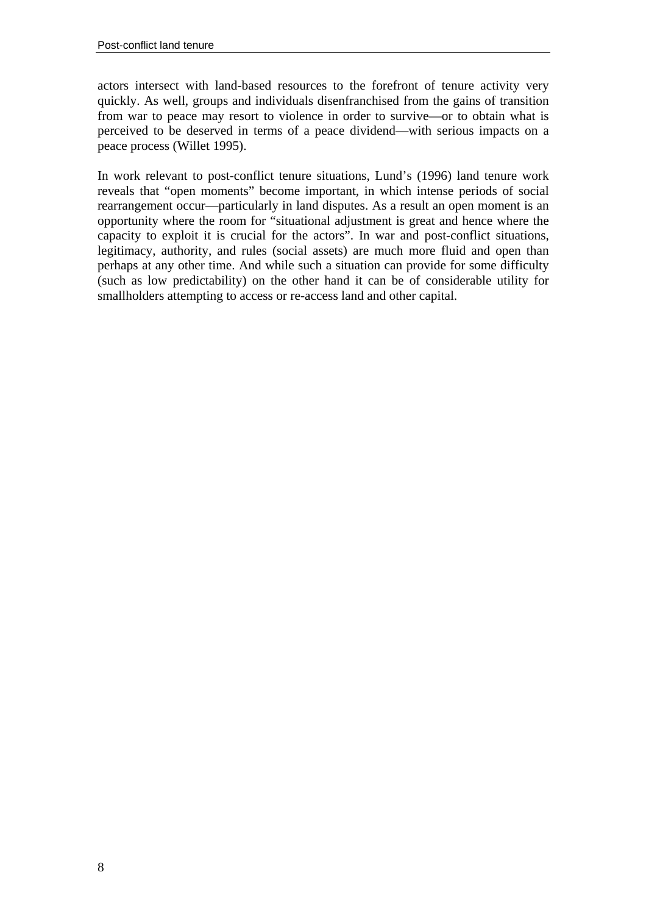actors intersect with land-based resources to the forefront of tenure activity very quickly. As well, groups and individuals disenfranchised from the gains of transition from war to peace may resort to violence in order to survive—or to obtain what is perceived to be deserved in terms of a peace dividend—with serious impacts on a peace process (Willet 1995).

In work relevant to post-conflict tenure situations, Lund's (1996) land tenure work reveals that "open moments" become important, in which intense periods of social rearrangement occur—particularly in land disputes. As a result an open moment is an opportunity where the room for "situational adjustment is great and hence where the capacity to exploit it is crucial for the actors". In war and post-conflict situations, legitimacy, authority, and rules (social assets) are much more fluid and open than perhaps at any other time. And while such a situation can provide for some difficulty (such as low predictability) on the other hand it can be of considerable utility for smallholders attempting to access or re-access land and other capital.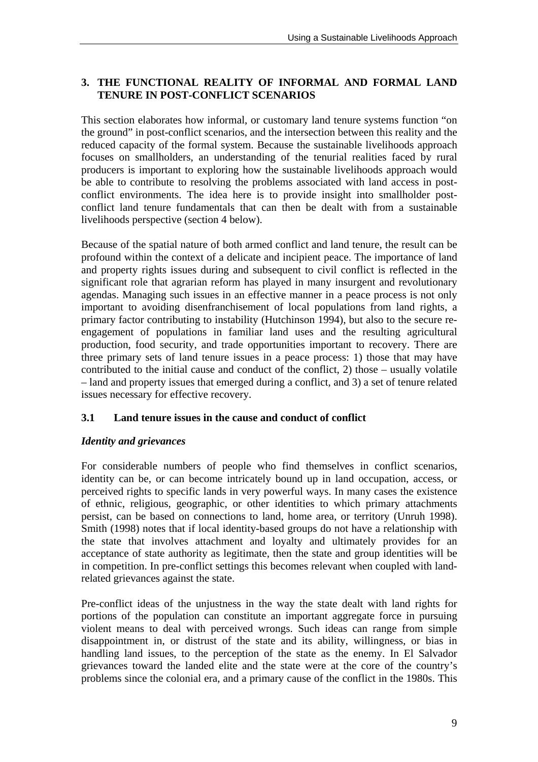## 3. THE FUNCTIONAL REALITY OF INFORMAL AND FORMAL LAND TENURE IN POST-CONFLICT SCENARIOS

This section elaborates how informal, or customary land tenure systems function "on the ground" in post-conflict scenarios, and the intersection between this reality and the reduced capacity of the formal system. Because the sustainable livelihoods approach focuses on smallholders, an understanding of the tenurial realities faced by rural producers is important to exploring how the sustainable livelihoods approach would be able to contribute to resolving the problems associated with land access in post-conflict environments. The idea here is to provide insight into smallholder post-conflict land tenure fundamentals that can then be dealt with from a sustainable livelihoods perspective (section 4 below).

Because of the spatial nature of both armed conflict and land tenure, the result can be profound within the context of a delicate and incipient peace. The importance of land and property rights issues during and subsequent to civil conflict is reflected in the significant role that agrarian reform has played in many insurgent and revolutionary agendas. Managing such issues in an effective manner in a peace process is not only important to avoiding disenfranchisement of local populations from land rights, a primary factor contributing to instability (Hutchinson 1994), but also to the secure re-engagement of populations in familiar land uses and the resulting agricultural production, food security, and trade opportunities important to recovery. There are three primary sets of land tenure issues in a peace process: 1) those that may have contributed to the initial cause and conduct of the conflict, 2) those – usually volatile – land and property issues that emerged during a conflict, and 3) a set of tenure related issues necessary for effective recovery.

### 3.1 Land tenure issues in the cause and conduct of conflict

#### *Identity and grievances*

For considerable numbers of people who find themselves in conflict scenarios, identity can be, or can become intricately bound up in land occupation, access, or perceived rights to specific lands in very powerful ways. In many cases the existence of ethnic, religious, geographic, or other identities to which primary attachments persist, can be based on connections to land, home area, or territory (Unruh 1998). Smith (1998) notes that if local identity-based groups do not have a relationship with the state that involves attachment and loyalty and ultimately provides for an acceptance of state authority as legitimate, then the state and group identities will be in competition. In pre-conflict settings this becomes relevant when coupled with land-related grievances against the state.

Pre-conflict ideas of the unjustness in the way the state dealt with land rights for portions of the population can constitute an important aggregate force in pursuing violent means to deal with perceived wrongs. Such ideas can range from simple disappointment in, or distrust of the state and its ability, willingness, or bias in handling land issues, to the perception of the state as the enemy. In El Salvador grievances toward the landed elite and the state were at the core of the country's problems since the colonial era, and a primary cause of the conflict in the 1980s. This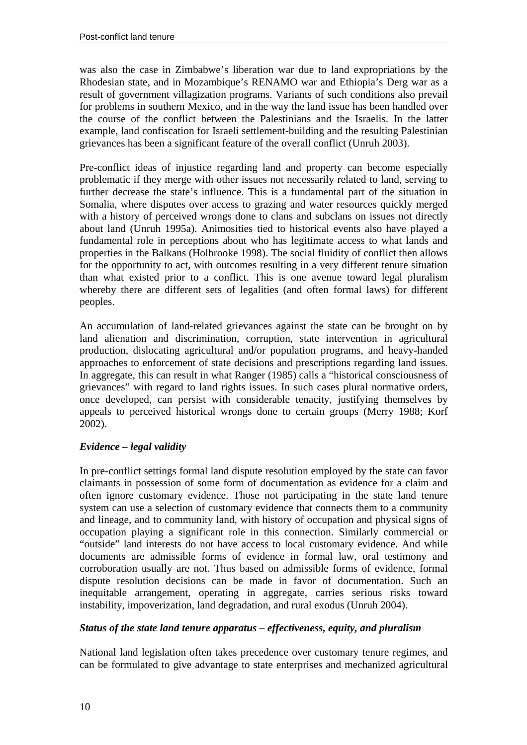was also the case in Zimbabwe's liberation war due to land expropriations by the Rhodesian state, and in Mozambique's RENAMO war and Ethiopia's Derg war as a result of government villagization programs. Variants of such conditions also prevail for problems in southern Mexico, and in the way the land issue has been handled over the course of the conflict between the Palestinians and the Israelis. In the latter example, land confiscation for Israeli settlement-building and the resulting Palestinian grievances has been a significant feature of the overall conflict (Unruh 2003).

Pre-conflict ideas of injustice regarding land and property can become especially problematic if they merge with other issues not necessarily related to land, serving to further decrease the state's influence. This is a fundamental part of the situation in Somalia, where disputes over access to grazing and water resources quickly merged with a history of perceived wrongs done to clans and subclans on issues not directly about land (Unruh 1995a). Animosities tied to historical events also have played a fundamental role in perceptions about who has legitimate access to what lands and properties in the Balkans (Holbrooke 1998). The social fluidity of conflict then allows for the opportunity to act, with outcomes resulting in a very different tenure situation than what existed prior to a conflict. This is one avenue toward legal pluralism whereby there are different sets of legalities (and often formal laws) for different peoples.

An accumulation of land-related grievances against the state can be brought on by land alienation and discrimination, corruption, state intervention in agricultural production, dislocating agricultural and/or population programs, and heavy-handed approaches to enforcement of state decisions and prescriptions regarding land issues. In aggregate, this can result in what Ranger (1985) calls a "historical consciousness of grievances" with regard to land rights issues. In such cases plural normative orders, once developed, can persist with considerable tenacity, justifying themselves by appeals to perceived historical wrongs done to certain groups (Merry 1988; Korf 2002).

***Evidence – legal validity***

In pre-conflict settings formal land dispute resolution employed by the state can favor claimants in possession of some form of documentation as evidence for a claim and often ignore customary evidence. Those not participating in the state land tenure system can use a selection of customary evidence that connects them to a community and lineage, and to community land, with history of occupation and physical signs of occupation playing a significant role in this connection. Similarly commercial or "outside" land interests do not have access to local customary evidence. And while documents are admissible forms of evidence in formal law, oral testimony and corroboration usually are not. Thus based on admissible forms of evidence, formal dispute resolution decisions can be made in favor of documentation. Such an inequitable arrangement, operating in aggregate, carries serious risks toward instability, impoverization, land degradation, and rural exodus (Unruh 2004).

***Status of the state land tenure apparatus – effectiveness, equity, and pluralism***

National land legislation often takes precedence over customary tenure regimes, and can be formulated to give advantage to state enterprises and mechanized agricultural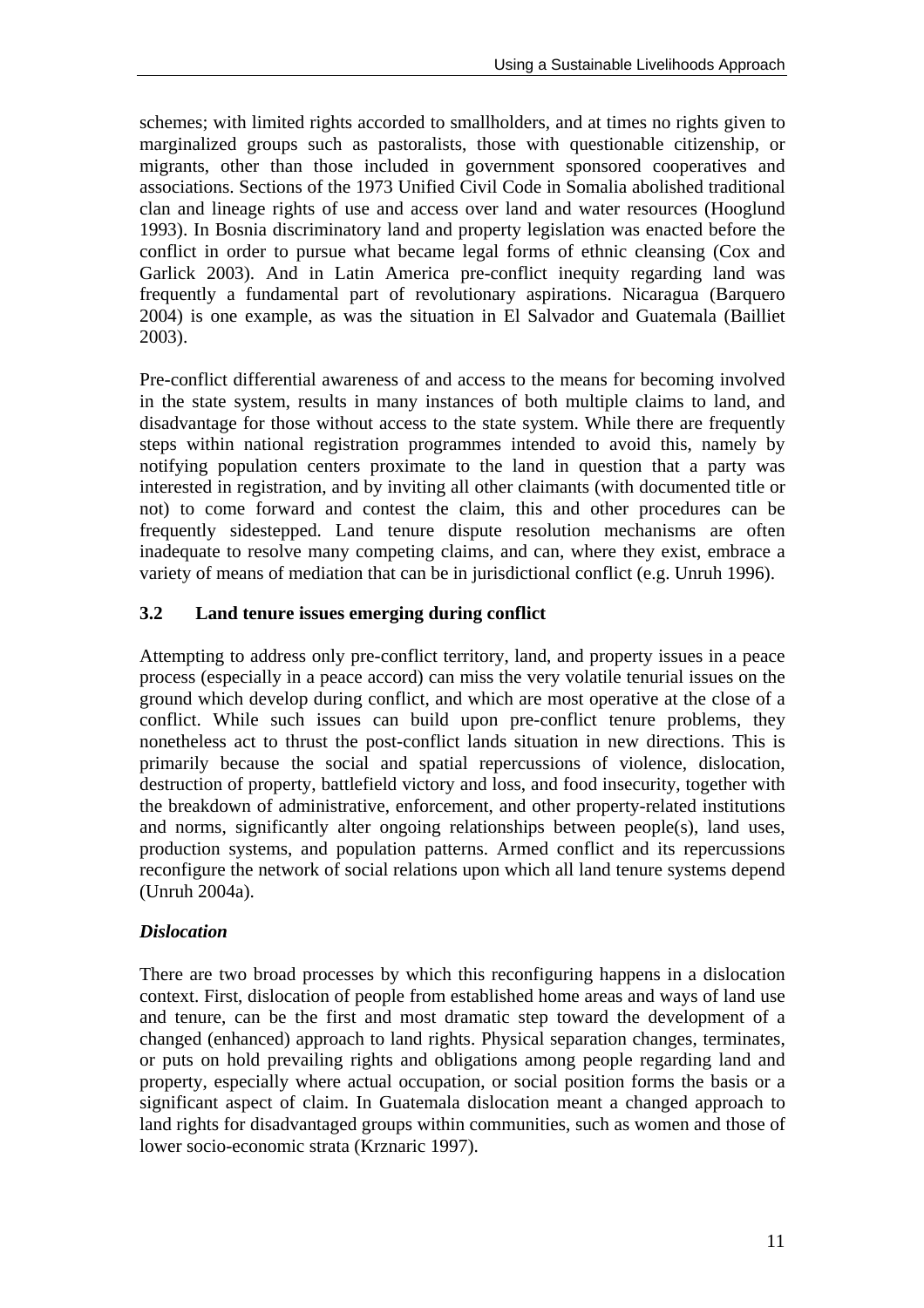schemes; with limited rights accorded to smallholders, and at times no rights given to marginalized groups such as pastoralists, those with questionable citizenship, or migrants, other than those included in government sponsored cooperatives and associations. Sections of the 1973 Unified Civil Code in Somalia abolished traditional clan and lineage rights of use and access over land and water resources (Hooglund 1993). In Bosnia discriminatory land and property legislation was enacted before the conflict in order to pursue what became legal forms of ethnic cleansing (Cox and Garlick 2003). And in Latin America pre-conflict inequity regarding land was frequently a fundamental part of revolutionary aspirations. Nicaragua (Barquero 2004) is one example, as was the situation in El Salvador and Guatemala (Bailliet 2003).

Pre-conflict differential awareness of and access to the means for becoming involved in the state system, results in many instances of both multiple claims to land, and disadvantage for those without access to the state system. While there are frequently steps within national registration programmes intended to avoid this, namely by notifying population centers proximate to the land in question that a party was interested in registration, and by inviting all other claimants (with documented title or not) to come forward and contest the claim, this and other procedures can be frequently sidestepped. Land tenure dispute resolution mechanisms are often inadequate to resolve many competing claims, and can, where they exist, embrace a variety of means of mediation that can be in jurisdictional conflict (e.g. Unruh 1996).

### 3.2 Land tenure issues emerging during conflict

Attempting to address only pre-conflict territory, land, and property issues in a peace process (especially in a peace accord) can miss the very volatile tenurial issues on the ground which develop during conflict, and which are most operative at the close of a conflict. While such issues can build upon pre-conflict tenure problems, they nonetheless act to thrust the post-conflict lands situation in new directions. This is primarily because the social and spatial repercussions of violence, dislocation, destruction of property, battlefield victory and loss, and food insecurity, together with the breakdown of administrative, enforcement, and other property-related institutions and norms, significantly alter ongoing relationships between people(s), land uses, production systems, and population patterns. Armed conflict and its repercussions reconfigure the network of social relations upon which all land tenure systems depend (Unruh 2004a).

#### *Dislocation*

There are two broad processes by which this reconfiguring happens in a dislocation context. First, dislocation of people from established home areas and ways of land use and tenure, can be the first and most dramatic step toward the development of a changed (enhanced) approach to land rights. Physical separation changes, terminates, or puts on hold prevailing rights and obligations among people regarding land and property, especially where actual occupation, or social position forms the basis or a significant aspect of claim. In Guatemala dislocation meant a changed approach to land rights for disadvantaged groups within communities, such as women and those of lower socio-economic strata (Krznaric 1997).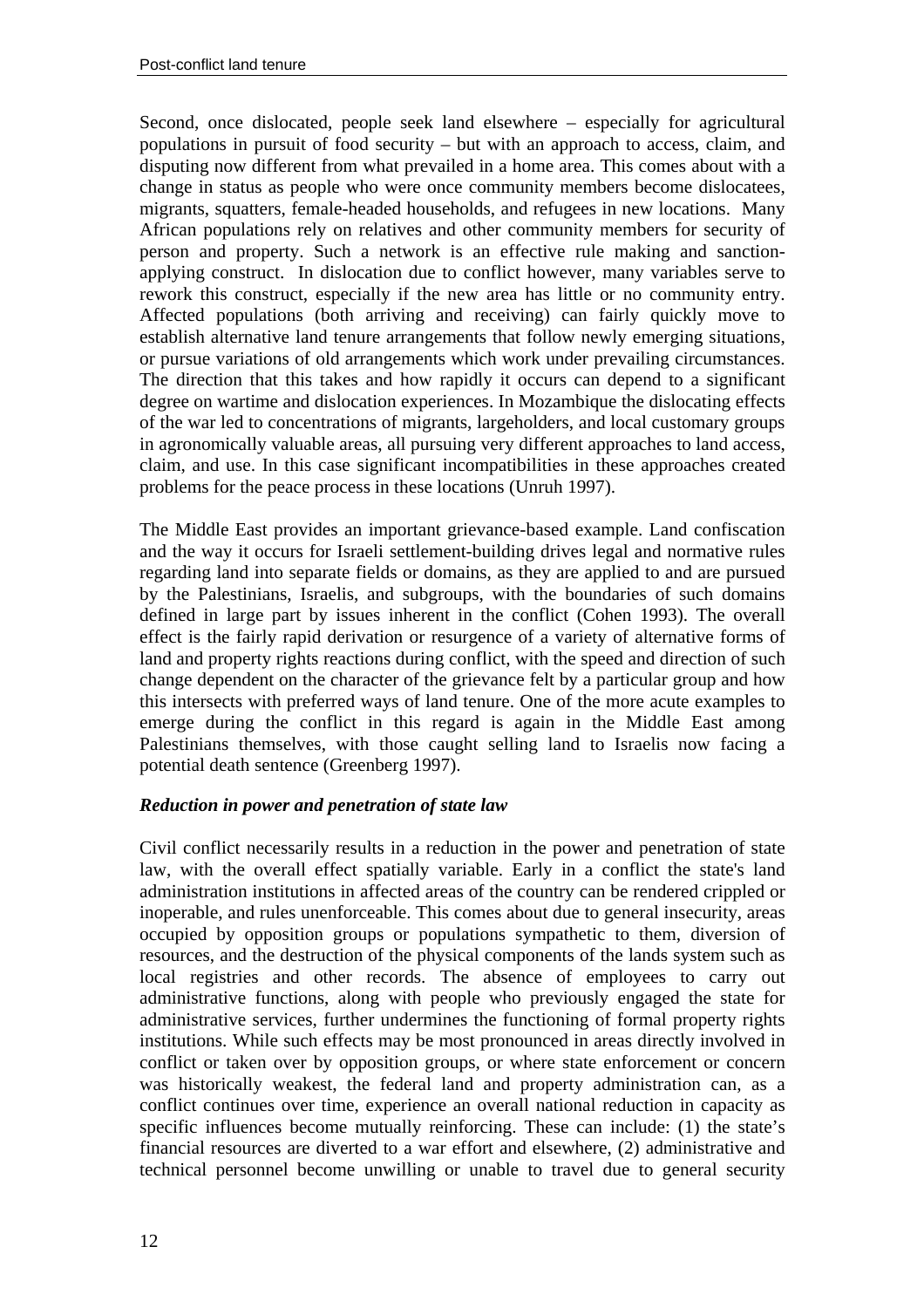Second, once dislocated, people seek land elsewhere – especially for agricultural populations in pursuit of food security – but with an approach to access, claim, and disputing now different from what prevailed in a home area. This comes about with a change in status as people who were once community members become dislocatees, migrants, squatters, female-headed households, and refugees in new locations. Many African populations rely on relatives and other community members for security of person and property. Such a network is an effective rule making and sanction-applying construct. In dislocation due to conflict however, many variables serve to rework this construct, especially if the new area has little or no community entry. Affected populations (both arriving and receiving) can fairly quickly move to establish alternative land tenure arrangements that follow newly emerging situations, or pursue variations of old arrangements which work under prevailing circumstances. The direction that this takes and how rapidly it occurs can depend to a significant degree on wartime and dislocation experiences. In Mozambique the dislocating effects of the war led to concentrations of migrants, largeholders, and local customary groups in agronomically valuable areas, all pursuing very different approaches to land access, claim, and use. In this case significant incompatibilities in these approaches created problems for the peace process in these locations (Unruh 1997).

The Middle East provides an important grievance-based example. Land confiscation and the way it occurs for Israeli settlement-building drives legal and normative rules regarding land into separate fields or domains, as they are applied to and are pursued by the Palestinians, Israelis, and subgroups, with the boundaries of such domains defined in large part by issues inherent in the conflict (Cohen 1993). The overall effect is the fairly rapid derivation or resurgence of a variety of alternative forms of land and property rights reactions during conflict, with the speed and direction of such change dependent on the character of the grievance felt by a particular group and how this intersects with preferred ways of land tenure. One of the more acute examples to emerge during the conflict in this regard is again in the Middle East among Palestinians themselves, with those caught selling land to Israelis now facing a potential death sentence (Greenberg 1997).

### *Reduction in power and penetration of state law*

Civil conflict necessarily results in a reduction in the power and penetration of state law, with the overall effect spatially variable. Early in a conflict the state's land administration institutions in affected areas of the country can be rendered crippled or inoperable, and rules unenforceable. This comes about due to general insecurity, areas occupied by opposition groups or populations sympathetic to them, diversion of resources, and the destruction of the physical components of the lands system such as local registries and other records. The absence of employees to carry out administrative functions, along with people who previously engaged the state for administrative services, further undermines the functioning of formal property rights institutions. While such effects may be most pronounced in areas directly involved in conflict or taken over by opposition groups, or where state enforcement or concern was historically weakest, the federal land and property administration can, as a conflict continues over time, experience an overall national reduction in capacity as specific influences become mutually reinforcing. These can include: (1) the state's financial resources are diverted to a war effort and elsewhere, (2) administrative and technical personnel become unwilling or unable to travel due to general security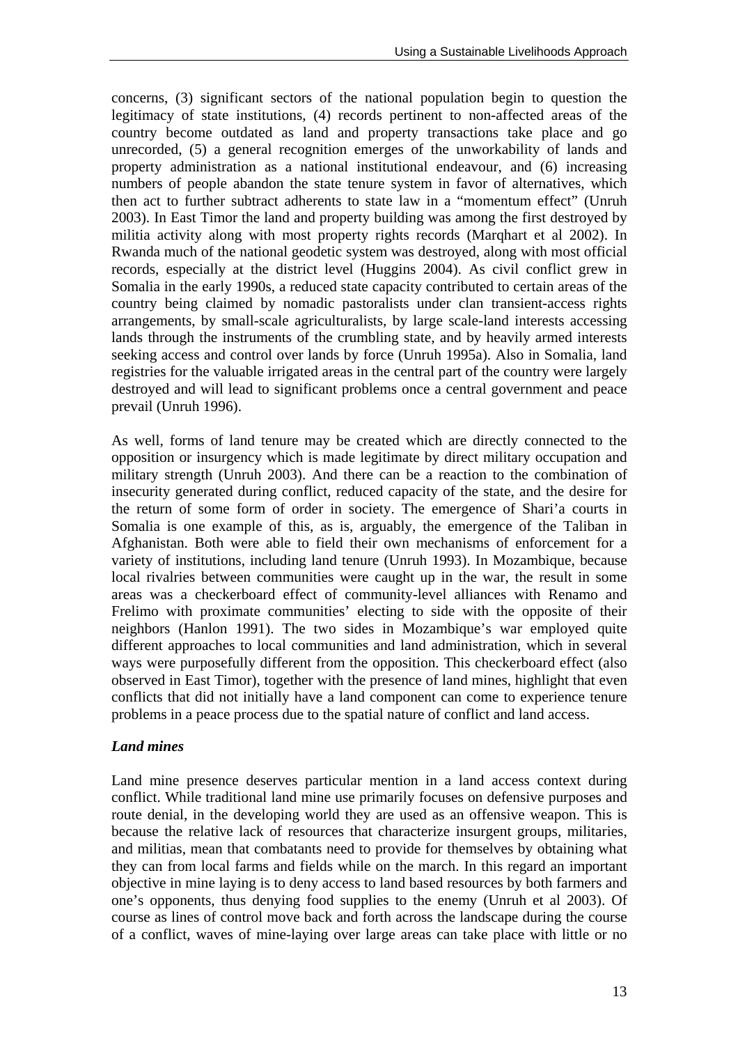concerns, (3) significant sectors of the national population begin to question the legitimacy of state institutions, (4) records pertinent to non-affected areas of the country become outdated as land and property transactions take place and go unrecorded, (5) a general recognition emerges of the unworkability of lands and property administration as a national institutional endeavour, and (6) increasing numbers of people abandon the state tenure system in favor of alternatives, which then act to further subtract adherents to state law in a "momentum effect" (Unruh 2003). In East Timor the land and property building was among the first destroyed by militia activity along with most property rights records (Marqhart et al 2002). In Rwanda much of the national geodetic system was destroyed, along with most official records, especially at the district level (Huggins 2004). As civil conflict grew in Somalia in the early 1990s, a reduced state capacity contributed to certain areas of the country being claimed by nomadic pastoralists under clan transient-access rights arrangements, by small-scale agriculturalists, by large scale-land interests accessing lands through the instruments of the crumbling state, and by heavily armed interests seeking access and control over lands by force (Unruh 1995a). Also in Somalia, land registries for the valuable irrigated areas in the central part of the country were largely destroyed and will lead to significant problems once a central government and peace prevail (Unruh 1996).

As well, forms of land tenure may be created which are directly connected to the opposition or insurgency which is made legitimate by direct military occupation and military strength (Unruh 2003). And there can be a reaction to the combination of insecurity generated during conflict, reduced capacity of the state, and the desire for the return of some form of order in society. The emergence of Shari'a courts in Somalia is one example of this, as is, arguably, the emergence of the Taliban in Afghanistan. Both were able to field their own mechanisms of enforcement for a variety of institutions, including land tenure (Unruh 1993). In Mozambique, because local rivalries between communities were caught up in the war, the result in some areas was a checkerboard effect of community-level alliances with Renamo and Frelimo with proximate communities' electing to side with the opposite of their neighbors (Hanlon 1991). The two sides in Mozambique's war employed quite different approaches to local communities and land administration, which in several ways were purposefully different from the opposition. This checkerboard effect (also observed in East Timor), together with the presence of land mines, highlight that even conflicts that did not initially have a land component can come to experience tenure problems in a peace process due to the spatial nature of conflict and land access.

### *Land mines*

Land mine presence deserves particular mention in a land access context during conflict. While traditional land mine use primarily focuses on defensive purposes and route denial, in the developing world they are used as an offensive weapon. This is because the relative lack of resources that characterize insurgent groups, militaries, and militias, mean that combatants need to provide for themselves by obtaining what they can from local farms and fields while on the march. In this regard an important objective in mine laying is to deny access to land based resources by both farmers and one's opponents, thus denying food supplies to the enemy (Unruh et al 2003). Of course as lines of control move back and forth across the landscape during the course of a conflict, waves of mine-laying over large areas can take place with little or no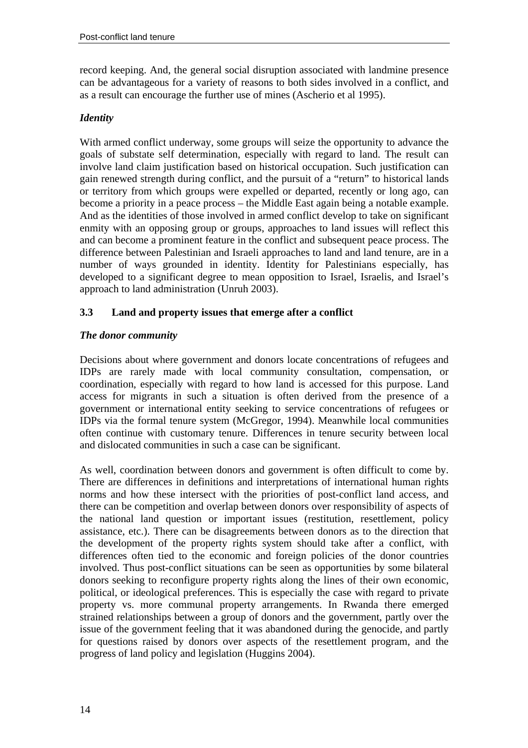record keeping. And, the general social disruption associated with landmine presence can be advantageous for a variety of reasons to both sides involved in a conflict, and as a result can encourage the further use of mines (Ascherio et al 1995).

### *Identity*

With armed conflict underway, some groups will seize the opportunity to advance the goals of substate self determination, especially with regard to land. The result can involve land claim justification based on historical occupation. Such justification can gain renewed strength during conflict, and the pursuit of a "return" to historical lands or territory from which groups were expelled or departed, recently or long ago, can become a priority in a peace process – the Middle East again being a notable example. And as the identities of those involved in armed conflict develop to take on significant enmity with an opposing group or groups, approaches to land issues will reflect this and can become a prominent feature in the conflict and subsequent peace process. The difference between Palestinian and Israeli approaches to land and land tenure, are in a number of ways grounded in identity. Identity for Palestinians especially, has developed to a significant degree to mean opposition to Israel, Israelis, and Israel's approach to land administration (Unruh 2003).

## 3.3 Land and property issues that emerge after a conflict

### *The donor community*

Decisions about where government and donors locate concentrations of refugees and IDPs are rarely made with local community consultation, compensation, or coordination, especially with regard to how land is accessed for this purpose. Land access for migrants in such a situation is often derived from the presence of a government or international entity seeking to service concentrations of refugees or IDPs via the formal tenure system (McGregor, 1994). Meanwhile local communities often continue with customary tenure. Differences in tenure security between local and dislocated communities in such a case can be significant.

As well, coordination between donors and government is often difficult to come by. There are differences in definitions and interpretations of international human rights norms and how these intersect with the priorities of post-conflict land access, and there can be competition and overlap between donors over responsibility of aspects of the national land question or important issues (restitution, resettlement, policy assistance, etc.). There can be disagreements between donors as to the direction that the development of the property rights system should take after a conflict, with differences often tied to the economic and foreign policies of the donor countries involved. Thus post-conflict situations can be seen as opportunities by some bilateral donors seeking to reconfigure property rights along the lines of their own economic, political, or ideological preferences. This is especially the case with regard to private property vs. more communal property arrangements. In Rwanda there emerged strained relationships between a group of donors and the government, partly over the issue of the government feeling that it was abandoned during the genocide, and partly for questions raised by donors over aspects of the resettlement program, and the progress of land policy and legislation (Huggins 2004).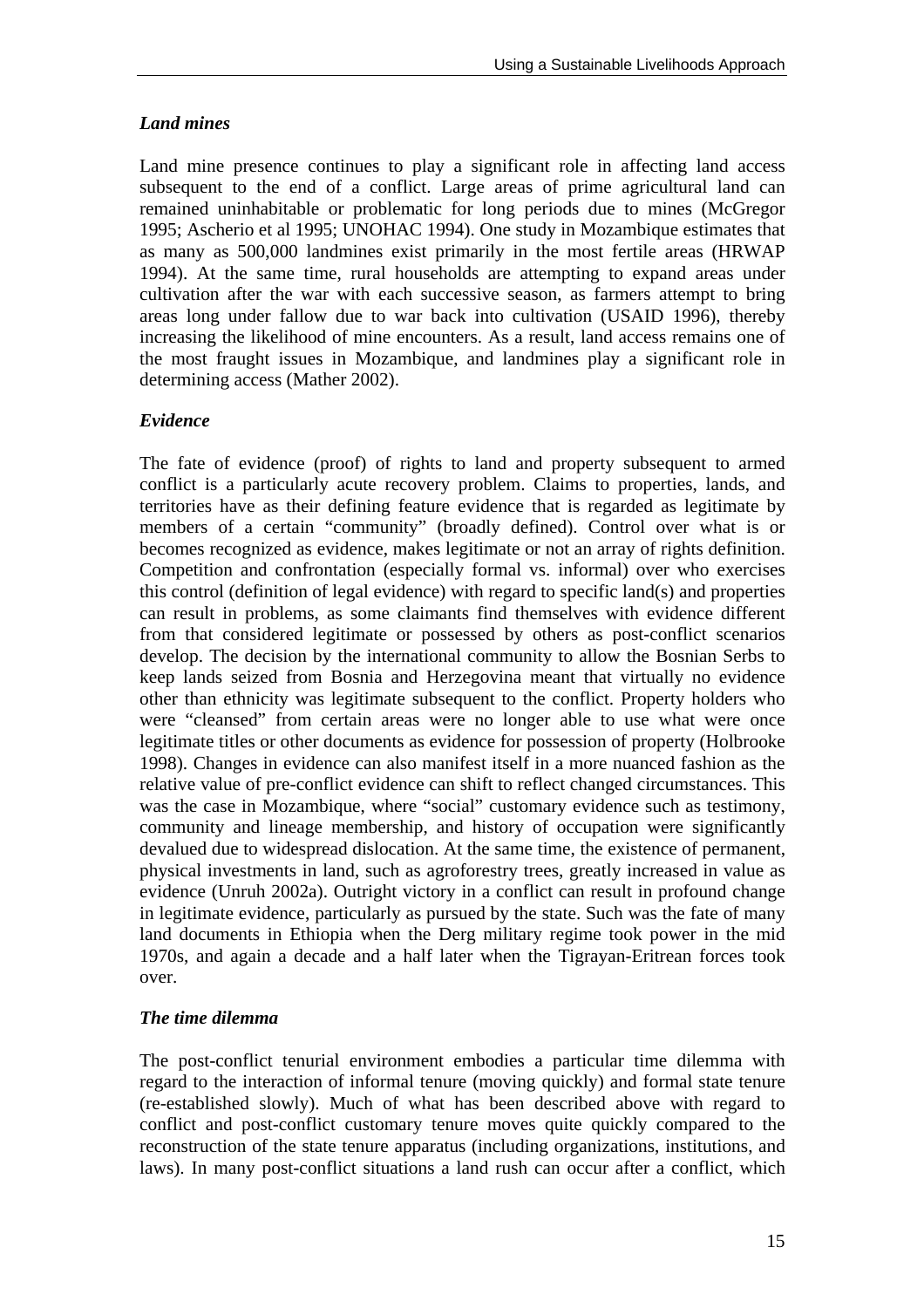### *Land mines*

Land mine presence continues to play a significant role in affecting land access subsequent to the end of a conflict. Large areas of prime agricultural land can remained uninhabitable or problematic for long periods due to mines (McGregor 1995; Ascherio et al 1995; UNOHAC 1994). One study in Mozambique estimates that as many as 500,000 landmines exist primarily in the most fertile areas (HRWAP 1994). At the same time, rural households are attempting to expand areas under cultivation after the war with each successive season, as farmers attempt to bring areas long under fallow due to war back into cultivation (USAID 1996), thereby increasing the likelihood of mine encounters. As a result, land access remains one of the most fraught issues in Mozambique, and landmines play a significant role in determining access (Mather 2002).

### *Evidence*

The fate of evidence (proof) of rights to land and property subsequent to armed conflict is a particularly acute recovery problem. Claims to properties, lands, and territories have as their defining feature evidence that is regarded as legitimate by members of a certain "community" (broadly defined). Control over what is or becomes recognized as evidence, makes legitimate or not an array of rights definition. Competition and confrontation (especially formal vs. informal) over who exercises this control (definition of legal evidence) with regard to specific land(s) and properties can result in problems, as some claimants find themselves with evidence different from that considered legitimate or possessed by others as post-conflict scenarios develop. The decision by the international community to allow the Bosnian Serbs to keep lands seized from Bosnia and Herzegovina meant that virtually no evidence other than ethnicity was legitimate subsequent to the conflict. Property holders who were "cleansed" from certain areas were no longer able to use what were once legitimate titles or other documents as evidence for possession of property (Holbrooke 1998). Changes in evidence can also manifest itself in a more nuanced fashion as the relative value of pre-conflict evidence can shift to reflect changed circumstances. This was the case in Mozambique, where "social" customary evidence such as testimony, community and lineage membership, and history of occupation were significantly devalued due to widespread dislocation. At the same time, the existence of permanent, physical investments in land, such as agroforestry trees, greatly increased in value as evidence (Unruh 2002a). Outright victory in a conflict can result in profound change in legitimate evidence, particularly as pursued by the state. Such was the fate of many land documents in Ethiopia when the Derg military regime took power in the mid 1970s, and again a decade and a half later when the Tigrayan-Eritrean forces took over.

### *The time dilemma*

The post-conflict tenurial environment embodies a particular time dilemma with regard to the interaction of informal tenure (moving quickly) and formal state tenure (re-established slowly). Much of what has been described above with regard to conflict and post-conflict customary tenure moves quite quickly compared to the reconstruction of the state tenure apparatus (including organizations, institutions, and laws). In many post-conflict situations a land rush can occur after a conflict, which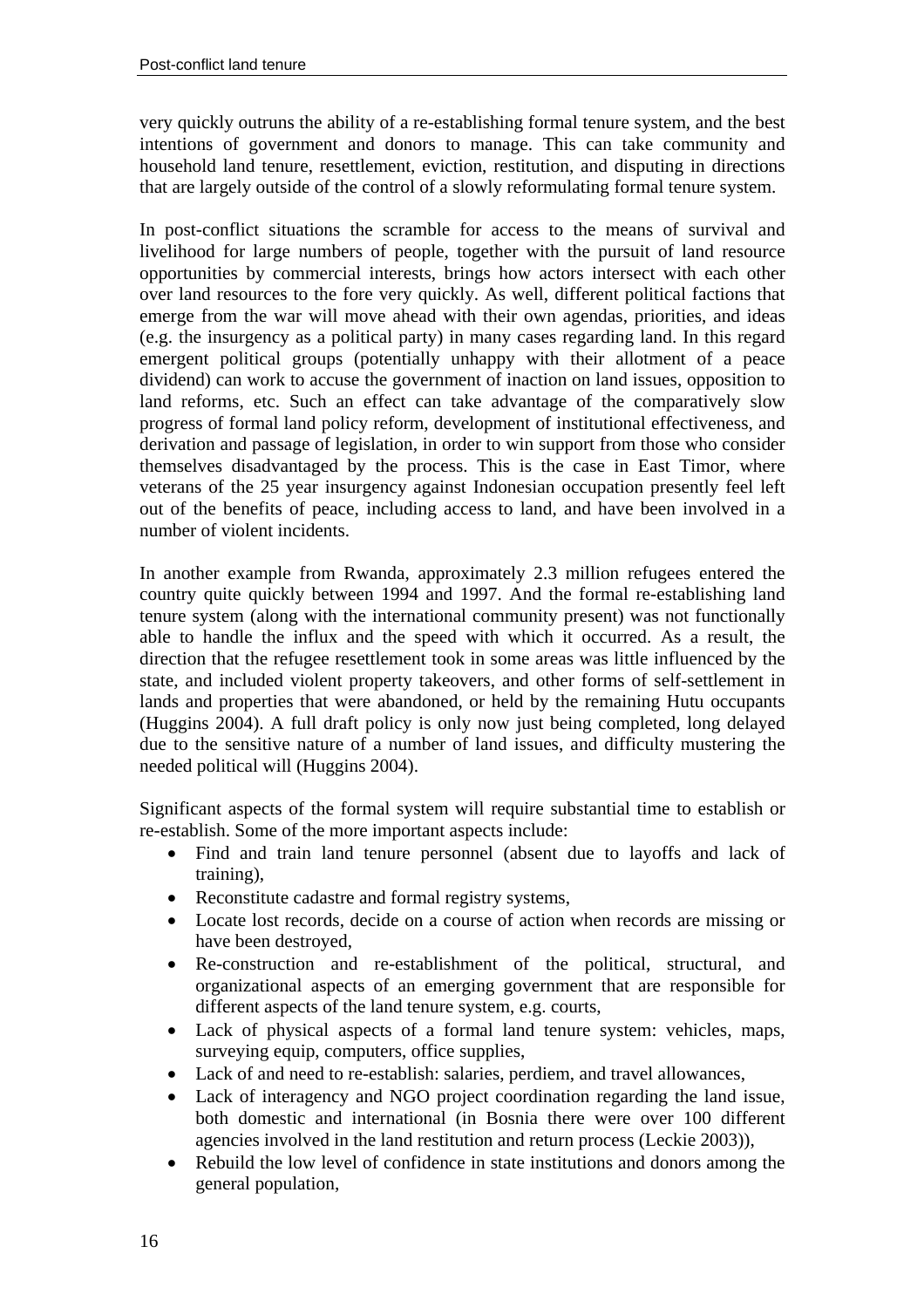very quickly outruns the ability of a re-establishing formal tenure system, and the best intentions of government and donors to manage. This can take community and household land tenure, resettlement, eviction, restitution, and disputing in directions that are largely outside of the control of a slowly reformulating formal tenure system.

In post-conflict situations the scramble for access to the means of survival and livelihood for large numbers of people, together with the pursuit of land resource opportunities by commercial interests, brings how actors intersect with each other over land resources to the fore very quickly. As well, different political factions that emerge from the war will move ahead with their own agendas, priorities, and ideas (e.g. the insurgency as a political party) in many cases regarding land. In this regard emergent political groups (potentially unhappy with their allotment of a peace dividend) can work to accuse the government of inaction on land issues, opposition to land reforms, etc. Such an effect can take advantage of the comparatively slow progress of formal land policy reform, development of institutional effectiveness, and derivation and passage of legislation, in order to win support from those who consider themselves disadvantaged by the process. This is the case in East Timor, where veterans of the 25 year insurgency against Indonesian occupation presently feel left out of the benefits of peace, including access to land, and have been involved in a number of violent incidents.

In another example from Rwanda, approximately 2.3 million refugees entered the country quite quickly between 1994 and 1997. And the formal re-establishing land tenure system (along with the international community present) was not functionally able to handle the influx and the speed with which it occurred. As a result, the direction that the refugee resettlement took in some areas was little influenced by the state, and included violent property takeovers, and other forms of self-settlement in lands and properties that were abandoned, or held by the remaining Hutu occupants (Huggins 2004). A full draft policy is only now just being completed, long delayed due to the sensitive nature of a number of land issues, and difficulty mustering the needed political will (Huggins 2004).

Significant aspects of the formal system will require substantial time to establish or re-establish. Some of the more important aspects include:

- Find and train land tenure personnel (absent due to layoffs and lack of training),
- Reconstitute cadastre and formal registry systems,
- Locate lost records, decide on a course of action when records are missing or have been destroyed,
- Re-construction and re-establishment of the political, structural, and organizational aspects of an emerging government that are responsible for different aspects of the land tenure system, e.g. courts,
- Lack of physical aspects of a formal land tenure system: vehicles, maps, surveying equip, computers, office supplies,
- Lack of and need to re-establish: salaries, perdiem, and travel allowances,
- Lack of interagency and NGO project coordination regarding the land issue, both domestic and international (in Bosnia there were over 100 different agencies involved in the land restitution and return process (Leckie 2003)),
- Rebuild the low level of confidence in state institutions and donors among the general population,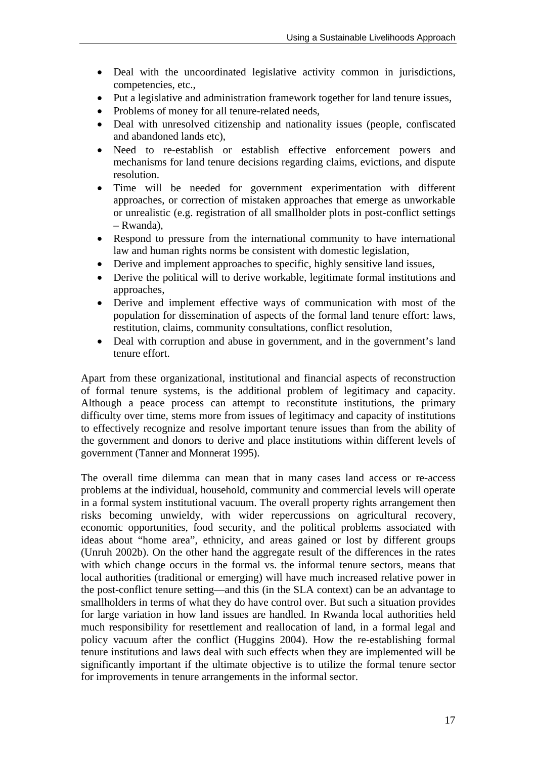- Deal with the uncoordinated legislative activity common in jurisdictions, competencies, etc.,
- Put a legislative and administration framework together for land tenure issues,
- Problems of money for all tenure-related needs,
- Deal with unresolved citizenship and nationality issues (people, confiscated and abandoned lands etc),
- Need to re-establish or establish effective enforcement powers and mechanisms for land tenure decisions regarding claims, evictions, and dispute resolution.
- Time will be needed for government experimentation with different approaches, or correction of mistaken approaches that emerge as unworkable or unrealistic (e.g. registration of all smallholder plots in post-conflict settings – Rwanda),
- Respond to pressure from the international community to have international law and human rights norms be consistent with domestic legislation,
- Derive and implement approaches to specific, highly sensitive land issues,
- Derive the political will to derive workable, legitimate formal institutions and approaches,
- Derive and implement effective ways of communication with most of the population for dissemination of aspects of the formal land tenure effort: laws, restitution, claims, community consultations, conflict resolution,
- Deal with corruption and abuse in government, and in the government's land tenure effort.

Apart from these organizational, institutional and financial aspects of reconstruction of formal tenure systems, is the additional problem of legitimacy and capacity. Although a peace process can attempt to reconstitute institutions, the primary difficulty over time, stems more from issues of legitimacy and capacity of institutions to effectively recognize and resolve important tenure issues than from the ability of the government and donors to derive and place institutions within different levels of government (Tanner and Monnerat 1995).

The overall time dilemma can mean that in many cases land access or re-access problems at the individual, household, community and commercial levels will operate in a formal system institutional vacuum. The overall property rights arrangement then risks becoming unwieldy, with wider repercussions on agricultural recovery, economic opportunities, food security, and the political problems associated with ideas about "home area", ethnicity, and areas gained or lost by different groups (Unruh 2002b). On the other hand the aggregate result of the differences in the rates with which change occurs in the formal vs. the informal tenure sectors, means that local authorities (traditional or emerging) will have much increased relative power in the post-conflict tenure setting—and this (in the SLA context) can be an advantage to smallholders in terms of what they do have control over. But such a situation provides for large variation in how land issues are handled. In Rwanda local authorities held much responsibility for resettlement and reallocation of land, in a formal legal and policy vacuum after the conflict (Huggins 2004). How the re-establishing formal tenure institutions and laws deal with such effects when they are implemented will be significantly important if the ultimate objective is to utilize the formal tenure sector for improvements in tenure arrangements in the informal sector.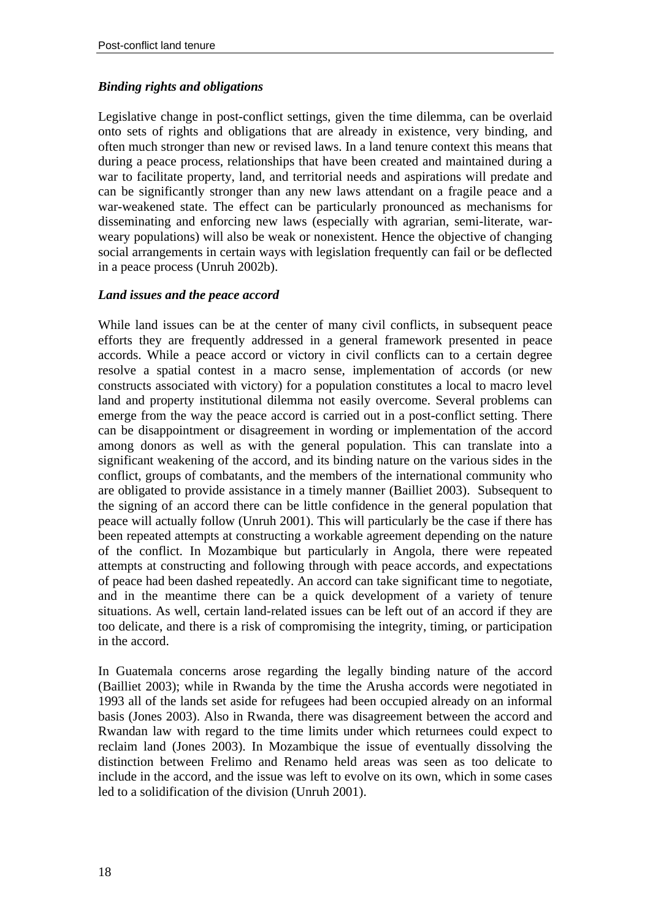### *Binding rights and obligations*

Legislative change in post-conflict settings, given the time dilemma, can be overlaid onto sets of rights and obligations that are already in existence, very binding, and often much stronger than new or revised laws. In a land tenure context this means that during a peace process, relationships that have been created and maintained during a war to facilitate property, land, and territorial needs and aspirations will predate and can be significantly stronger than any new laws attendant on a fragile peace and a war-weakened state. The effect can be particularly pronounced as mechanisms for disseminating and enforcing new laws (especially with agrarian, semi-literate, war-weary populations) will also be weak or nonexistent. Hence the objective of changing social arrangements in certain ways with legislation frequently can fail or be deflected in a peace process (Unruh 2002b).

### *Land issues and the peace accord*

While land issues can be at the center of many civil conflicts, in subsequent peace efforts they are frequently addressed in a general framework presented in peace accords. While a peace accord or victory in civil conflicts can to a certain degree resolve a spatial contest in a macro sense, implementation of accords (or new constructs associated with victory) for a population constitutes a local to macro level land and property institutional dilemma not easily overcome. Several problems can emerge from the way the peace accord is carried out in a post-conflict setting. There can be disappointment or disagreement in wording or implementation of the accord among donors as well as with the general population. This can translate into a significant weakening of the accord, and its binding nature on the various sides in the conflict, groups of combatants, and the members of the international community who are obligated to provide assistance in a timely manner (Bailliet 2003). Subsequent to the signing of an accord there can be little confidence in the general population that peace will actually follow (Unruh 2001). This will particularly be the case if there has been repeated attempts at constructing a workable agreement depending on the nature of the conflict. In Mozambique but particularly in Angola, there were repeated attempts at constructing and following through with peace accords, and expectations of peace had been dashed repeatedly. An accord can take significant time to negotiate, and in the meantime there can be a quick development of a variety of tenure situations. As well, certain land-related issues can be left out of an accord if they are too delicate, and there is a risk of compromising the integrity, timing, or participation in the accord.

In Guatemala concerns arose regarding the legally binding nature of the accord (Bailliet 2003); while in Rwanda by the time the Arusha accords were negotiated in 1993 all of the lands set aside for refugees had been occupied already on an informal basis (Jones 2003). Also in Rwanda, there was disagreement between the accord and Rwandan law with regard to the time limits under which returnees could expect to reclaim land (Jones 2003). In Mozambique the issue of eventually dissolving the distinction between Frelimo and Renamo held areas was seen as too delicate to include in the accord, and the issue was left to evolve on its own, which in some cases led to a solidification of the division (Unruh 2001).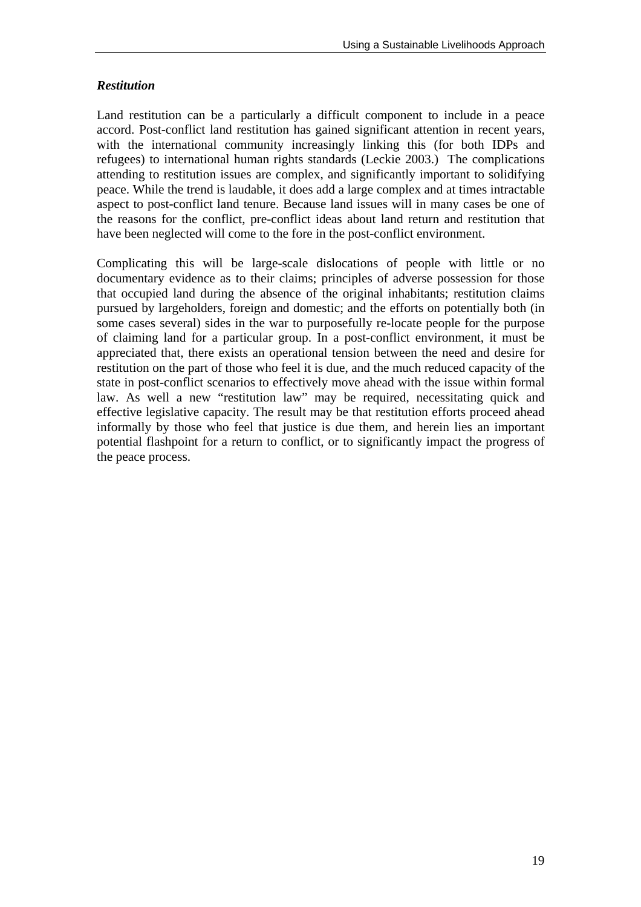### *Restitution*

Land restitution can be a particularly a difficult component to include in a peace accord. Post-conflict land restitution has gained significant attention in recent years, with the international community increasingly linking this (for both IDPs and refugees) to international human rights standards (Leckie 2003.) The complications attending to restitution issues are complex, and significantly important to solidifying peace. While the trend is laudable, it does add a large complex and at times intractable aspect to post-conflict land tenure. Because land issues will in many cases be one of the reasons for the conflict, pre-conflict ideas about land return and restitution that have been neglected will come to the fore in the post-conflict environment.

Complicating this will be large-scale dislocations of people with little or no documentary evidence as to their claims; principles of adverse possession for those that occupied land during the absence of the original inhabitants; restitution claims pursued by largeholders, foreign and domestic; and the efforts on potentially both (in some cases several) sides in the war to purposefully re-locate people for the purpose of claiming land for a particular group. In a post-conflict environment, it must be appreciated that, there exists an operational tension between the need and desire for restitution on the part of those who feel it is due, and the much reduced capacity of the state in post-conflict scenarios to effectively move ahead with the issue within formal law. As well a new "restitution law" may be required, necessitating quick and effective legislative capacity. The result may be that restitution efforts proceed ahead informally by those who feel that justice is due them, and herein lies an important potential flashpoint for a return to conflict, or to significantly impact the progress of the peace process.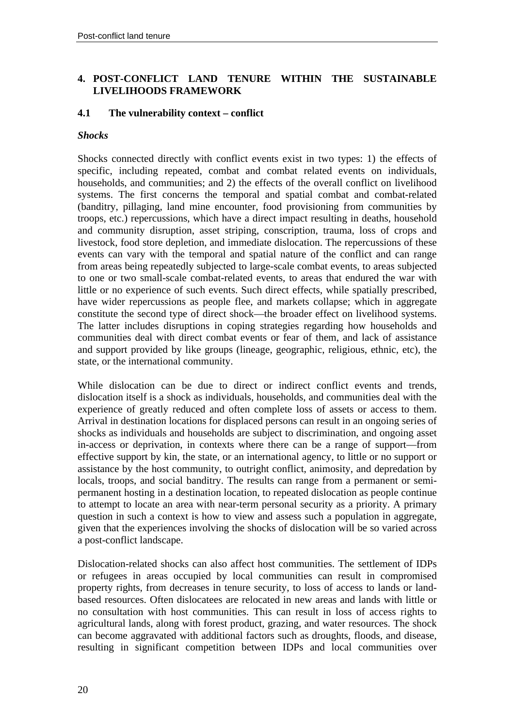## 4. POST-CONFLICT LAND TENURE WITHIN THE SUSTAINABLE LIVELIHOODS FRAMEWORK

### 4.1 The vulnerability context – conflict

#### *Shocks*

Shocks connected directly with conflict events exist in two types: 1) the effects of specific, including repeated, combat and combat related events on individuals, households, and communities; and 2) the effects of the overall conflict on livelihood systems. The first concerns the temporal and spatial combat and combat-related (banditry, pillaging, land mine encounter, food provisioning from communities by troops, etc.) repercussions, which have a direct impact resulting in deaths, household and community disruption, asset striping, conscription, trauma, loss of crops and livestock, food store depletion, and immediate dislocation. The repercussions of these events can vary with the temporal and spatial nature of the conflict and can range from areas being repeatedly subjected to large-scale combat events, to areas subjected to one or two small-scale combat-related events, to areas that endured the war with little or no experience of such events. Such direct effects, while spatially prescribed, have wider repercussions as people flee, and markets collapse; which in aggregate constitute the second type of direct shock—the broader effect on livelihood systems. The latter includes disruptions in coping strategies regarding how households and communities deal with direct combat events or fear of them, and lack of assistance and support provided by like groups (lineage, geographic, religious, ethnic, etc), the state, or the international community.

While dislocation can be due to direct or indirect conflict events and trends, dislocation itself is a shock as individuals, households, and communities deal with the experience of greatly reduced and often complete loss of assets or access to them. Arrival in destination locations for displaced persons can result in an ongoing series of shocks as individuals and households are subject to discrimination, and ongoing asset in-access or deprivation, in contexts where there can be a range of support—from effective support by kin, the state, or an international agency, to little or no support or assistance by the host community, to outright conflict, animosity, and depredation by locals, troops, and social banditry. The results can range from a permanent or semi-permanent hosting in a destination location, to repeated dislocation as people continue to attempt to locate an area with near-term personal security as a priority. A primary question in such a context is how to view and assess such a population in aggregate, given that the experiences involving the shocks of dislocation will be so varied across a post-conflict landscape.

Dislocation-related shocks can also affect host communities. The settlement of IDPs or refugees in areas occupied by local communities can result in compromised property rights, from decreases in tenure security, to loss of access to lands or land-based resources. Often dislocatees are relocated in new areas and lands with little or no consultation with host communities. This can result in loss of access rights to agricultural lands, along with forest product, grazing, and water resources. The shock can become aggravated with additional factors such as droughts, floods, and disease, resulting in significant competition between IDPs and local communities over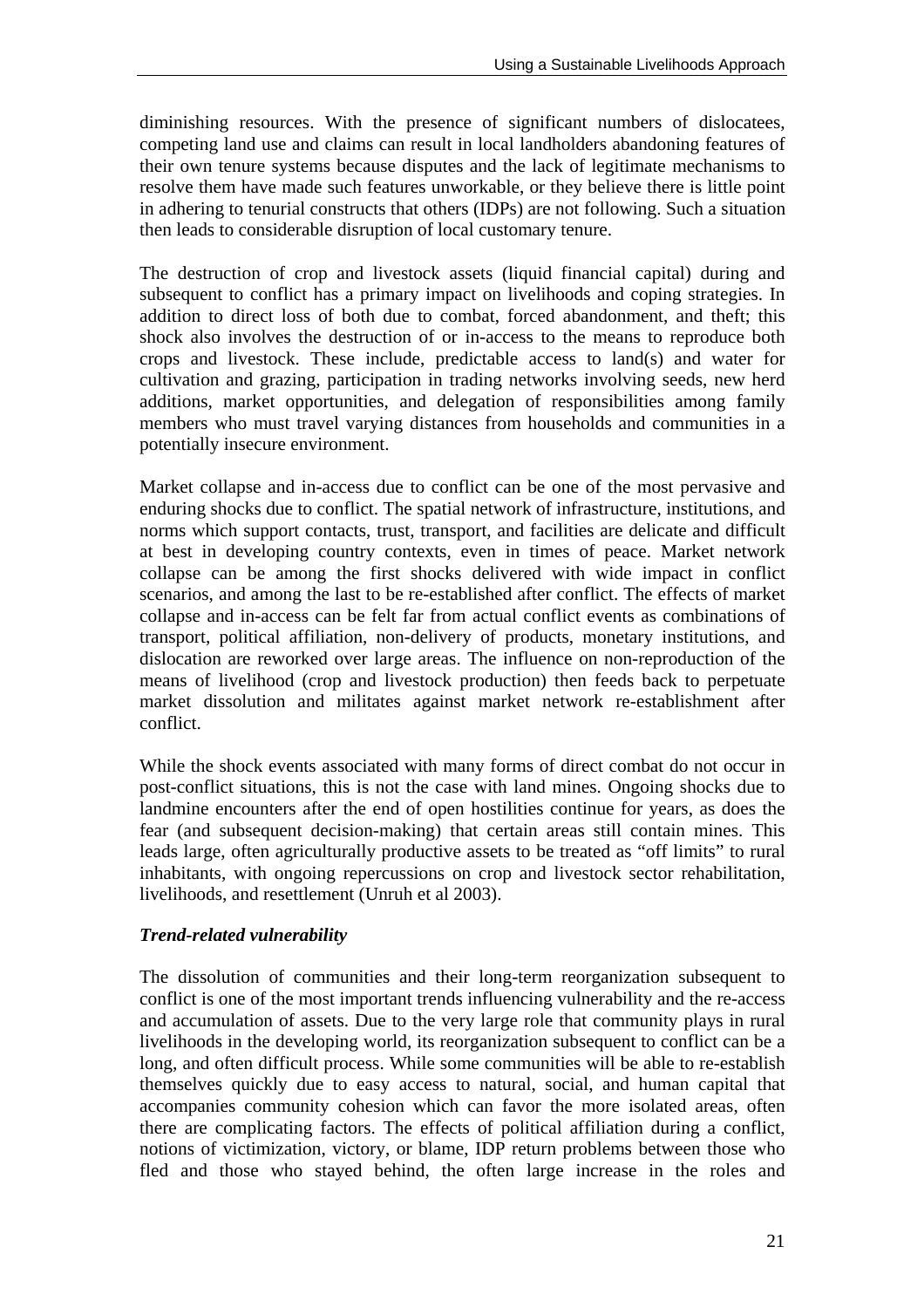diminishing resources. With the presence of significant numbers of dislocatees, competing land use and claims can result in local landholders abandoning features of their own tenure systems because disputes and the lack of legitimate mechanisms to resolve them have made such features unworkable, or they believe there is little point in adhering to tenurial constructs that others (IDPs) are not following. Such a situation then leads to considerable disruption of local customary tenure.

The destruction of crop and livestock assets (liquid financial capital) during and subsequent to conflict has a primary impact on livelihoods and coping strategies. In addition to direct loss of both due to combat, forced abandonment, and theft; this shock also involves the destruction of or in-access to the means to reproduce both crops and livestock. These include, predictable access to land(s) and water for cultivation and grazing, participation in trading networks involving seeds, new herd additions, market opportunities, and delegation of responsibilities among family members who must travel varying distances from households and communities in a potentially insecure environment.

Market collapse and in-access due to conflict can be one of the most pervasive and enduring shocks due to conflict. The spatial network of infrastructure, institutions, and norms which support contacts, trust, transport, and facilities are delicate and difficult at best in developing country contexts, even in times of peace. Market network collapse can be among the first shocks delivered with wide impact in conflict scenarios, and among the last to be re-established after conflict. The effects of market collapse and in-access can be felt far from actual conflict events as combinations of transport, political affiliation, non-delivery of products, monetary institutions, and dislocation are reworked over large areas. The influence on non-reproduction of the means of livelihood (crop and livestock production) then feeds back to perpetuate market dissolution and militates against market network re-establishment after conflict.

While the shock events associated with many forms of direct combat do not occur in post-conflict situations, this is not the case with land mines. Ongoing shocks due to landmine encounters after the end of open hostilities continue for years, as does the fear (and subsequent decision-making) that certain areas still contain mines. This leads large, often agriculturally productive assets to be treated as "off limits" to rural inhabitants, with ongoing repercussions on crop and livestock sector rehabilitation, livelihoods, and resettlement (Unruh et al 2003).

***Trend-related vulnerability***

The dissolution of communities and their long-term reorganization subsequent to conflict is one of the most important trends influencing vulnerability and the re-access and accumulation of assets. Due to the very large role that community plays in rural livelihoods in the developing world, its reorganization subsequent to conflict can be a long, and often difficult process. While some communities will be able to re-establish themselves quickly due to easy access to natural, social, and human capital that accompanies community cohesion which can favor the more isolated areas, often there are complicating factors. The effects of political affiliation during a conflict, notions of victimization, victory, or blame, IDP return problems between those who fled and those who stayed behind, the often large increase in the roles and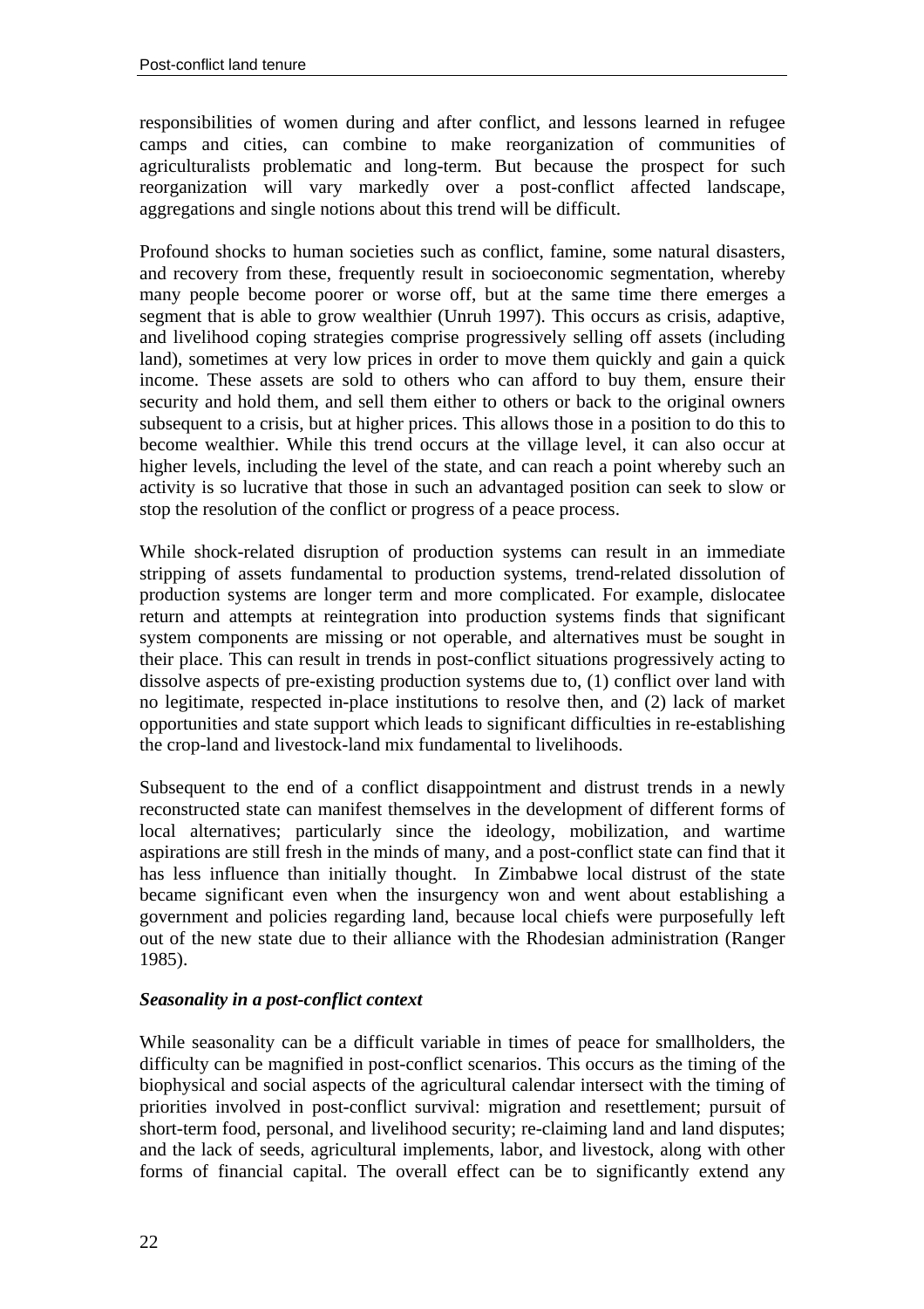responsibilities of women during and after conflict, and lessons learned in refugee camps and cities, can combine to make reorganization of communities of agriculturalists problematic and long-term. But because the prospect for such reorganization will vary markedly over a post-conflict affected landscape, aggregations and single notions about this trend will be difficult.

Profound shocks to human societies such as conflict, famine, some natural disasters, and recovery from these, frequently result in socioeconomic segmentation, whereby many people become poorer or worse off, but at the same time there emerges a segment that is able to grow wealthier (Unruh 1997). This occurs as crisis, adaptive, and livelihood coping strategies comprise progressively selling off assets (including land), sometimes at very low prices in order to move them quickly and gain a quick income. These assets are sold to others who can afford to buy them, ensure their security and hold them, and sell them either to others or back to the original owners subsequent to a crisis, but at higher prices. This allows those in a position to do this to become wealthier. While this trend occurs at the village level, it can also occur at higher levels, including the level of the state, and can reach a point whereby such an activity is so lucrative that those in such an advantaged position can seek to slow or stop the resolution of the conflict or progress of a peace process.

While shock-related disruption of production systems can result in an immediate stripping of assets fundamental to production systems, trend-related dissolution of production systems are longer term and more complicated. For example, dislocatee return and attempts at reintegration into production systems finds that significant system components are missing or not operable, and alternatives must be sought in their place. This can result in trends in post-conflict situations progressively acting to dissolve aspects of pre-existing production systems due to, (1) conflict over land with no legitimate, respected in-place institutions to resolve then, and (2) lack of market opportunities and state support which leads to significant difficulties in re-establishing the crop-land and livestock-land mix fundamental to livelihoods.

Subsequent to the end of a conflict disappointment and distrust trends in a newly reconstructed state can manifest themselves in the development of different forms of local alternatives; particularly since the ideology, mobilization, and wartime aspirations are still fresh in the minds of many, and a post-conflict state can find that it has less influence than initially thought. In Zimbabwe local distrust of the state became significant even when the insurgency won and went about establishing a government and policies regarding land, because local chiefs were purposefully left out of the new state due to their alliance with the Rhodesian administration (Ranger 1985).

***Seasonality in a post-conflict context***

While seasonality can be a difficult variable in times of peace for smallholders, the difficulty can be magnified in post-conflict scenarios. This occurs as the timing of the biophysical and social aspects of the agricultural calendar intersect with the timing of priorities involved in post-conflict survival: migration and resettlement; pursuit of short-term food, personal, and livelihood security; re-claiming land and land disputes; and the lack of seeds, agricultural implements, labor, and livestock, along with other forms of financial capital. The overall effect can be to significantly extend any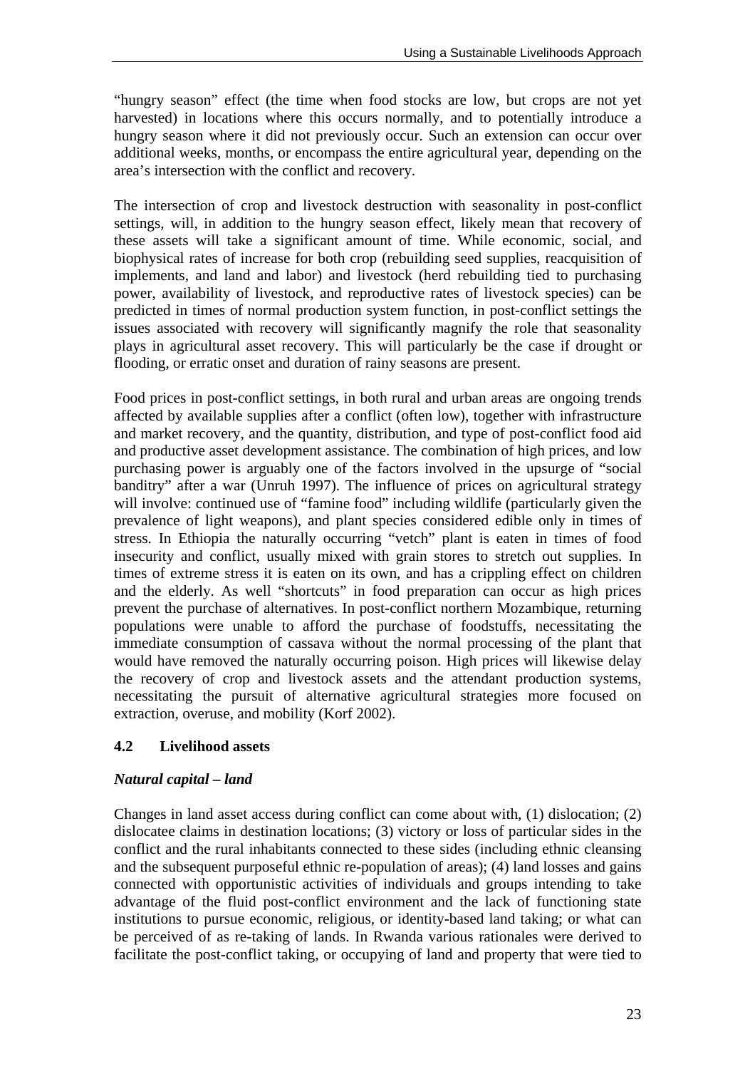"hungry season" effect (the time when food stocks are low, but crops are not yet harvested) in locations where this occurs normally, and to potentially introduce a hungry season where it did not previously occur. Such an extension can occur over additional weeks, months, or encompass the entire agricultural year, depending on the area's intersection with the conflict and recovery.

The intersection of crop and livestock destruction with seasonality in post-conflict settings, will, in addition to the hungry season effect, likely mean that recovery of these assets will take a significant amount of time. While economic, social, and biophysical rates of increase for both crop (rebuilding seed supplies, reacquisition of implements, and land and labor) and livestock (herd rebuilding tied to purchasing power, availability of livestock, and reproductive rates of livestock species) can be predicted in times of normal production system function, in post-conflict settings the issues associated with recovery will significantly magnify the role that seasonality plays in agricultural asset recovery. This will particularly be the case if drought or flooding, or erratic onset and duration of rainy seasons are present.

Food prices in post-conflict settings, in both rural and urban areas are ongoing trends affected by available supplies after a conflict (often low), together with infrastructure and market recovery, and the quantity, distribution, and type of post-conflict food aid and productive asset development assistance. The combination of high prices, and low purchasing power is arguably one of the factors involved in the upsurge of "social banditry" after a war (Unruh 1997). The influence of prices on agricultural strategy will involve: continued use of "famine food" including wildlife (particularly given the prevalence of light weapons), and plant species considered edible only in times of stress. In Ethiopia the naturally occurring "vetch" plant is eaten in times of food insecurity and conflict, usually mixed with grain stores to stretch out supplies. In times of extreme stress it is eaten on its own, and has a crippling effect on children and the elderly. As well "shortcuts" in food preparation can occur as high prices prevent the purchase of alternatives. In post-conflict northern Mozambique, returning populations were unable to afford the purchase of foodstuffs, necessitating the immediate consumption of cassava without the normal processing of the plant that would have removed the naturally occurring poison. High prices will likewise delay the recovery of crop and livestock assets and the attendant production systems, necessitating the pursuit of alternative agricultural strategies more focused on extraction, overuse, and mobility (Korf 2002).

### 4.2 Livelihood assets

#### *Natural capital – land*

Changes in land asset access during conflict can come about with, (1) dislocation; (2) dislocatee claims in destination locations; (3) victory or loss of particular sides in the conflict and the rural inhabitants connected to these sides (including ethnic cleansing and the subsequent purposeful ethnic re-population of areas); (4) land losses and gains connected with opportunistic activities of individuals and groups intending to take advantage of the fluid post-conflict environment and the lack of functioning state institutions to pursue economic, religious, or identity-based land taking; or what can be perceived of as re-taking of lands. In Rwanda various rationales were derived to facilitate the post-conflict taking, or occupying of land and property that were tied to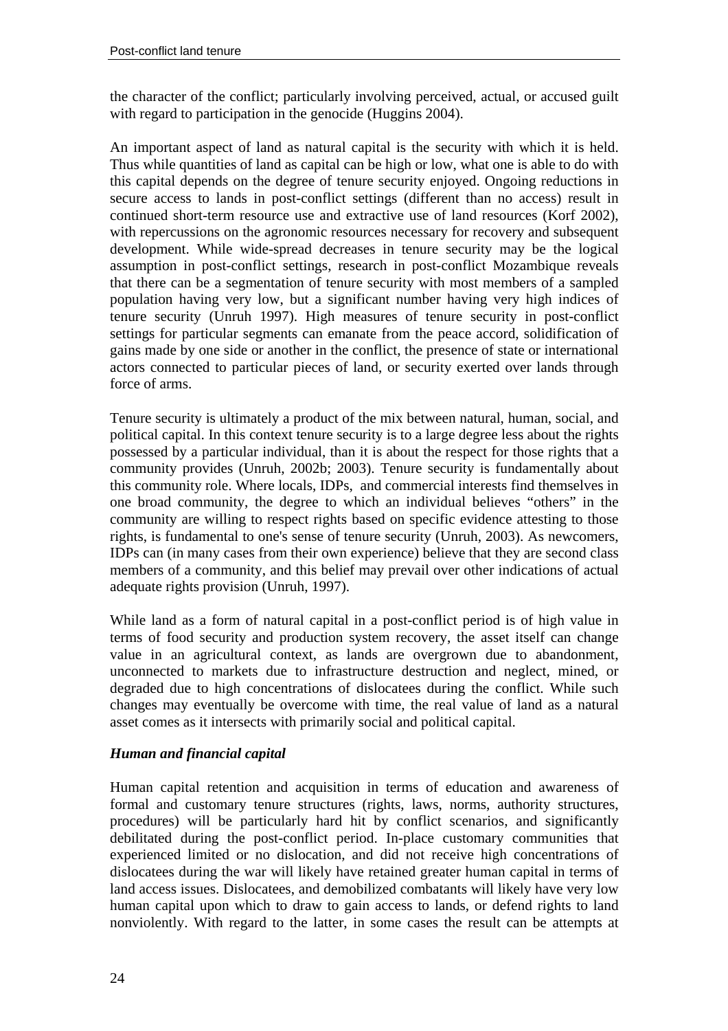the character of the conflict; particularly involving perceived, actual, or accused guilt with regard to participation in the genocide (Huggins 2004).

An important aspect of land as natural capital is the security with which it is held. Thus while quantities of land as capital can be high or low, what one is able to do with this capital depends on the degree of tenure security enjoyed. Ongoing reductions in secure access to lands in post-conflict settings (different than no access) result in continued short-term resource use and extractive use of land resources (Korf 2002), with repercussions on the agronomic resources necessary for recovery and subsequent development. While wide-spread decreases in tenure security may be the logical assumption in post-conflict settings, research in post-conflict Mozambique reveals that there can be a segmentation of tenure security with most members of a sampled population having very low, but a significant number having very high indices of tenure security (Unruh 1997). High measures of tenure security in post-conflict settings for particular segments can emanate from the peace accord, solidification of gains made by one side or another in the conflict, the presence of state or international actors connected to particular pieces of land, or security exerted over lands through force of arms.

Tenure security is ultimately a product of the mix between natural, human, social, and political capital. In this context tenure security is to a large degree less about the rights possessed by a particular individual, than it is about the respect for those rights that a community provides (Unruh, 2002b; 2003). Tenure security is fundamentally about this community role. Where locals, IDPs, and commercial interests find themselves in one broad community, the degree to which an individual believes "others" in the community are willing to respect rights based on specific evidence attesting to those rights, is fundamental to one's sense of tenure security (Unruh, 2003). As newcomers, IDPs can (in many cases from their own experience) believe that they are second class members of a community, and this belief may prevail over other indications of actual adequate rights provision (Unruh, 1997).

While land as a form of natural capital in a post-conflict period is of high value in terms of food security and production system recovery, the asset itself can change value in an agricultural context, as lands are overgrown due to abandonment, unconnected to markets due to infrastructure destruction and neglect, mined, or degraded due to high concentrations of dislocatees during the conflict. While such changes may eventually be overcome with time, the real value of land as a natural asset comes as it intersects with primarily social and political capital.

### *Human and financial capital*

Human capital retention and acquisition in terms of education and awareness of formal and customary tenure structures (rights, laws, norms, authority structures, procedures) will be particularly hard hit by conflict scenarios, and significantly debilitated during the post-conflict period. In-place customary communities that experienced limited or no dislocation, and did not receive high concentrations of dislocatees during the war will likely have retained greater human capital in terms of land access issues. Dislocatees, and demobilized combatants will likely have very low human capital upon which to draw to gain access to lands, or defend rights to land nonviolently. With regard to the latter, in some cases the result can be attempts at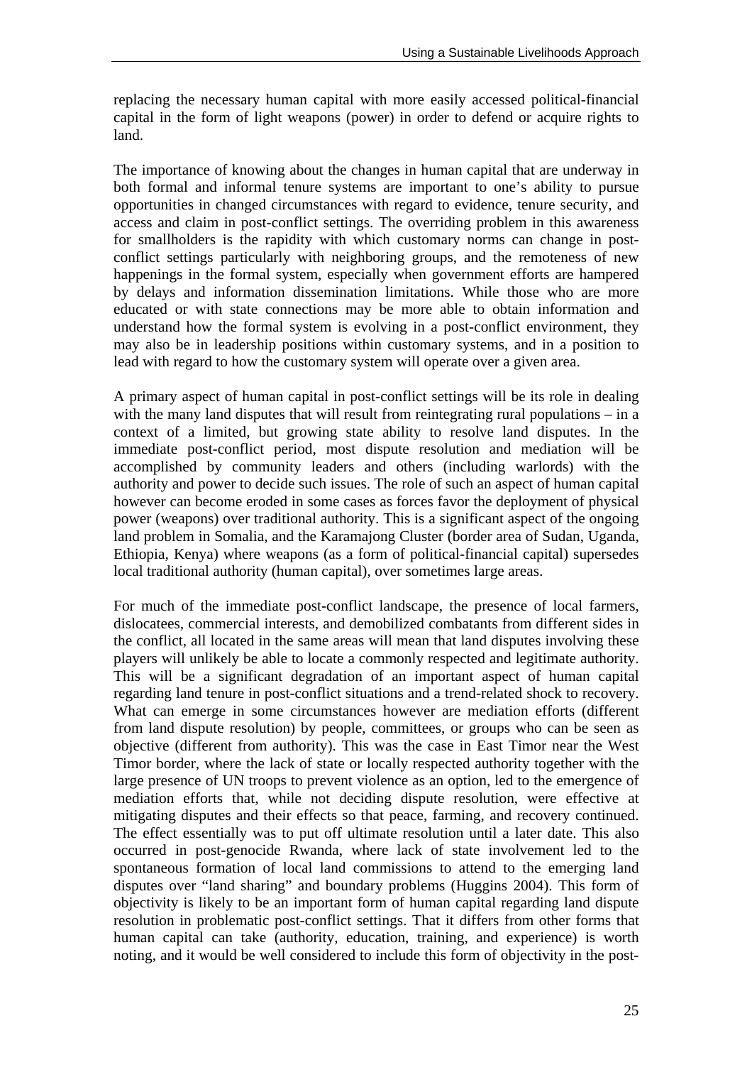replacing the necessary human capital with more easily accessed political-financial capital in the form of light weapons (power) in order to defend or acquire rights to land.

The importance of knowing about the changes in human capital that are underway in both formal and informal tenure systems are important to one's ability to pursue opportunities in changed circumstances with regard to evidence, tenure security, and access and claim in post-conflict settings. The overriding problem in this awareness for smallholders is the rapidity with which customary norms can change in post-conflict settings particularly with neighboring groups, and the remoteness of new happenings in the formal system, especially when government efforts are hampered by delays and information dissemination limitations. While those who are more educated or with state connections may be more able to obtain information and understand how the formal system is evolving in a post-conflict environment, they may also be in leadership positions within customary systems, and in a position to lead with regard to how the customary system will operate over a given area.

A primary aspect of human capital in post-conflict settings will be its role in dealing with the many land disputes that will result from reintegrating rural populations – in a context of a limited, but growing state ability to resolve land disputes. In the immediate post-conflict period, most dispute resolution and mediation will be accomplished by community leaders and others (including warlords) with the authority and power to decide such issues. The role of such an aspect of human capital however can become eroded in some cases as forces favor the deployment of physical power (weapons) over traditional authority. This is a significant aspect of the ongoing land problem in Somalia, and the Karamajong Cluster (border area of Sudan, Uganda, Ethiopia, Kenya) where weapons (as a form of political-financial capital) supersedes local traditional authority (human capital), over sometimes large areas.

For much of the immediate post-conflict landscape, the presence of local farmers, dislocatees, commercial interests, and demobilized combatants from different sides in the conflict, all located in the same areas will mean that land disputes involving these players will unlikely be able to locate a commonly respected and legitimate authority. This will be a significant degradation of an important aspect of human capital regarding land tenure in post-conflict situations and a trend-related shock to recovery. What can emerge in some circumstances however are mediation efforts (different from land dispute resolution) by people, committees, or groups who can be seen as objective (different from authority). This was the case in East Timor near the West Timor border, where the lack of state or locally respected authority together with the large presence of UN troops to prevent violence as an option, led to the emergence of mediation efforts that, while not deciding dispute resolution, were effective at mitigating disputes and their effects so that peace, farming, and recovery continued. The effect essentially was to put off ultimate resolution until a later date. This also occurred in post-genocide Rwanda, where lack of state involvement led to the spontaneous formation of local land commissions to attend to the emerging land disputes over "land sharing" and boundary problems (Huggins 2004). This form of objectivity is likely to be an important form of human capital regarding land dispute resolution in problematic post-conflict settings. That it differs from other forms that human capital can take (authority, education, training, and experience) is worth noting, and it would be well considered to include this form of objectivity in the post-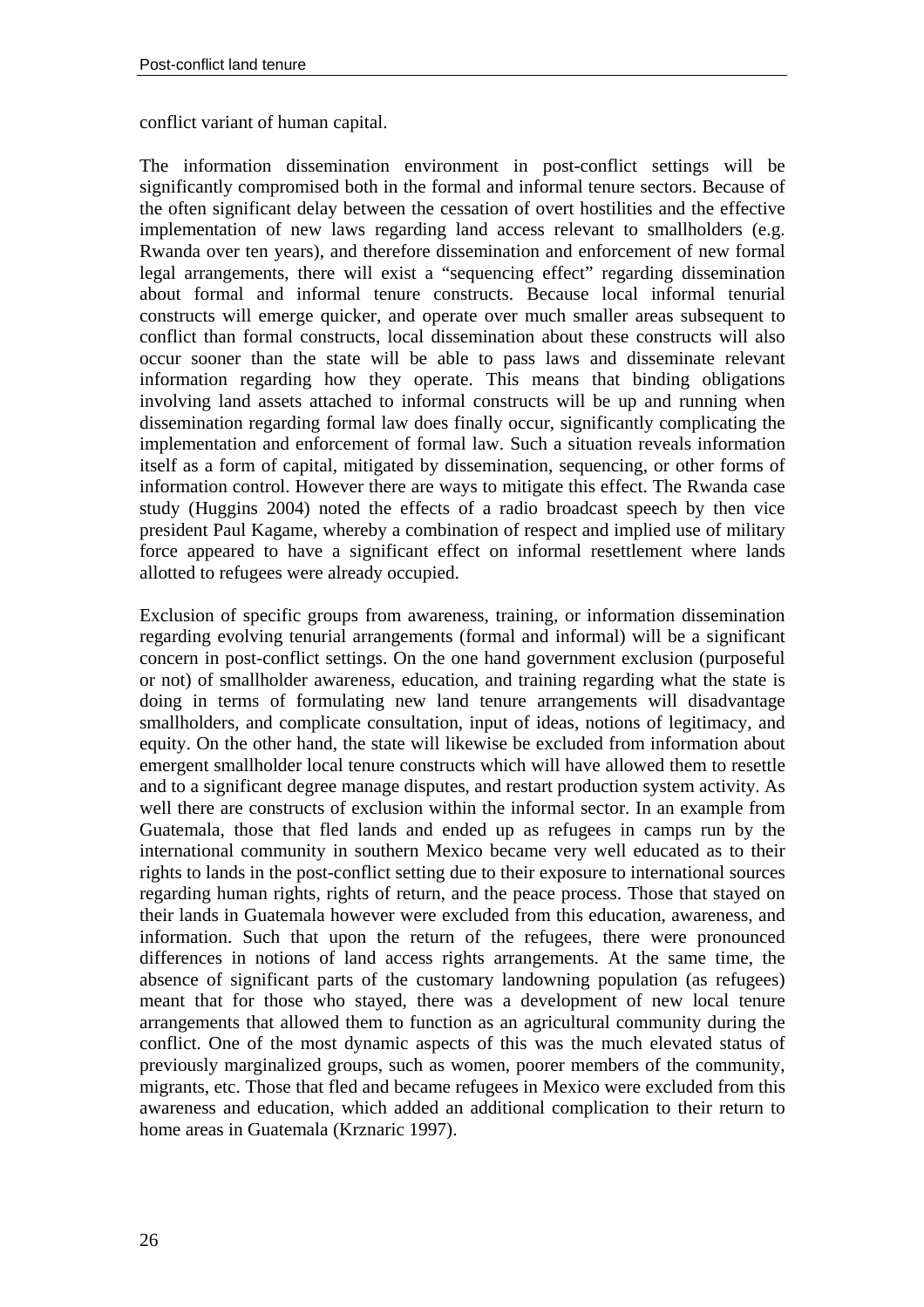conflict variant of human capital.

The information dissemination environment in post-conflict settings will be significantly compromised both in the formal and informal tenure sectors. Because of the often significant delay between the cessation of overt hostilities and the effective implementation of new laws regarding land access relevant to smallholders (e.g. Rwanda over ten years), and therefore dissemination and enforcement of new formal legal arrangements, there will exist a "sequencing effect" regarding dissemination about formal and informal tenure constructs. Because local informal tenurial constructs will emerge quicker, and operate over much smaller areas subsequent to conflict than formal constructs, local dissemination about these constructs will also occur sooner than the state will be able to pass laws and disseminate relevant information regarding how they operate. This means that binding obligations involving land assets attached to informal constructs will be up and running when dissemination regarding formal law does finally occur, significantly complicating the implementation and enforcement of formal law. Such a situation reveals information itself as a form of capital, mitigated by dissemination, sequencing, or other forms of information control. However there are ways to mitigate this effect. The Rwanda case study (Huggins 2004) noted the effects of a radio broadcast speech by then vice president Paul Kagame, whereby a combination of respect and implied use of military force appeared to have a significant effect on informal resettlement where lands allotted to refugees were already occupied.

Exclusion of specific groups from awareness, training, or information dissemination regarding evolving tenurial arrangements (formal and informal) will be a significant concern in post-conflict settings. On the one hand government exclusion (purposeful or not) of smallholder awareness, education, and training regarding what the state is doing in terms of formulating new land tenure arrangements will disadvantage smallholders, and complicate consultation, input of ideas, notions of legitimacy, and equity. On the other hand, the state will likewise be excluded from information about emergent smallholder local tenure constructs which will have allowed them to resettle and to a significant degree manage disputes, and restart production system activity. As well there are constructs of exclusion within the informal sector. In an example from Guatemala, those that fled lands and ended up as refugees in camps run by the international community in southern Mexico became very well educated as to their rights to lands in the post-conflict setting due to their exposure to international sources regarding human rights, rights of return, and the peace process. Those that stayed on their lands in Guatemala however were excluded from this education, awareness, and information. Such that upon the return of the refugees, there were pronounced differences in notions of land access rights arrangements. At the same time, the absence of significant parts of the customary landowning population (as refugees) meant that for those who stayed, there was a development of new local tenure arrangements that allowed them to function as an agricultural community during the conflict. One of the most dynamic aspects of this was the much elevated status of previously marginalized groups, such as women, poorer members of the community, migrants, etc. Those that fled and became refugees in Mexico were excluded from this awareness and education, which added an additional complication to their return to home areas in Guatemala (Krznaric 1997).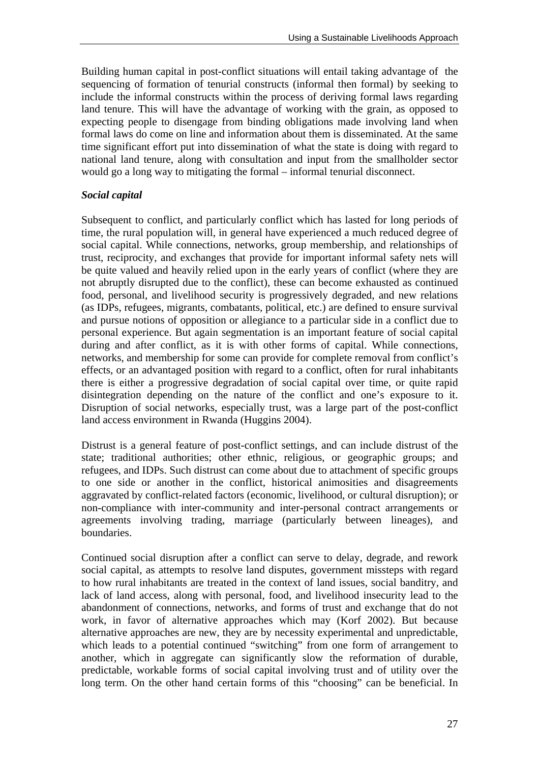Building human capital in post-conflict situations will entail taking advantage of the sequencing of formation of tenurial constructs (informal then formal) by seeking to include the informal constructs within the process of deriving formal laws regarding land tenure. This will have the advantage of working with the grain, as opposed to expecting people to disengage from binding obligations made involving land when formal laws do come on line and information about them is disseminated. At the same time significant effort put into dissemination of what the state is doing with regard to national land tenure, along with consultation and input from the smallholder sector would go a long way to mitigating the formal – informal tenurial disconnect.

***Social capital***

Subsequent to conflict, and particularly conflict which has lasted for long periods of time, the rural population will, in general have experienced a much reduced degree of social capital. While connections, networks, group membership, and relationships of trust, reciprocity, and exchanges that provide for important informal safety nets will be quite valued and heavily relied upon in the early years of conflict (where they are not abruptly disrupted due to the conflict), these can become exhausted as continued food, personal, and livelihood security is progressively degraded, and new relations (as IDPs, refugees, migrants, combatants, political, etc.) are defined to ensure survival and pursue notions of opposition or allegiance to a particular side in a conflict due to personal experience. But again segmentation is an important feature of social capital during and after conflict, as it is with other forms of capital. While connections, networks, and membership for some can provide for complete removal from conflict's effects, or an advantaged position with regard to a conflict, often for rural inhabitants there is either a progressive degradation of social capital over time, or quite rapid disintegration depending on the nature of the conflict and one's exposure to it. Disruption of social networks, especially trust, was a large part of the post-conflict land access environment in Rwanda (Huggins 2004).

Distrust is a general feature of post-conflict settings, and can include distrust of the state; traditional authorities; other ethnic, religious, or geographic groups; and refugees, and IDPs. Such distrust can come about due to attachment of specific groups to one side or another in the conflict, historical animosities and disagreements aggravated by conflict-related factors (economic, livelihood, or cultural disruption); or non-compliance with inter-community and inter-personal contract arrangements or agreements involving trading, marriage (particularly between lineages), and boundaries.

Continued social disruption after a conflict can serve to delay, degrade, and rework social capital, as attempts to resolve land disputes, government missteps with regard to how rural inhabitants are treated in the context of land issues, social banditry, and lack of land access, along with personal, food, and livelihood insecurity lead to the abandonment of connections, networks, and forms of trust and exchange that do not work, in favor of alternative approaches which may (Korf 2002). But because alternative approaches are new, they are by necessity experimental and unpredictable, which leads to a potential continued "switching" from one form of arrangement to another, which in aggregate can significantly slow the reformation of durable, predictable, workable forms of social capital involving trust and of utility over the long term. On the other hand certain forms of this "choosing" can be beneficial. In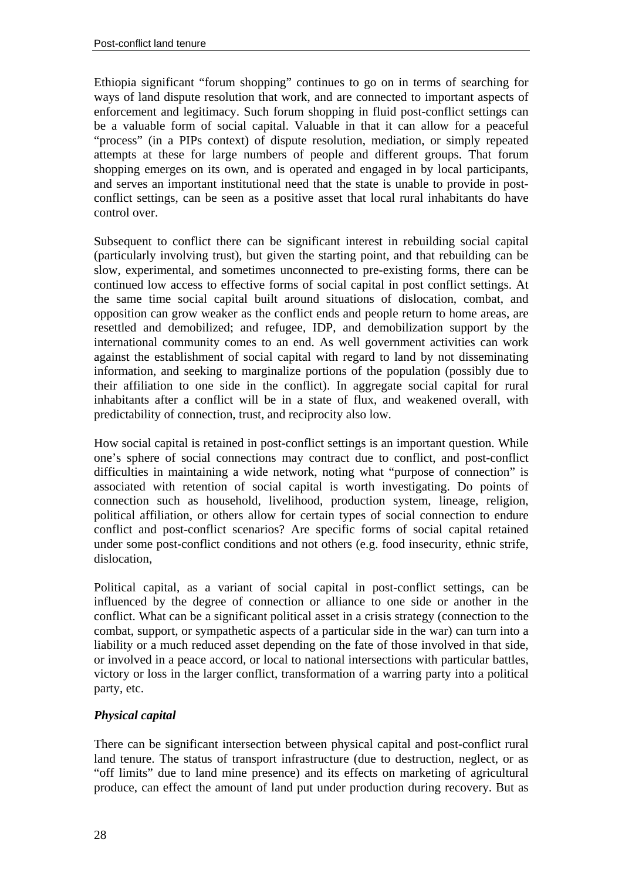Ethiopia significant “forum shopping” continues to go on in terms of searching for ways of land dispute resolution that work, and are connected to important aspects of enforcement and legitimacy. Such forum shopping in fluid post-conflict settings can be a valuable form of social capital. Valuable in that it can allow for a peaceful “process” (in a PIPs context) of dispute resolution, mediation, or simply repeated attempts at these for large numbers of people and different groups. That forum shopping emerges on its own, and is operated and engaged in by local participants, and serves an important institutional need that the state is unable to provide in post-conflict settings, can be seen as a positive asset that local rural inhabitants do have control over.

Subsequent to conflict there can be significant interest in rebuilding social capital (particularly involving trust), but given the starting point, and that rebuilding can be slow, experimental, and sometimes unconnected to pre-existing forms, there can be continued low access to effective forms of social capital in post conflict settings. At the same time social capital built around situations of dislocation, combat, and opposition can grow weaker as the conflict ends and people return to home areas, are resettled and demobilized; and refugee, IDP, and demobilization support by the international community comes to an end. As well government activities can work against the establishment of social capital with regard to land by not disseminating information, and seeking to marginalize portions of the population (possibly due to their affiliation to one side in the conflict). In aggregate social capital for rural inhabitants after a conflict will be in a state of flux, and weakened overall, with predictability of connection, trust, and reciprocity also low.

How social capital is retained in post-conflict settings is an important question. While one’s sphere of social connections may contract due to conflict, and post-conflict difficulties in maintaining a wide network, noting what “purpose of connection” is associated with retention of social capital is worth investigating. Do points of connection such as household, livelihood, production system, lineage, religion, political affiliation, or others allow for certain types of social connection to endure conflict and post-conflict scenarios? Are specific forms of social capital retained under some post-conflict conditions and not others (e.g. food insecurity, ethnic strife, dislocation,

Political capital, as a variant of social capital in post-conflict settings, can be influenced by the degree of connection or alliance to one side or another in the conflict. What can be a significant political asset in a crisis strategy (connection to the combat, support, or sympathetic aspects of a particular side in the war) can turn into a liability or a much reduced asset depending on the fate of those involved in that side, or involved in a peace accord, or local to national intersections with particular battles, victory or loss in the larger conflict, transformation of a warring party into a political party, etc.

### *Physical capital*

There can be significant intersection between physical capital and post-conflict rural land tenure. The status of transport infrastructure (due to destruction, neglect, or as “off limits” due to land mine presence) and its effects on marketing of agricultural produce, can effect the amount of land put under production during recovery. But as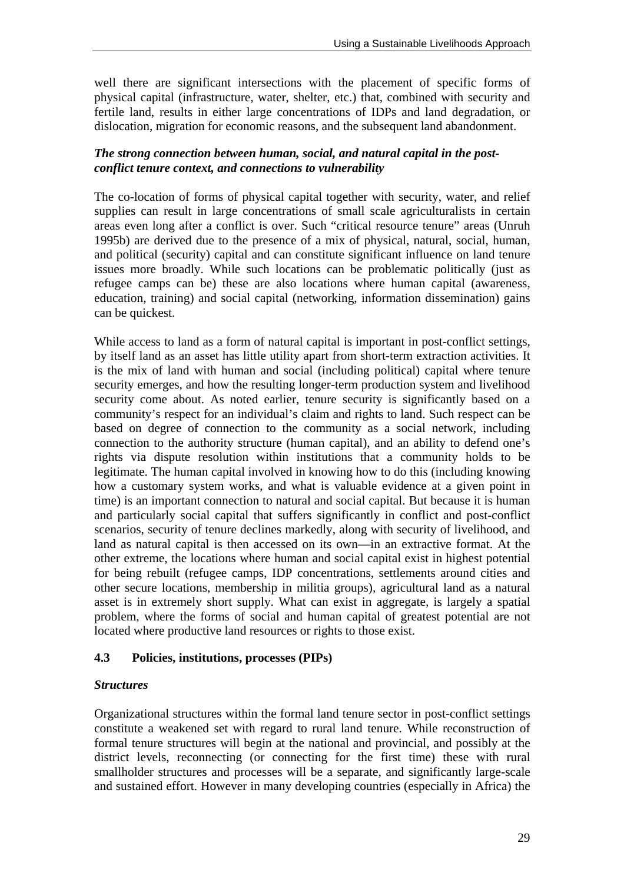well there are significant intersections with the placement of specific forms of physical capital (infrastructure, water, shelter, etc.) that, combined with security and fertile land, results in either large concentrations of IDPs and land degradation, or dislocation, migration for economic reasons, and the subsequent land abandonment.

***The strong connection between human, social, and natural capital in the post-conflict tenure context, and connections to vulnerability***

The co-location of forms of physical capital together with security, water, and relief supplies can result in large concentrations of small scale agriculturalists in certain areas even long after a conflict is over. Such "critical resource tenure" areas (Unruh 1995b) are derived due to the presence of a mix of physical, natural, social, human, and political (security) capital and can constitute significant influence on land tenure issues more broadly. While such locations can be problematic politically (just as refugee camps can be) these are also locations where human capital (awareness, education, training) and social capital (networking, information dissemination) gains can be quickest.

While access to land as a form of natural capital is important in post-conflict settings, by itself land as an asset has little utility apart from short-term extraction activities. It is the mix of land with human and social (including political) capital where tenure security emerges, and how the resulting longer-term production system and livelihood security come about. As noted earlier, tenure security is significantly based on a community's respect for an individual's claim and rights to land. Such respect can be based on degree of connection to the community as a social network, including connection to the authority structure (human capital), and an ability to defend one's rights via dispute resolution within institutions that a community holds to be legitimate. The human capital involved in knowing how to do this (including knowing how a customary system works, and what is valuable evidence at a given point in time) is an important connection to natural and social capital. But because it is human and particularly social capital that suffers significantly in conflict and post-conflict scenarios, security of tenure declines markedly, along with security of livelihood, and land as natural capital is then accessed on its own—in an extractive format. At the other extreme, the locations where human and social capital exist in highest potential for being rebuilt (refugee camps, IDP concentrations, settlements around cities and other secure locations, membership in militia groups), agricultural land as a natural asset is in extremely short supply. What can exist in aggregate, is largely a spatial problem, where the forms of social and human capital of greatest potential are not located where productive land resources or rights to those exist.

## 4.3 Policies, institutions, processes (PIPs)

***Structures***

Organizational structures within the formal land tenure sector in post-conflict settings constitute a weakened set with regard to rural land tenure. While reconstruction of formal tenure structures will begin at the national and provincial, and possibly at the district levels, reconnecting (or connecting for the first time) these with rural smallholder structures and processes will be a separate, and significantly large-scale and sustained effort. However in many developing countries (especially in Africa) the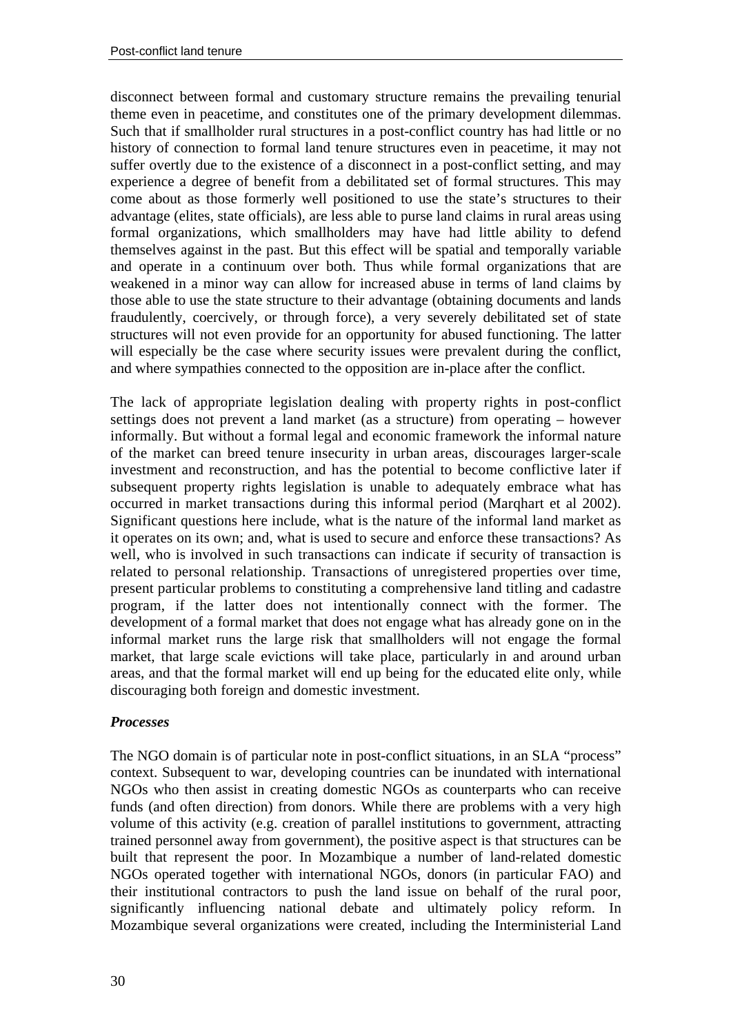disconnect between formal and customary structure remains the prevailing tenurial theme even in peacetime, and constitutes one of the primary development dilemmas. Such that if smallholder rural structures in a post-conflict country has had little or no history of connection to formal land tenure structures even in peacetime, it may not suffer overtly due to the existence of a disconnect in a post-conflict setting, and may experience a degree of benefit from a debilitated set of formal structures. This may come about as those formerly well positioned to use the state's structures to their advantage (elites, state officials), are less able to purse land claims in rural areas using formal organizations, which smallholders may have had little ability to defend themselves against in the past. But this effect will be spatial and temporally variable and operate in a continuum over both. Thus while formal organizations that are weakened in a minor way can allow for increased abuse in terms of land claims by those able to use the state structure to their advantage (obtaining documents and lands fraudulently, coercively, or through force), a very severely debilitated set of state structures will not even provide for an opportunity for abused functioning. The latter will especially be the case where security issues were prevalent during the conflict, and where sympathies connected to the opposition are in-place after the conflict.

The lack of appropriate legislation dealing with property rights in post-conflict settings does not prevent a land market (as a structure) from operating – however informally. But without a formal legal and economic framework the informal nature of the market can breed tenure insecurity in urban areas, discourages larger-scale investment and reconstruction, and has the potential to become conflictive later if subsequent property rights legislation is unable to adequately embrace what has occurred in market transactions during this informal period (Marqhart et al 2002). Significant questions here include, what is the nature of the informal land market as it operates on its own; and, what is used to secure and enforce these transactions? As well, who is involved in such transactions can indicate if security of transaction is related to personal relationship. Transactions of unregistered properties over time, present particular problems to constituting a comprehensive land titling and cadastre program, if the latter does not intentionally connect with the former. The development of a formal market that does not engage what has already gone on in the informal market runs the large risk that smallholders will not engage the formal market, that large scale evictions will take place, particularly in and around urban areas, and that the formal market will end up being for the educated elite only, while discouraging both foreign and domestic investment.

### *Processes*

The NGO domain is of particular note in post-conflict situations, in an SLA "process" context. Subsequent to war, developing countries can be inundated with international NGOs who then assist in creating domestic NGOs as counterparts who can receive funds (and often direction) from donors. While there are problems with a very high volume of this activity (e.g. creation of parallel institutions to government, attracting trained personnel away from government), the positive aspect is that structures can be built that represent the poor. In Mozambique a number of land-related domestic NGOs operated together with international NGOs, donors (in particular FAO) and their institutional contractors to push the land issue on behalf of the rural poor, significantly influencing national debate and ultimately policy reform. In Mozambique several organizations were created, including the Interministerial Land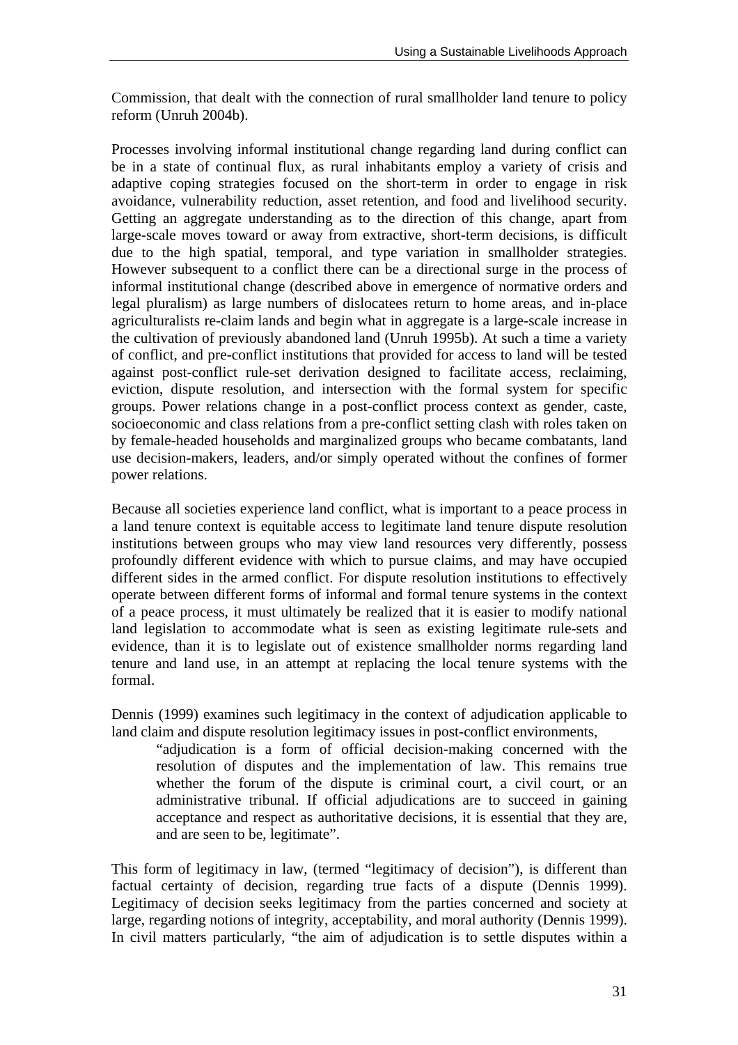Commission, that dealt with the connection of rural smallholder land tenure to policy reform (Unruh 2004b).

Processes involving informal institutional change regarding land during conflict can be in a state of continual flux, as rural inhabitants employ a variety of crisis and adaptive coping strategies focused on the short-term in order to engage in risk avoidance, vulnerability reduction, asset retention, and food and livelihood security. Getting an aggregate understanding as to the direction of this change, apart from large-scale moves toward or away from extractive, short-term decisions, is difficult due to the high spatial, temporal, and type variation in smallholder strategies. However subsequent to a conflict there can be a directional surge in the process of informal institutional change (described above in emergence of normative orders and legal pluralism) as large numbers of dislocatees return to home areas, and in-place agriculturalists re-claim lands and begin what in aggregate is a large-scale increase in the cultivation of previously abandoned land (Unruh 1995b). At such a time a variety of conflict, and pre-conflict institutions that provided for access to land will be tested against post-conflict rule-set derivation designed to facilitate access, reclaiming, eviction, dispute resolution, and intersection with the formal system for specific groups. Power relations change in a post-conflict process context as gender, caste, socioeconomic and class relations from a pre-conflict setting clash with roles taken on by female-headed households and marginalized groups who became combatants, land use decision-makers, leaders, and/or simply operated without the confines of former power relations.

Because all societies experience land conflict, what is important to a peace process in a land tenure context is equitable access to legitimate land tenure dispute resolution institutions between groups who may view land resources very differently, possess profoundly different evidence with which to pursue claims, and may have occupied different sides in the armed conflict. For dispute resolution institutions to effectively operate between different forms of informal and formal tenure systems in the context of a peace process, it must ultimately be realized that it is easier to modify national land legislation to accommodate what is seen as existing legitimate rule-sets and evidence, than it is to legislate out of existence smallholder norms regarding land tenure and land use, in an attempt at replacing the local tenure systems with the formal.

Dennis (1999) examines such legitimacy in the context of adjudication applicable to land claim and dispute resolution legitimacy issues in post-conflict environments,

> "adjudication is a form of official decision-making concerned with the resolution of disputes and the implementation of law. This remains true whether the forum of the dispute is criminal court, a civil court, or an administrative tribunal. If official adjudications are to succeed in gaining acceptance and respect as authoritative decisions, it is essential that they are, and are seen to be, legitimate".

This form of legitimacy in law, (termed "legitimacy of decision"), is different than factual certainty of decision, regarding true facts of a dispute (Dennis 1999). Legitimacy of decision seeks legitimacy from the parties concerned and society at large, regarding notions of integrity, acceptability, and moral authority (Dennis 1999). In civil matters particularly, "the aim of adjudication is to settle disputes within a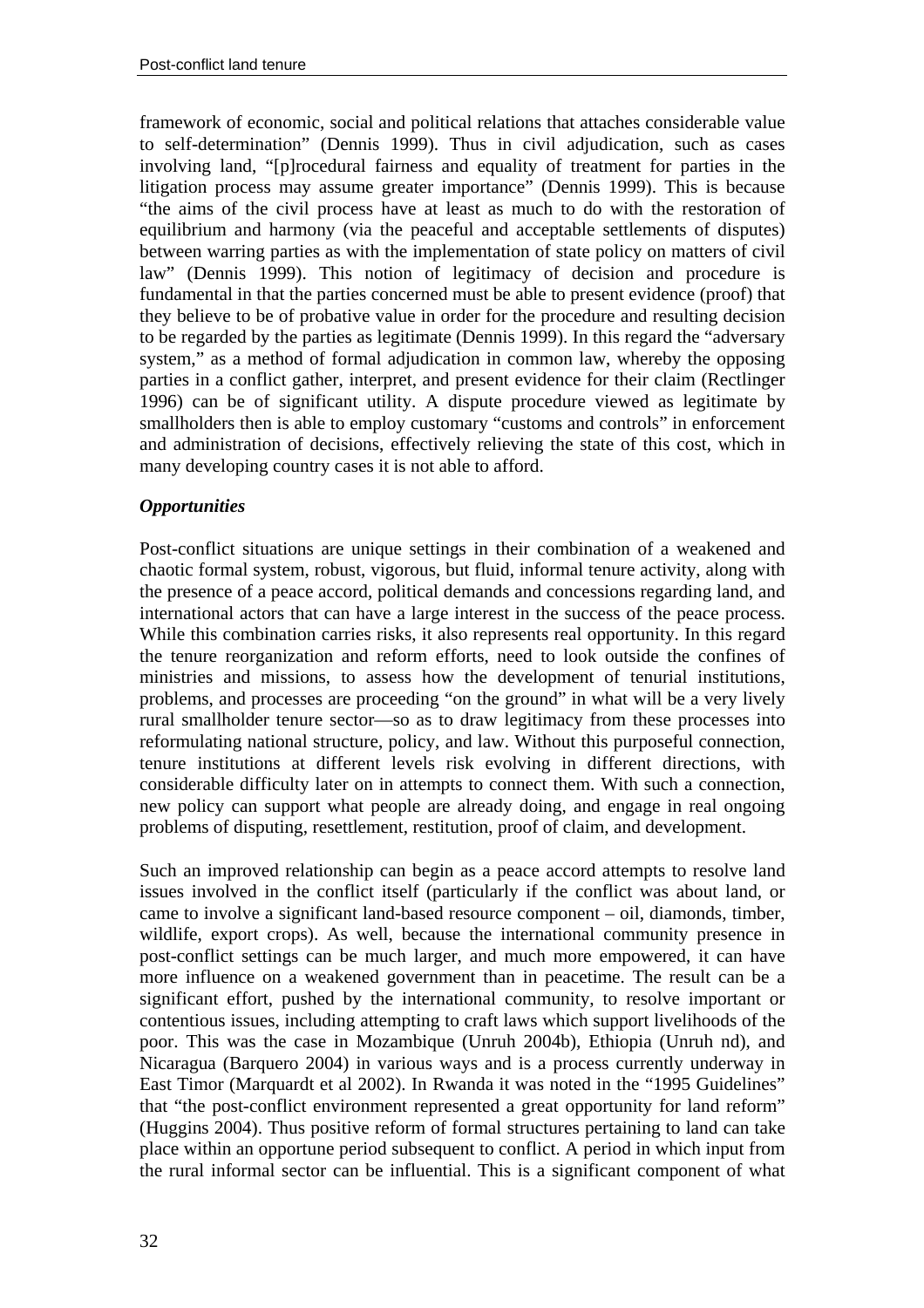framework of economic, social and political relations that attaches considerable value to self-determination" (Dennis 1999). Thus in civil adjudication, such as cases involving land, "[p]rocedural fairness and equality of treatment for parties in the litigation process may assume greater importance" (Dennis 1999). This is because "the aims of the civil process have at least as much to do with the restoration of equilibrium and harmony (via the peaceful and acceptable settlements of disputes) between warring parties as with the implementation of state policy on matters of civil law" (Dennis 1999). This notion of legitimacy of decision and procedure is fundamental in that the parties concerned must be able to present evidence (proof) that they believe to be of probative value in order for the procedure and resulting decision to be regarded by the parties as legitimate (Dennis 1999). In this regard the "adversary system," as a method of formal adjudication in common law, whereby the opposing parties in a conflict gather, interpret, and present evidence for their claim (Rectlinger 1996) can be of significant utility. A dispute procedure viewed as legitimate by smallholders then is able to employ customary "customs and controls" in enforcement and administration of decisions, effectively relieving the state of this cost, which in many developing country cases it is not able to afford.

***Opportunities***

Post-conflict situations are unique settings in their combination of a weakened and chaotic formal system, robust, vigorous, but fluid, informal tenure activity, along with the presence of a peace accord, political demands and concessions regarding land, and international actors that can have a large interest in the success of the peace process. While this combination carries risks, it also represents real opportunity. In this regard the tenure reorganization and reform efforts, need to look outside the confines of ministries and missions, to assess how the development of tenurial institutions, problems, and processes are proceeding "on the ground" in what will be a very lively rural smallholder tenure sector—so as to draw legitimacy from these processes into reformulating national structure, policy, and law. Without this purposeful connection, tenure institutions at different levels risk evolving in different directions, with considerable difficulty later on in attempts to connect them. With such a connection, new policy can support what people are already doing, and engage in real ongoing problems of disputing, resettlement, restitution, proof of claim, and development.

Such an improved relationship can begin as a peace accord attempts to resolve land issues involved in the conflict itself (particularly if the conflict was about land, or came to involve a significant land-based resource component – oil, diamonds, timber, wildlife, export crops). As well, because the international community presence in post-conflict settings can be much larger, and much more empowered, it can have more influence on a weakened government than in peacetime. The result can be a significant effort, pushed by the international community, to resolve important or contentious issues, including attempting to craft laws which support livelihoods of the poor. This was the case in Mozambique (Unruh 2004b), Ethiopia (Unruh nd), and Nicaragua (Barquero 2004) in various ways and is a process currently underway in East Timor (Marquardt et al 2002). In Rwanda it was noted in the "1995 Guidelines" that "the post-conflict environment represented a great opportunity for land reform" (Huggins 2004). Thus positive reform of formal structures pertaining to land can take place within an opportune period subsequent to conflict. A period in which input from the rural informal sector can be influential. This is a significant component of what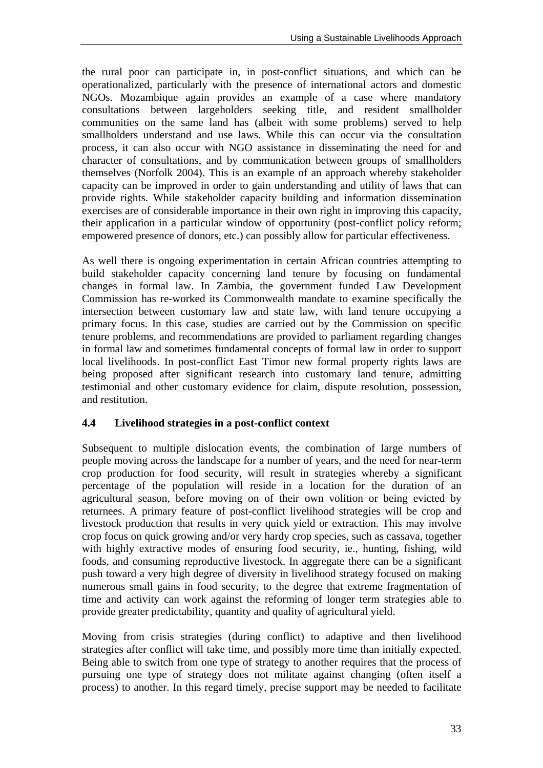the rural poor can participate in, in post-conflict situations, and which can be operationalized, particularly with the presence of international actors and domestic NGOs. Mozambique again provides an example of a case where mandatory consultations between largeholders seeking title, and resident smallholder communities on the same land has (albeit with some problems) served to help smallholders understand and use laws. While this can occur via the consultation process, it can also occur with NGO assistance in disseminating the need for and character of consultations, and by communication between groups of smallholders themselves (Norfolk 2004). This is an example of an approach whereby stakeholder capacity can be improved in order to gain understanding and utility of laws that can provide rights. While stakeholder capacity building and information dissemination exercises are of considerable importance in their own right in improving this capacity, their application in a particular window of opportunity (post-conflict policy reform; empowered presence of donors, etc.) can possibly allow for particular effectiveness.

As well there is ongoing experimentation in certain African countries attempting to build stakeholder capacity concerning land tenure by focusing on fundamental changes in formal law. In Zambia, the government funded Law Development Commission has re-worked its Commonwealth mandate to examine specifically the intersection between customary law and state law, with land tenure occupying a primary focus. In this case, studies are carried out by the Commission on specific tenure problems, and recommendations are provided to parliament regarding changes in formal law and sometimes fundamental concepts of formal law in order to support local livelihoods. In post-conflict East Timor new formal property rights laws are being proposed after significant research into customary land tenure, admitting testimonial and other customary evidence for claim, dispute resolution, possession, and restitution.

### 4.4 Livelihood strategies in a post-conflict context

Subsequent to multiple dislocation events, the combination of large numbers of people moving across the landscape for a number of years, and the need for near-term crop production for food security, will result in strategies whereby a significant percentage of the population will reside in a location for the duration of an agricultural season, before moving on of their own volition or being evicted by returnees. A primary feature of post-conflict livelihood strategies will be crop and livestock production that results in very quick yield or extraction. This may involve crop focus on quick growing and/or very hardy crop species, such as cassava, together with highly extractive modes of ensuring food security, ie., hunting, fishing, wild foods, and consuming reproductive livestock. In aggregate there can be a significant push toward a very high degree of diversity in livelihood strategy focused on making numerous small gains in food security, to the degree that extreme fragmentation of time and activity can work against the reforming of longer term strategies able to provide greater predictability, quantity and quality of agricultural yield.

Moving from crisis strategies (during conflict) to adaptive and then livelihood strategies after conflict will take time, and possibly more time than initially expected. Being able to switch from one type of strategy to another requires that the process of pursuing one type of strategy does not militate against changing (often itself a process) to another. In this regard timely, precise support may be needed to facilitate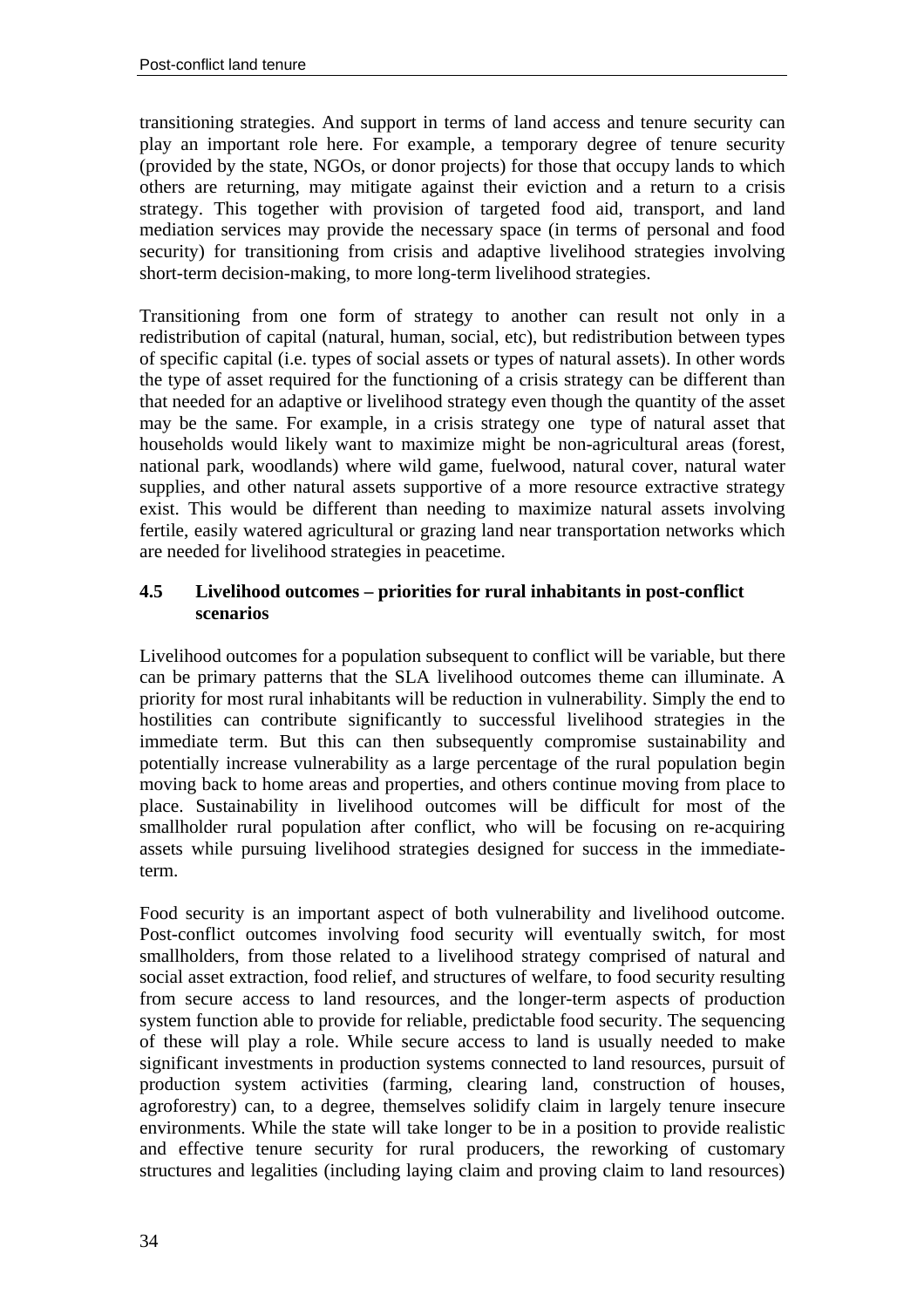transitioning strategies. And support in terms of land access and tenure security can play an important role here. For example, a temporary degree of tenure security (provided by the state, NGOs, or donor projects) for those that occupy lands to which others are returning, may mitigate against their eviction and a return to a crisis strategy. This together with provision of targeted food aid, transport, and land mediation services may provide the necessary space (in terms of personal and food security) for transitioning from crisis and adaptive livelihood strategies involving short-term decision-making, to more long-term livelihood strategies.

Transitioning from one form of strategy to another can result not only in a redistribution of capital (natural, human, social, etc), but redistribution between types of specific capital (i.e. types of social assets or types of natural assets). In other words the type of asset required for the functioning of a crisis strategy can be different than that needed for an adaptive or livelihood strategy even though the quantity of the asset may be the same. For example, in a crisis strategy one type of natural asset that households would likely want to maximize might be non-agricultural areas (forest, national park, woodlands) where wild game, fuelwood, natural cover, natural water supplies, and other natural assets supportive of a more resource extractive strategy exist. This would be different than needing to maximize natural assets involving fertile, easily watered agricultural or grazing land near transportation networks which are needed for livelihood strategies in peacetime.

### 4.5 Livelihood outcomes – priorities for rural inhabitants in post-conflict scenarios

Livelihood outcomes for a population subsequent to conflict will be variable, but there can be primary patterns that the SLA livelihood outcomes theme can illuminate. A priority for most rural inhabitants will be reduction in vulnerability. Simply the end to hostilities can contribute significantly to successful livelihood strategies in the immediate term. But this can then subsequently compromise sustainability and potentially increase vulnerability as a large percentage of the rural population begin moving back to home areas and properties, and others continue moving from place to place. Sustainability in livelihood outcomes will be difficult for most of the smallholder rural population after conflict, who will be focusing on re-acquiring assets while pursuing livelihood strategies designed for success in the immediate-term.

Food security is an important aspect of both vulnerability and livelihood outcome. Post-conflict outcomes involving food security will eventually switch, for most smallholders, from those related to a livelihood strategy comprised of natural and social asset extraction, food relief, and structures of welfare, to food security resulting from secure access to land resources, and the longer-term aspects of production system function able to provide for reliable, predictable food security. The sequencing of these will play a role. While secure access to land is usually needed to make significant investments in production systems connected to land resources, pursuit of production system activities (farming, clearing land, construction of houses, agroforestry) can, to a degree, themselves solidify claim in largely tenure insecure environments. While the state will take longer to be in a position to provide realistic and effective tenure security for rural producers, the reworking of customary structures and legalities (including laying claim and proving claim to land resources)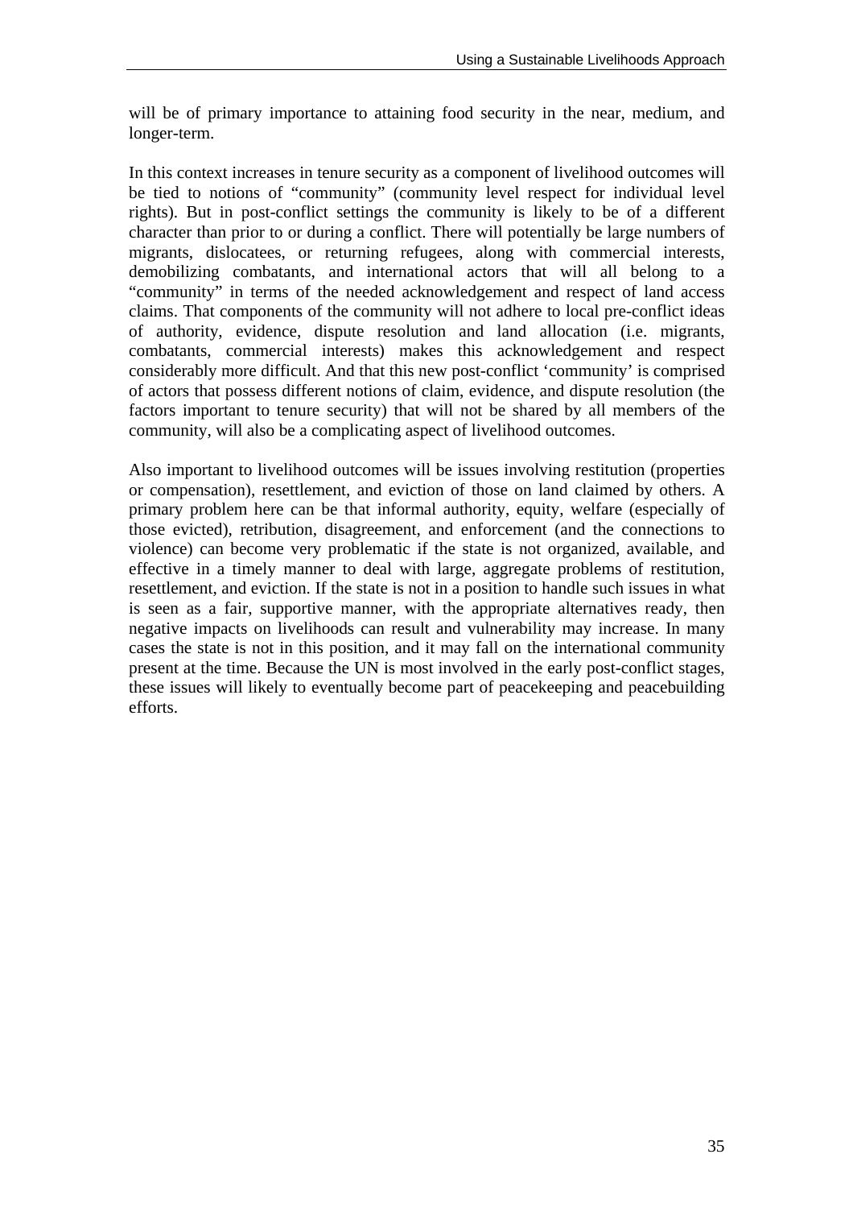will be of primary importance to attaining food security in the near, medium, and longer-term.

In this context increases in tenure security as a component of livelihood outcomes will be tied to notions of "community" (community level respect for individual level rights). But in post-conflict settings the community is likely to be of a different character than prior to or during a conflict. There will potentially be large numbers of migrants, dislocatees, or returning refugees, along with commercial interests, demobilizing combatants, and international actors that will all belong to a "community" in terms of the needed acknowledgement and respect of land access claims. That components of the community will not adhere to local pre-conflict ideas of authority, evidence, dispute resolution and land allocation (i.e. migrants, combatants, commercial interests) makes this acknowledgement and respect considerably more difficult. And that this new post-conflict 'community' is comprised of actors that possess different notions of claim, evidence, and dispute resolution (the factors important to tenure security) that will not be shared by all members of the community, will also be a complicating aspect of livelihood outcomes.

Also important to livelihood outcomes will be issues involving restitution (properties or compensation), resettlement, and eviction of those on land claimed by others. A primary problem here can be that informal authority, equity, welfare (especially of those evicted), retribution, disagreement, and enforcement (and the connections to violence) can become very problematic if the state is not organized, available, and effective in a timely manner to deal with large, aggregate problems of restitution, resettlement, and eviction. If the state is not in a position to handle such issues in what is seen as a fair, supportive manner, with the appropriate alternatives ready, then negative impacts on livelihoods can result and vulnerability may increase. In many cases the state is not in this position, and it may fall on the international community present at the time. Because the UN is most involved in the early post-conflict stages, these issues will likely to eventually become part of peacekeeping and peacebuilding efforts.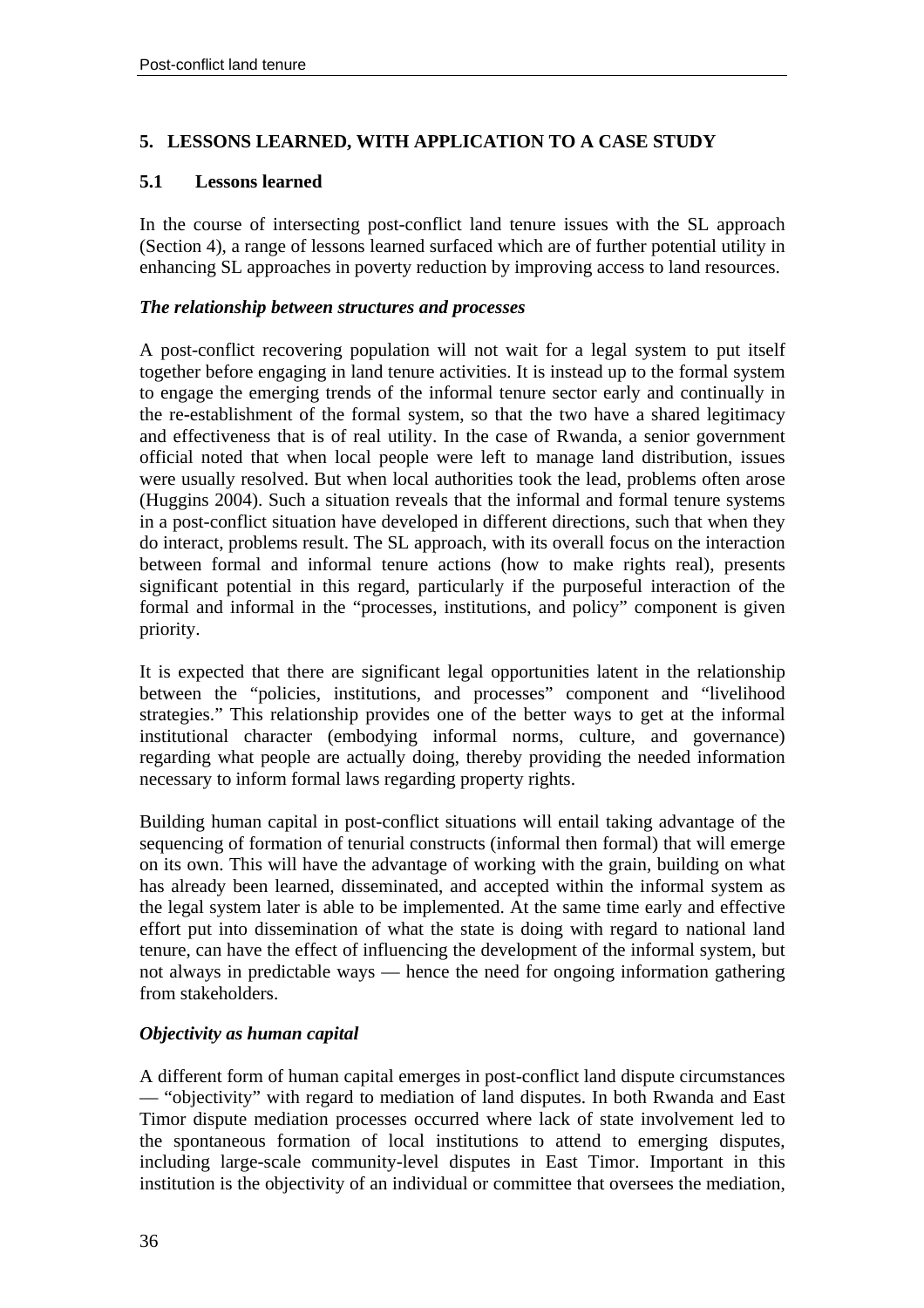## 5. LESSONS LEARNED, WITH APPLICATION TO A CASE STUDY

### 5.1 Lessons learned

In the course of intersecting post-conflict land tenure issues with the SL approach (Section 4), a range of lessons learned surfaced which are of further potential utility in enhancing SL approaches in poverty reduction by improving access to land resources.

***The relationship between structures and processes***

A post-conflict recovering population will not wait for a legal system to put itself together before engaging in land tenure activities. It is instead up to the formal system to engage the emerging trends of the informal tenure sector early and continually in the re-establishment of the formal system, so that the two have a shared legitimacy and effectiveness that is of real utility. In the case of Rwanda, a senior government official noted that when local people were left to manage land distribution, issues were usually resolved. But when local authorities took the lead, problems often arose (Huggins 2004). Such a situation reveals that the informal and formal tenure systems in a post-conflict situation have developed in different directions, such that when they do interact, problems result. The SL approach, with its overall focus on the interaction between formal and informal tenure actions (how to make rights real), presents significant potential in this regard, particularly if the purposeful interaction of the formal and informal in the "processes, institutions, and policy" component is given priority.

It is expected that there are significant legal opportunities latent in the relationship between the "policies, institutions, and processes" component and "livelihood strategies." This relationship provides one of the better ways to get at the informal institutional character (embodying informal norms, culture, and governance) regarding what people are actually doing, thereby providing the needed information necessary to inform formal laws regarding property rights.

Building human capital in post-conflict situations will entail taking advantage of the sequencing of formation of tenurial constructs (informal then formal) that will emerge on its own. This will have the advantage of working with the grain, building on what has already been learned, disseminated, and accepted within the informal system as the legal system later is able to be implemented. At the same time early and effective effort put into dissemination of what the state is doing with regard to national land tenure, can have the effect of influencing the development of the informal system, but not always in predictable ways — hence the need for ongoing information gathering from stakeholders.

***Objectivity as human capital***

A different form of human capital emerges in post-conflict land dispute circumstances — "objectivity" with regard to mediation of land disputes. In both Rwanda and East Timor dispute mediation processes occurred where lack of state involvement led to the spontaneous formation of local institutions to attend to emerging disputes, including large-scale community-level disputes in East Timor. Important in this institution is the objectivity of an individual or committee that oversees the mediation,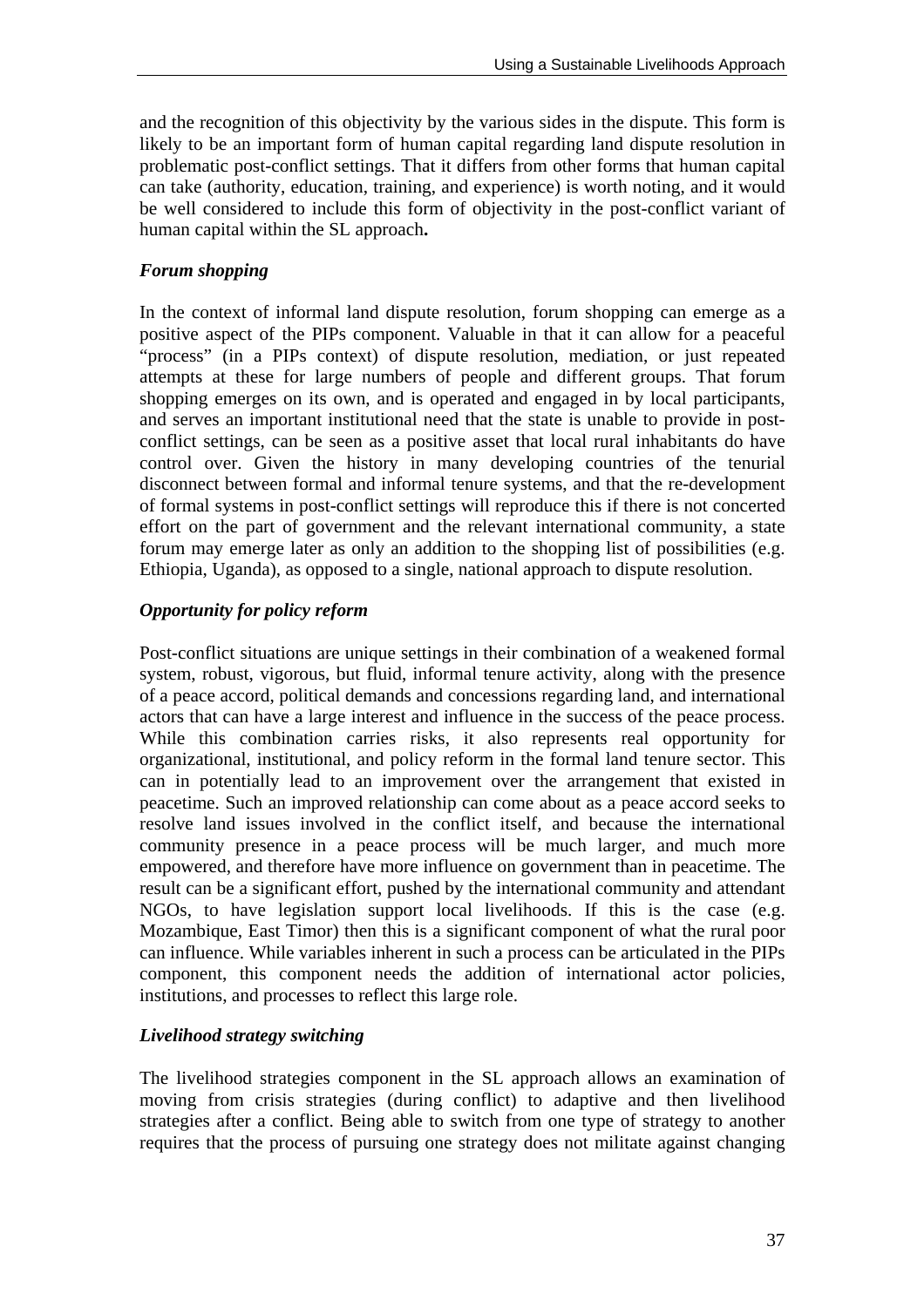and the recognition of this objectivity by the various sides in the dispute. This form is likely to be an important form of human capital regarding land dispute resolution in problematic post-conflict settings. That it differs from other forms that human capital can take (authority, education, training, and experience) is worth noting, and it would be well considered to include this form of objectivity in the post-conflict variant of human capital within the SL approach**.**

### *Forum shopping*

In the context of informal land dispute resolution, forum shopping can emerge as a positive aspect of the PIPs component. Valuable in that it can allow for a peaceful "process" (in a PIPs context) of dispute resolution, mediation, or just repeated attempts at these for large numbers of people and different groups. That forum shopping emerges on its own, and is operated and engaged in by local participants, and serves an important institutional need that the state is unable to provide in post-conflict settings, can be seen as a positive asset that local rural inhabitants do have control over. Given the history in many developing countries of the tenurial disconnect between formal and informal tenure systems, and that the re-development of formal systems in post-conflict settings will reproduce this if there is not concerted effort on the part of government and the relevant international community, a state forum may emerge later as only an addition to the shopping list of possibilities (e.g. Ethiopia, Uganda), as opposed to a single, national approach to dispute resolution.

### *Opportunity for policy reform*

Post-conflict situations are unique settings in their combination of a weakened formal system, robust, vigorous, but fluid, informal tenure activity, along with the presence of a peace accord, political demands and concessions regarding land, and international actors that can have a large interest and influence in the success of the peace process. While this combination carries risks, it also represents real opportunity for organizational, institutional, and policy reform in the formal land tenure sector. This can in potentially lead to an improvement over the arrangement that existed in peacetime. Such an improved relationship can come about as a peace accord seeks to resolve land issues involved in the conflict itself, and because the international community presence in a peace process will be much larger, and much more empowered, and therefore have more influence on government than in peacetime. The result can be a significant effort, pushed by the international community and attendant NGOs, to have legislation support local livelihoods. If this is the case (e.g. Mozambique, East Timor) then this is a significant component of what the rural poor can influence. While variables inherent in such a process can be articulated in the PIPs component, this component needs the addition of international actor policies, institutions, and processes to reflect this large role.

### *Livelihood strategy switching*

The livelihood strategies component in the SL approach allows an examination of moving from crisis strategies (during conflict) to adaptive and then livelihood strategies after a conflict. Being able to switch from one type of strategy to another requires that the process of pursuing one strategy does not militate against changing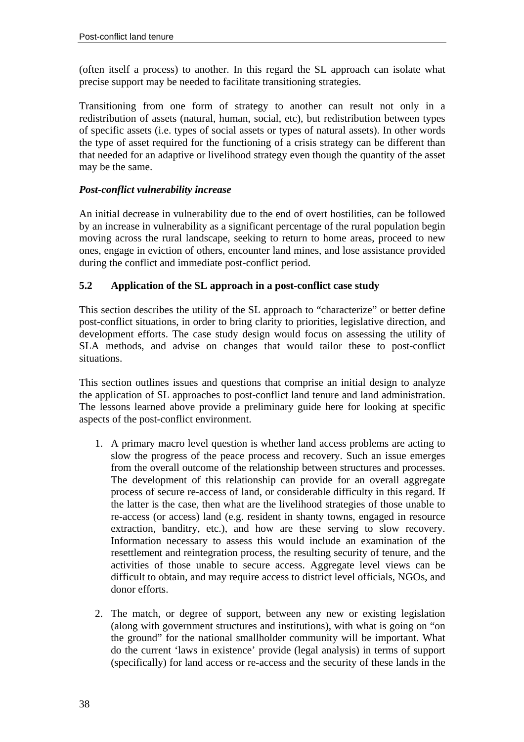(often itself a process) to another. In this regard the SL approach can isolate what precise support may be needed to facilitate transitioning strategies.

Transitioning from one form of strategy to another can result not only in a redistribution of assets (natural, human, social, etc), but redistribution between types of specific assets (i.e. types of social assets or types of natural assets). In other words the type of asset required for the functioning of a crisis strategy can be different than that needed for an adaptive or livelihood strategy even though the quantity of the asset may be the same.

***Post-conflict vulnerability increase***

An initial decrease in vulnerability due to the end of overt hostilities, can be followed by an increase in vulnerability as a significant percentage of the rural population begin moving across the rural landscape, seeking to return to home areas, proceed to new ones, engage in eviction of others, encounter land mines, and lose assistance provided during the conflict and immediate post-conflict period.

### 5.2 Application of the SL approach in a post-conflict case study

This section describes the utility of the SL approach to "characterize" or better define post-conflict situations, in order to bring clarity to priorities, legislative direction, and development efforts. The case study design would focus on assessing the utility of SLA methods, and advise on changes that would tailor these to post-conflict situations.

This section outlines issues and questions that comprise an initial design to analyze the application of SL approaches to post-conflict land tenure and land administration. The lessons learned above provide a preliminary guide here for looking at specific aspects of the post-conflict environment.

1. A primary macro level question is whether land access problems are acting to slow the progress of the peace process and recovery. Such an issue emerges from the overall outcome of the relationship between structures and processes. The development of this relationship can provide for an overall aggregate process of secure re-access of land, or considerable difficulty in this regard. If the latter is the case, then what are the livelihood strategies of those unable to re-access (or access) land (e.g. resident in shanty towns, engaged in resource extraction, banditry, etc.), and how are these serving to slow recovery. Information necessary to assess this would include an examination of the resettlement and reintegration process, the resulting security of tenure, and the activities of those unable to secure access. Aggregate level views can be difficult to obtain, and may require access to district level officials, NGOs, and donor efforts.

2. The match, or degree of support, between any new or existing legislation (along with government structures and institutions), with what is going on "on the ground" for the national smallholder community will be important. What do the current 'laws in existence' provide (legal analysis) in terms of support (specifically) for land access or re-access and the security of these lands in the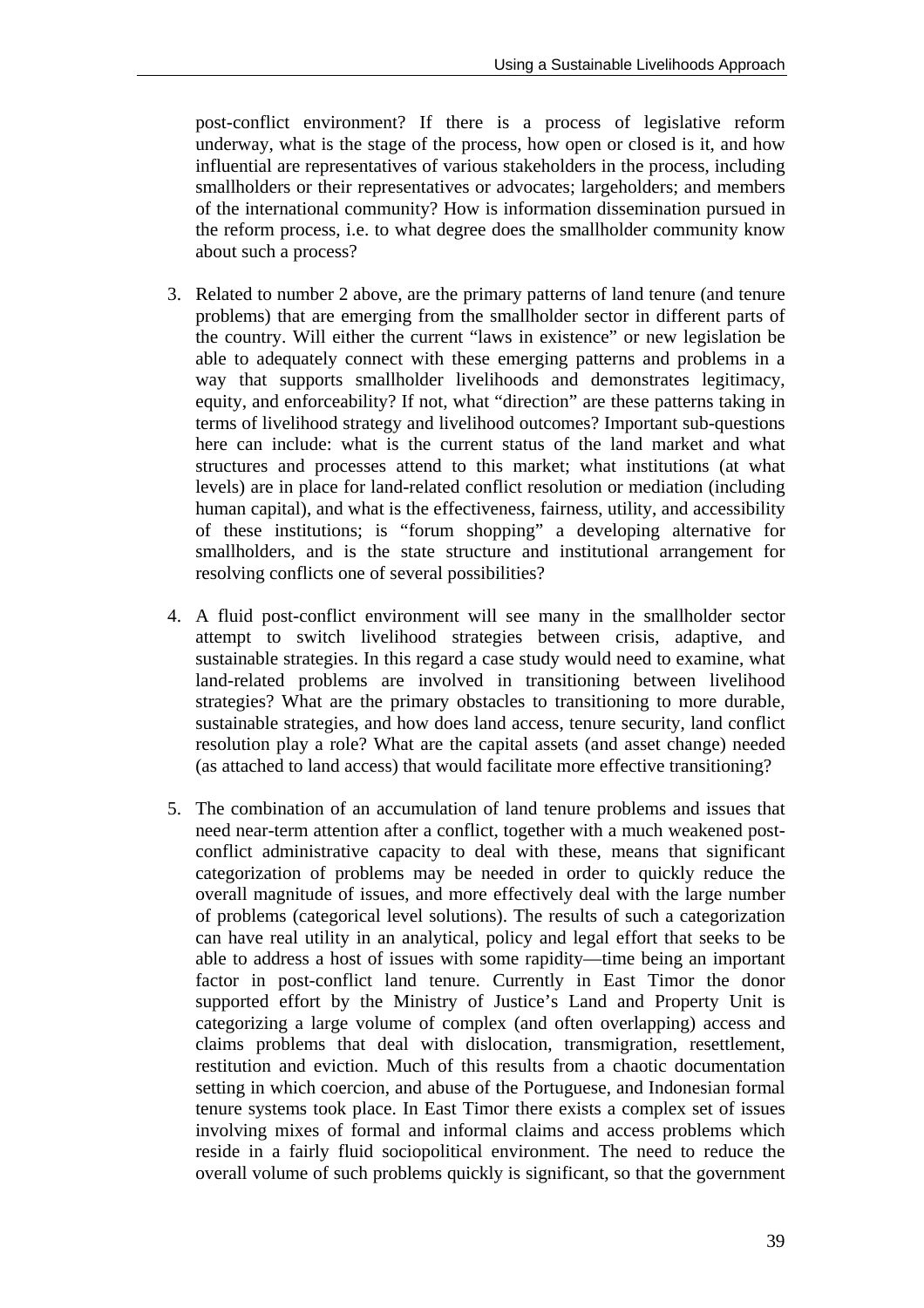post-conflict environment? If there is a process of legislative reform underway, what is the stage of the process, how open or closed is it, and how influential are representatives of various stakeholders in the process, including smallholders or their representatives or advocates; largeholders; and members of the international community? How is information dissemination pursued in the reform process, i.e. to what degree does the smallholder community know about such a process?

3. Related to number 2 above, are the primary patterns of land tenure (and tenure problems) that are emerging from the smallholder sector in different parts of the country. Will either the current "laws in existence" or new legislation be able to adequately connect with these emerging patterns and problems in a way that supports smallholder livelihoods and demonstrates legitimacy, equity, and enforceability? If not, what "direction" are these patterns taking in terms of livelihood strategy and livelihood outcomes? Important sub-questions here can include: what is the current status of the land market and what structures and processes attend to this market; what institutions (at what levels) are in place for land-related conflict resolution or mediation (including human capital), and what is the effectiveness, fairness, utility, and accessibility of these institutions; is "forum shopping" a developing alternative for smallholders, and is the state structure and institutional arrangement for resolving conflicts one of several possibilities?

4. A fluid post-conflict environment will see many in the smallholder sector attempt to switch livelihood strategies between crisis, adaptive, and sustainable strategies. In this regard a case study would need to examine, what land-related problems are involved in transitioning between livelihood strategies? What are the primary obstacles to transitioning to more durable, sustainable strategies, and how does land access, tenure security, land conflict resolution play a role? What are the capital assets (and asset change) needed (as attached to land access) that would facilitate more effective transitioning?

5. The combination of an accumulation of land tenure problems and issues that need near-term attention after a conflict, together with a much weakened post-conflict administrative capacity to deal with these, means that significant categorization of problems may be needed in order to quickly reduce the overall magnitude of issues, and more effectively deal with the large number of problems (categorical level solutions). The results of such a categorization can have real utility in an analytical, policy and legal effort that seeks to be able to address a host of issues with some rapidity—time being an important factor in post-conflict land tenure. Currently in East Timor the donor supported effort by the Ministry of Justice's Land and Property Unit is categorizing a large volume of complex (and often overlapping) access and claims problems that deal with dislocation, transmigration, resettlement, restitution and eviction. Much of this results from a chaotic documentation setting in which coercion, and abuse of the Portuguese, and Indonesian formal tenure systems took place. In East Timor there exists a complex set of issues involving mixes of formal and informal claims and access problems which reside in a fairly fluid sociopolitical environment. The need to reduce the overall volume of such problems quickly is significant, so that the government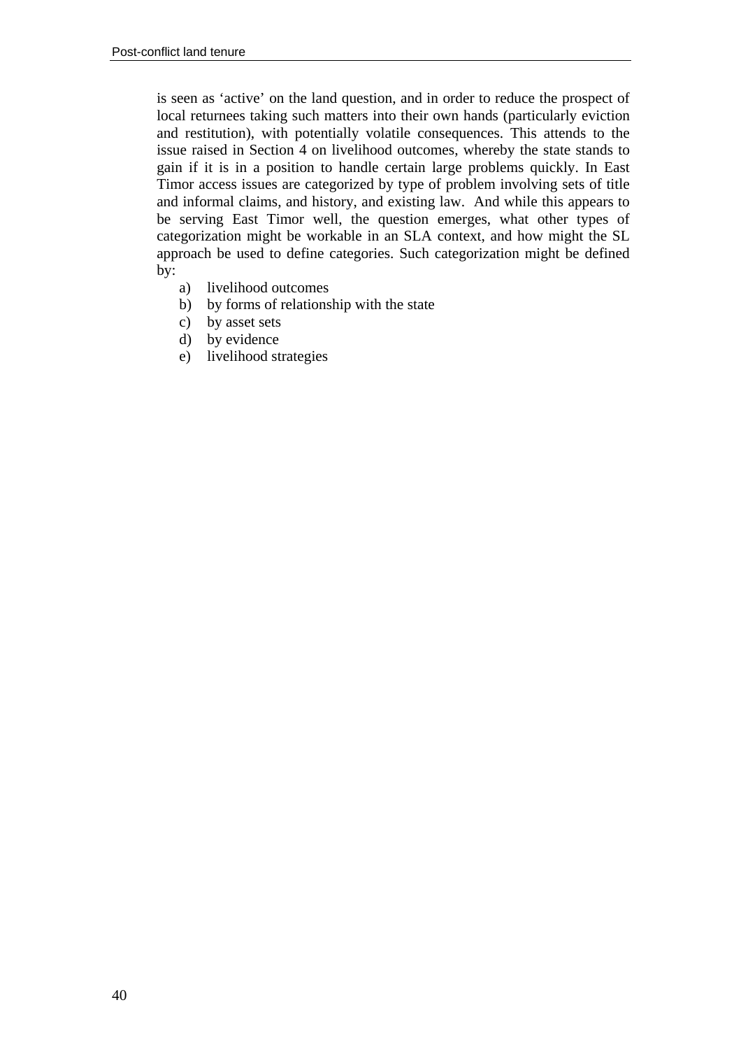is seen as 'active' on the land question, and in order to reduce the prospect of local returnees taking such matters into their own hands (particularly eviction and restitution), with potentially volatile consequences. This attends to the issue raised in Section 4 on livelihood outcomes, whereby the state stands to gain if it is in a position to handle certain large problems quickly. In East Timor access issues are categorized by type of problem involving sets of title and informal claims, and history, and existing law. And while this appears to be serving East Timor well, the question emerges, what other types of categorization might be workable in an SLA context, and how might the SL approach be used to define categories. Such categorization might be defined by:

a) livelihood outcomes
b) by forms of relationship with the state
c) by asset sets
d) by evidence
e) livelihood strategies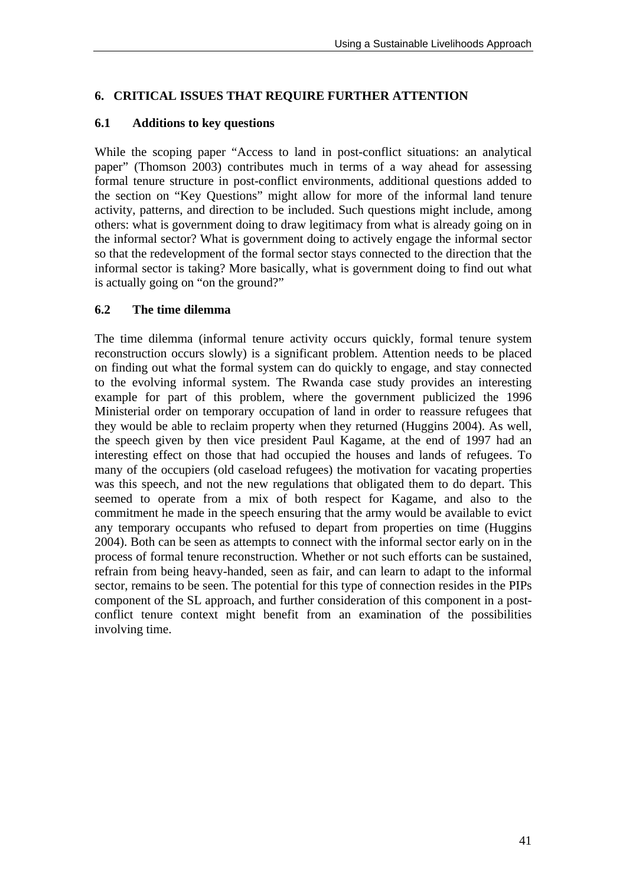## 6. CRITICAL ISSUES THAT REQUIRE FURTHER ATTENTION

### 6.1 Additions to key questions

While the scoping paper "Access to land in post-conflict situations: an analytical paper" (Thomson 2003) contributes much in terms of a way ahead for assessing formal tenure structure in post-conflict environments, additional questions added to the section on "Key Questions" might allow for more of the informal land tenure activity, patterns, and direction to be included. Such questions might include, among others: what is government doing to draw legitimacy from what is already going on in the informal sector? What is government doing to actively engage the informal sector so that the redevelopment of the formal sector stays connected to the direction that the informal sector is taking? More basically, what is government doing to find out what is actually going on "on the ground?"

### 6.2 The time dilemma

The time dilemma (informal tenure activity occurs quickly, formal tenure system reconstruction occurs slowly) is a significant problem. Attention needs to be placed on finding out what the formal system can do quickly to engage, and stay connected to the evolving informal system. The Rwanda case study provides an interesting example for part of this problem, where the government publicized the 1996 Ministerial order on temporary occupation of land in order to reassure refugees that they would be able to reclaim property when they returned (Huggins 2004). As well, the speech given by then vice president Paul Kagame, at the end of 1997 had an interesting effect on those that had occupied the houses and lands of refugees. To many of the occupiers (old caseload refugees) the motivation for vacating properties was this speech, and not the new regulations that obligated them to do depart. This seemed to operate from a mix of both respect for Kagame, and also to the commitment he made in the speech ensuring that the army would be available to evict any temporary occupants who refused to depart from properties on time (Huggins 2004). Both can be seen as attempts to connect with the informal sector early on in the process of formal tenure reconstruction. Whether or not such efforts can be sustained, refrain from being heavy-handed, seen as fair, and can learn to adapt to the informal sector, remains to be seen. The potential for this type of connection resides in the PIPs component of the SL approach, and further consideration of this component in a post-conflict tenure context might benefit from an examination of the possibilities involving time.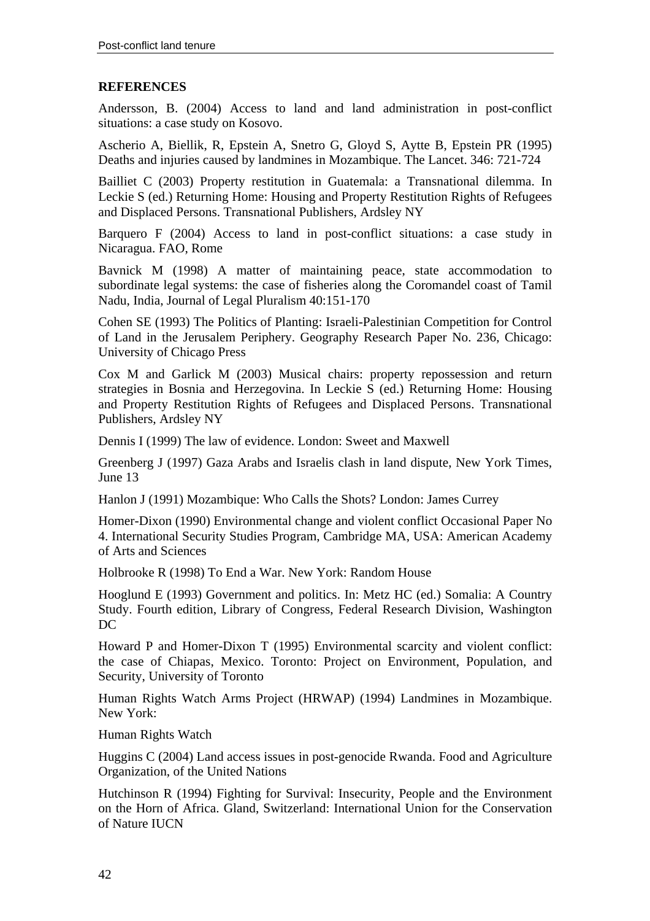## REFERENCES

Andersson, B. (2004) Access to land and land administration in post-conflict situations: a case study on Kosovo.

Ascherio A, Biellik, R, Epstein A, Snetro G, Gloyd S, Aytte B, Epstein PR (1995) Deaths and injuries caused by landmines in Mozambique. The Lancet. 346: 721-724

Bailliet C (2003) Property restitution in Guatemala: a Transnational dilemma. In Leckie S (ed.) Returning Home: Housing and Property Restitution Rights of Refugees and Displaced Persons. Transnational Publishers, Ardsley NY

Barquero F (2004) Access to land in post-conflict situations: a case study in Nicaragua. FAO, Rome

Bavnick M (1998) A matter of maintaining peace, state accommodation to subordinate legal systems: the case of fisheries along the Coromandel coast of Tamil Nadu, India, Journal of Legal Pluralism 40:151-170

Cohen SE (1993) The Politics of Planting: Israeli-Palestinian Competition for Control of Land in the Jerusalem Periphery. Geography Research Paper No. 236, Chicago: University of Chicago Press

Cox M and Garlick M (2003) Musical chairs: property repossession and return strategies in Bosnia and Herzegovina. In Leckie S (ed.) Returning Home: Housing and Property Restitution Rights of Refugees and Displaced Persons. Transnational Publishers, Ardsley NY

Dennis I (1999) The law of evidence. London: Sweet and Maxwell

Greenberg J (1997) Gaza Arabs and Israelis clash in land dispute, New York Times, June 13

Hanlon J (1991) Mozambique: Who Calls the Shots? London: James Currey

Homer-Dixon (1990) Environmental change and violent conflict Occasional Paper No 4. International Security Studies Program, Cambridge MA, USA: American Academy of Arts and Sciences

Holbrooke R (1998) To End a War. New York: Random House

Hooglund E (1993) Government and politics. In: Metz HC (ed.) Somalia: A Country Study. Fourth edition, Library of Congress, Federal Research Division, Washington DC

Howard P and Homer-Dixon T (1995) Environmental scarcity and violent conflict: the case of Chiapas, Mexico. Toronto: Project on Environment, Population, and Security, University of Toronto

Human Rights Watch Arms Project (HRWAP) (1994) Landmines in Mozambique. New York:

Human Rights Watch

Huggins C (2004) Land access issues in post-genocide Rwanda. Food and Agriculture Organization, of the United Nations

Hutchinson R (1994) Fighting for Survival: Insecurity, People and the Environment on the Horn of Africa. Gland, Switzerland: International Union for the Conservation of Nature IUCN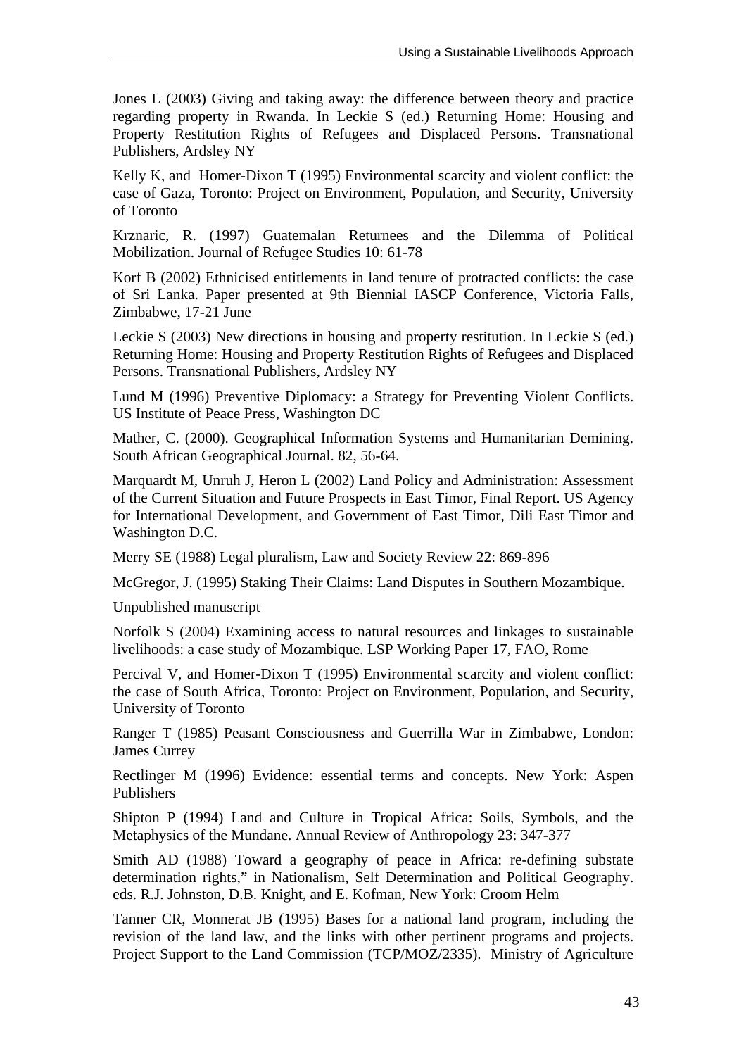Jones L (2003) Giving and taking away: the difference between theory and practice regarding property in Rwanda. In Leckie S (ed.) Returning Home: Housing and Property Restitution Rights of Refugees and Displaced Persons. Transnational Publishers, Ardsley NY

Kelly K, and Homer-Dixon T (1995) Environmental scarcity and violent conflict: the case of Gaza, Toronto: Project on Environment, Population, and Security, University of Toronto

Krznaric, R. (1997) Guatemalan Returnees and the Dilemma of Political Mobilization. Journal of Refugee Studies 10: 61-78

Korf B (2002) Ethnicised entitlements in land tenure of protracted conflicts: the case of Sri Lanka. Paper presented at 9th Biennial IASCP Conference, Victoria Falls, Zimbabwe, 17-21 June

Leckie S (2003) New directions in housing and property restitution. In Leckie S (ed.) Returning Home: Housing and Property Restitution Rights of Refugees and Displaced Persons. Transnational Publishers, Ardsley NY

Lund M (1996) Preventive Diplomacy: a Strategy for Preventing Violent Conflicts. US Institute of Peace Press, Washington DC

Mather, C. (2000). Geographical Information Systems and Humanitarian Demining. South African Geographical Journal. 82, 56-64.

Marquardt M, Unruh J, Heron L (2002) Land Policy and Administration: Assessment of the Current Situation and Future Prospects in East Timor, Final Report. US Agency for International Development, and Government of East Timor, Dili East Timor and Washington D.C.

Merry SE (1988) Legal pluralism, Law and Society Review 22: 869-896

McGregor, J. (1995) Staking Their Claims: Land Disputes in Southern Mozambique.

Unpublished manuscript

Norfolk S (2004) Examining access to natural resources and linkages to sustainable livelihoods: a case study of Mozambique. LSP Working Paper 17, FAO, Rome

Percival V, and Homer-Dixon T (1995) Environmental scarcity and violent conflict: the case of South Africa, Toronto: Project on Environment, Population, and Security, University of Toronto

Ranger T (1985) Peasant Consciousness and Guerrilla War in Zimbabwe, London: James Currey

Rectlinger M (1996) Evidence: essential terms and concepts. New York: Aspen Publishers

Shipton P (1994) Land and Culture in Tropical Africa: Soils, Symbols, and the Metaphysics of the Mundane. Annual Review of Anthropology 23: 347-377

Smith AD (1988) Toward a geography of peace in Africa: re-defining substate determination rights," in Nationalism, Self Determination and Political Geography. eds. R.J. Johnston, D.B. Knight, and E. Kofman, New York: Croom Helm

Tanner CR, Monnerat JB (1995) Bases for a national land program, including the revision of the land law, and the links with other pertinent programs and projects. Project Support to the Land Commission (TCP/MOZ/2335). Ministry of Agriculture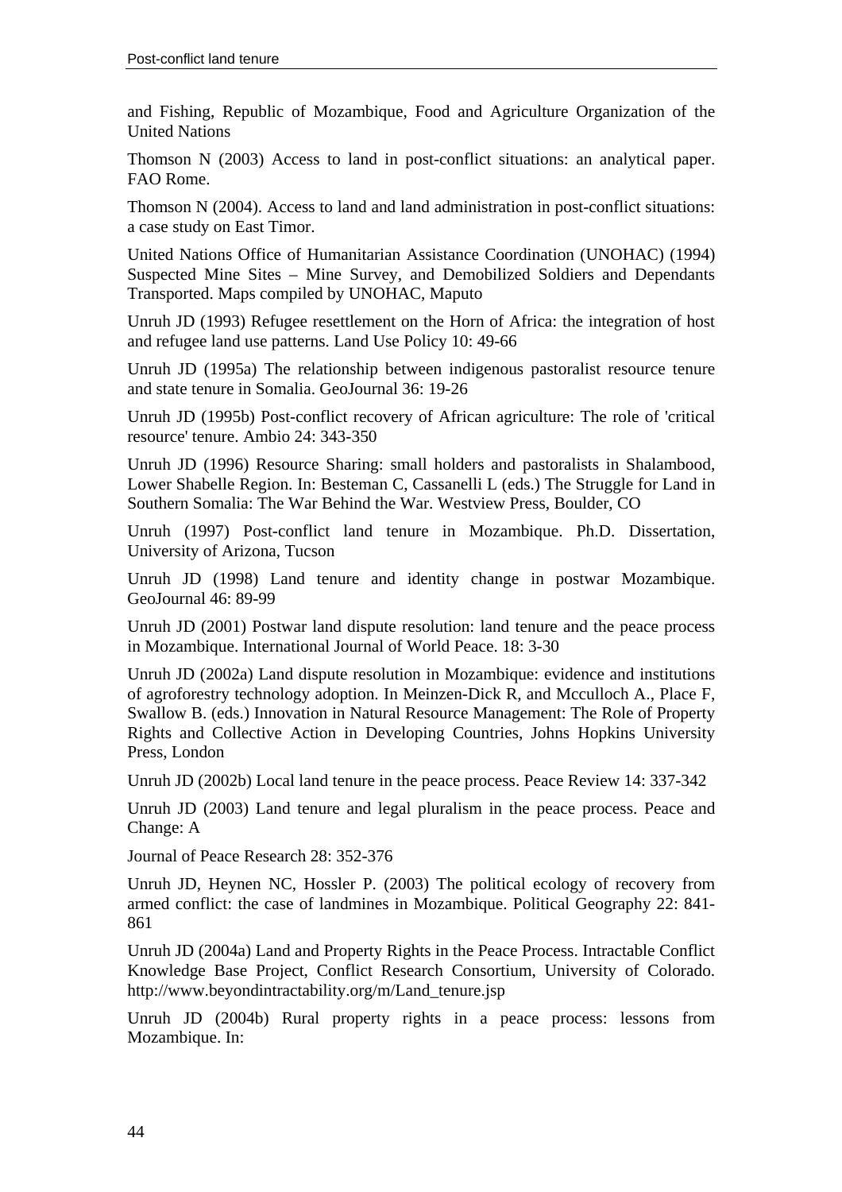and Fishing, Republic of Mozambique, Food and Agriculture Organization of the United Nations

Thomson N (2003) Access to land in post-conflict situations: an analytical paper. FAO Rome.

Thomson N (2004). Access to land and land administration in post-conflict situations: a case study on East Timor.

United Nations Office of Humanitarian Assistance Coordination (UNOHAC) (1994) Suspected Mine Sites – Mine Survey, and Demobilized Soldiers and Dependants Transported. Maps compiled by UNOHAC, Maputo

Unruh JD (1993) Refugee resettlement on the Horn of Africa: the integration of host and refugee land use patterns. Land Use Policy 10: 49-66

Unruh JD (1995a) The relationship between indigenous pastoralist resource tenure and state tenure in Somalia. GeoJournal 36: 19-26

Unruh JD (1995b) Post-conflict recovery of African agriculture: The role of 'critical resource' tenure. Ambio 24: 343-350

Unruh JD (1996) Resource Sharing: small holders and pastoralists in Shalambood, Lower Shabelle Region. In: Besteman C, Cassanelli L (eds.) The Struggle for Land in Southern Somalia: The War Behind the War. Westview Press, Boulder, CO

Unruh (1997) Post-conflict land tenure in Mozambique. Ph.D. Dissertation, University of Arizona, Tucson

Unruh JD (1998) Land tenure and identity change in postwar Mozambique. GeoJournal 46: 89-99

Unruh JD (2001) Postwar land dispute resolution: land tenure and the peace process in Mozambique. International Journal of World Peace. 18: 3-30

Unruh JD (2002a) Land dispute resolution in Mozambique: evidence and institutions of agroforestry technology adoption. In Meinzen-Dick R, and Mcculloch A., Place F, Swallow B. (eds.) Innovation in Natural Resource Management: The Role of Property Rights and Collective Action in Developing Countries, Johns Hopkins University Press, London

Unruh JD (2002b) Local land tenure in the peace process. Peace Review 14: 337-342

Unruh JD (2003) Land tenure and legal pluralism in the peace process. Peace and Change: A

Journal of Peace Research 28: 352-376

Unruh JD, Heynen NC, Hossler P. (2003) The political ecology of recovery from armed conflict: the case of landmines in Mozambique. Political Geography 22: 841-861

Unruh JD (2004a) Land and Property Rights in the Peace Process. Intractable Conflict Knowledge Base Project, Conflict Research Consortium, University of Colorado. http://www.beyondintractability.org/m/Land_tenure.jsp

Unruh JD (2004b) Rural property rights in a peace process: lessons from Mozambique. In: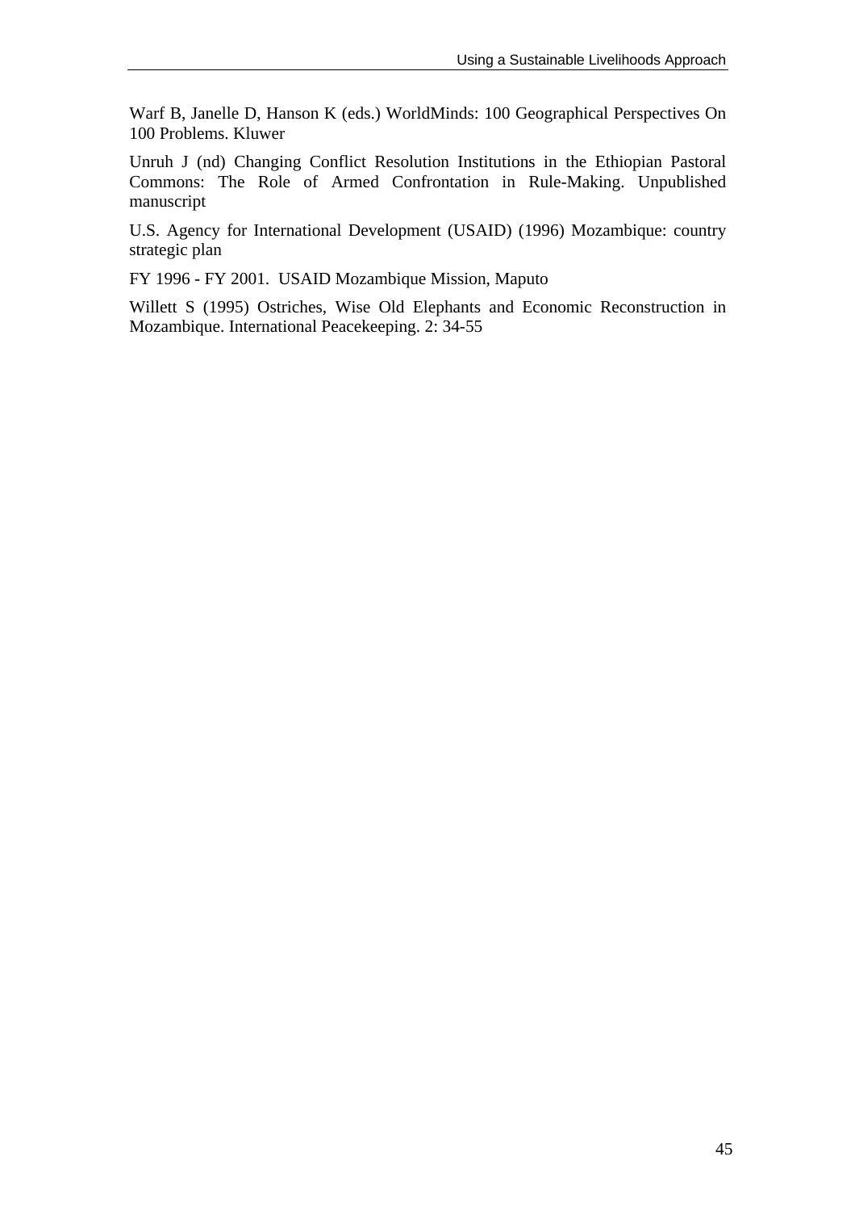Warf B, Janelle D, Hanson K (eds.) WorldMinds: 100 Geographical Perspectives On 100 Problems. Kluwer

Unruh J (nd) Changing Conflict Resolution Institutions in the Ethiopian Pastoral Commons: The Role of Armed Confrontation in Rule-Making. Unpublished manuscript

U.S. Agency for International Development (USAID) (1996) Mozambique: country strategic plan

FY 1996 - FY 2001. USAID Mozambique Mission, Maputo

Willett S (1995) Ostriches, Wise Old Elephants and Economic Reconstruction in Mozambique. International Peacekeeping. 2: 34-55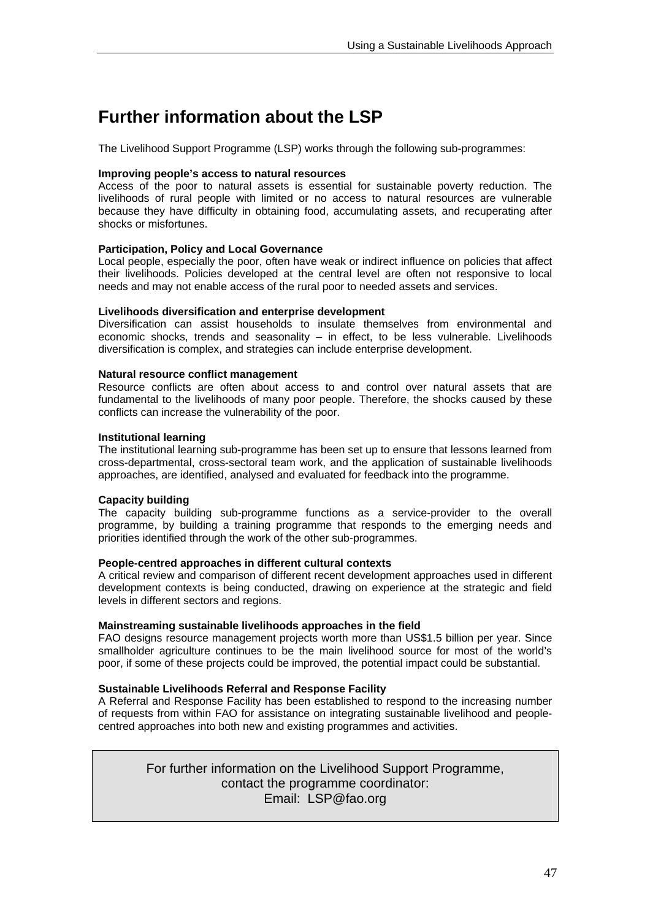# Further information about the LSP

The Livelihood Support Programme (LSP) works through the following sub-programmes:

**Improving people's access to natural resources**
Access of the poor to natural assets is essential for sustainable poverty reduction. The livelihoods of rural people with limited or no access to natural resources are vulnerable because they have difficulty in obtaining food, accumulating assets, and recuperating after shocks or misfortunes.

**Participation, Policy and Local Governance**
Local people, especially the poor, often have weak or indirect influence on policies that affect their livelihoods. Policies developed at the central level are often not responsive to local needs and may not enable access of the rural poor to needed assets and services.

**Livelihoods diversification and enterprise development**
Diversification can assist households to insulate themselves from environmental and economic shocks, trends and seasonality – in effect, to be less vulnerable. Livelihoods diversification is complex, and strategies can include enterprise development.

**Natural resource conflict management**
Resource conflicts are often about access to and control over natural assets that are fundamental to the livelihoods of many poor people. Therefore, the shocks caused by these conflicts can increase the vulnerability of the poor.

**Institutional learning**
The institutional learning sub-programme has been set up to ensure that lessons learned from cross-departmental, cross-sectoral team work, and the application of sustainable livelihoods approaches, are identified, analysed and evaluated for feedback into the programme.

**Capacity building**
The capacity building sub-programme functions as a service-provider to the overall programme, by building a training programme that responds to the emerging needs and priorities identified through the work of the other sub-programmes.

**People-centred approaches in different cultural contexts**
A critical review and comparison of different recent development approaches used in different development contexts is being conducted, drawing on experience at the strategic and field levels in different sectors and regions.

**Mainstreaming sustainable livelihoods approaches in the field**
FAO designs resource management projects worth more than US$1.5 billion per year. Since smallholder agriculture continues to be the main livelihood source for most of the world's poor, if some of these projects could be improved, the potential impact could be substantial.

**Sustainable Livelihoods Referral and Response Facility**
A Referral and Response Facility has been established to respond to the increasing number of requests from within FAO for assistance on integrating sustainable livelihood and people-centred approaches into both new and existing programmes and activities.

For further information on the Livelihood Support Programme,
contact the programme coordinator:
Email: LSP@fao.org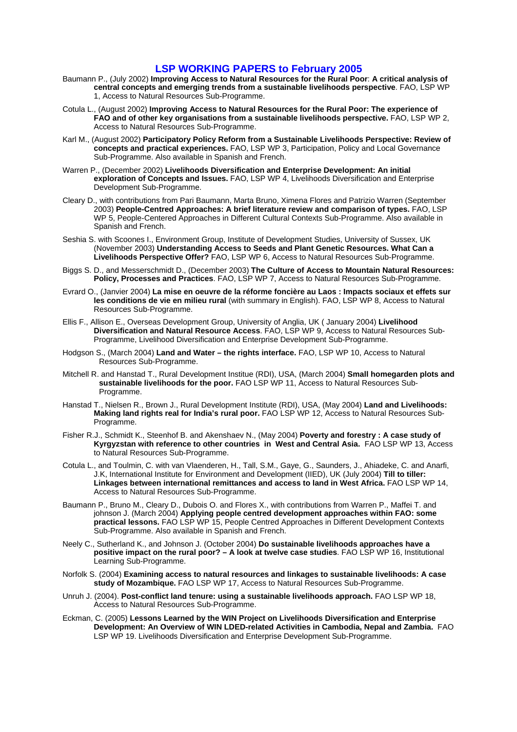## LSP WORKING PAPERS to February 2005

Baumann P., (July 2002) **Improving Access to Natural Resources for the Rural Poor**: **A critical analysis of central concepts and emerging trends from a sustainable livelihoods perspective**. FAO, LSP WP 1, Access to Natural Resources Sub-Programme.

Cotula L., (August 2002) **Improving Access to Natural Resources for the Rural Poor: The experience of FAO and of other key organisations from a sustainable livelihoods perspective.** FAO, LSP WP 2, Access to Natural Resources Sub-Programme.

Karl M., (August 2002) **Participatory Policy Reform from a Sustainable Livelihoods Perspective: Review of concepts and practical experiences.** FAO, LSP WP 3, Participation, Policy and Local Governance Sub-Programme. Also available in Spanish and French.

Warren P., (December 2002) **Livelihoods Diversification and Enterprise Development: An initial exploration of Concepts and Issues.** FAO, LSP WP 4, Livelihoods Diversification and Enterprise Development Sub-Programme.

Cleary D., with contributions from Pari Baumann, Marta Bruno, Ximena Flores and Patrizio Warren (September 2003) **People-Centred Approaches: A brief literature review and comparison of types.** FAO, LSP WP 5, People-Centered Approaches in Different Cultural Contexts Sub-Programme. Also available in Spanish and French.

Seshia S. with Scoones I., Environment Group, Institute of Development Studies, University of Sussex, UK (November 2003) **Understanding Access to Seeds and Plant Genetic Resources. What Can a Livelihoods Perspective Offer?** FAO, LSP WP 6, Access to Natural Resources Sub-Programme.

Biggs S. D., and Messerschmidt D., (December 2003) **The Culture of Access to Mountain Natural Resources: Policy, Processes and Practices**. FAO, LSP WP 7, Access to Natural Resources Sub-Programme.

Evrard O., (Janvier 2004) **La mise en oeuvre de la réforme foncière au Laos : Impacts sociaux et effets sur les conditions de vie en milieu rural** (with summary in English). FAO, LSP WP 8, Access to Natural Resources Sub-Programme.

Ellis F., Allison E., Overseas Development Group, University of Anglia, UK ( January 2004) **Livelihood Diversification and Natural Resource Access**. FAO, LSP WP 9, Access to Natural Resources Sub-Programme, Livelihood Diversification and Enterprise Development Sub-Programme.

Hodgson S., (March 2004) **Land and Water – the rights interface.** FAO, LSP WP 10, Access to Natural Resources Sub-Programme.

Mitchell R. and Hanstad T., Rural Development Institue (RDI), USA, (March 2004) **Small homegarden plots and sustainable livelihoods for the poor.** FAO LSP WP 11, Access to Natural Resources Sub-Programme.

Hanstad T., Nielsen R., Brown J., Rural Development Institute (RDI), USA, (May 2004) **Land and Livelihoods: Making land rights real for India's rural poor.** FAO LSP WP 12, Access to Natural Resources Sub-Programme.

Fisher R.J., Schmidt K., Steenhof B. and Akenshaev N., (May 2004) **Poverty and forestry : A case study of Kyrgyzstan with reference to other countries in West and Central Asia.** FAO LSP WP 13, Access to Natural Resources Sub-Programme.

Cotula L., and Toulmin, C. with van Vlaenderen, H., Tall, S.M., Gaye, G., Saunders, J., Ahiadeke, C. and Anarfi, J.K, International Institute for Environment and Development (IIED), UK (July 2004) **Till to tiller: Linkages between international remittances and access to land in West Africa.** FAO LSP WP 14, Access to Natural Resources Sub-Programme.

Baumann P., Bruno M., Cleary D., Dubois O. and Flores X., with contributions from Warren P., Maffei T. and johnson J. (March 2004) **Applying people centred development approaches within FAO: some practical lessons.** FAO LSP WP 15, People Centred Approaches in Different Development Contexts Sub-Programme. Also available in Spanish and French.

Neely C., Sutherland K., and Johnson J. (October 2004) **Do sustainable livelihoods approaches have a positive impact on the rural poor? – A look at twelve case studies**. FAO LSP WP 16, Institutional Learning Sub-Programme.

Norfolk S. (2004) **Examining access to natural resources and linkages to sustainable livelihoods: A case study of Mozambique.** FAO LSP WP 17, Access to Natural Resources Sub-Programme.

Unruh J. (2004). **Post-conflict land tenure: using a sustainable livelihoods approach.** FAO LSP WP 18, Access to Natural Resources Sub-Programme.

Eckman, C. (2005) **Lessons Learned by the WIN Project on Livelihoods Diversification and Enterprise Development: An Overview of WIN LDED-related Activities in Cambodia, Nepal and Zambia.** FAO LSP WP 19. Livelihoods Diversification and Enterprise Development Sub-Programme.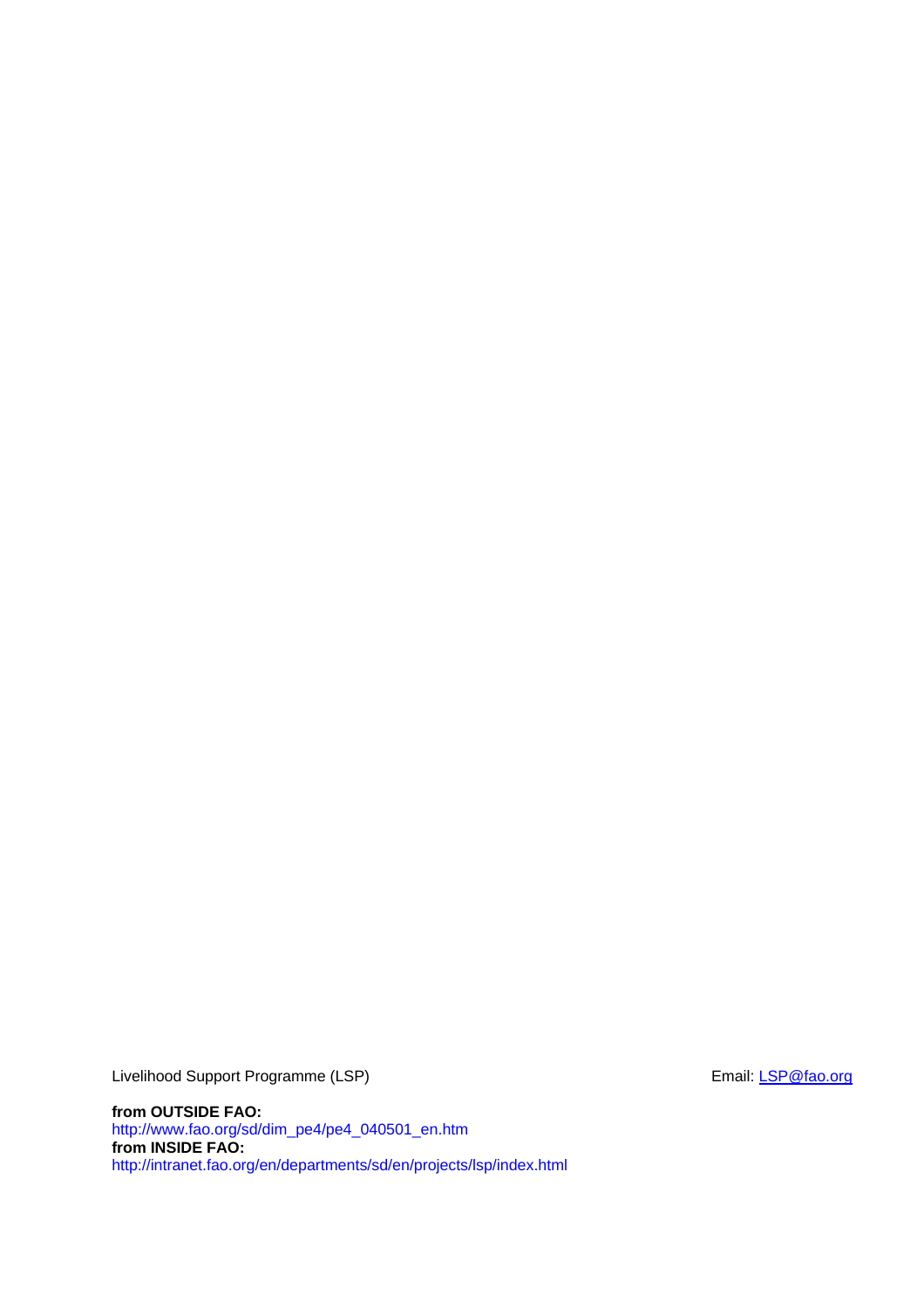Livelihood Support Programme (LSP)    Email: LSP@fao.org

**from OUTSIDE FAO:**
http://www.fao.org/sd/dim_pe4/pe4_040501_en.htm
**from INSIDE FAO:**
http://intranet.fao.org/en/departments/sd/en/projects/lsp/index.html